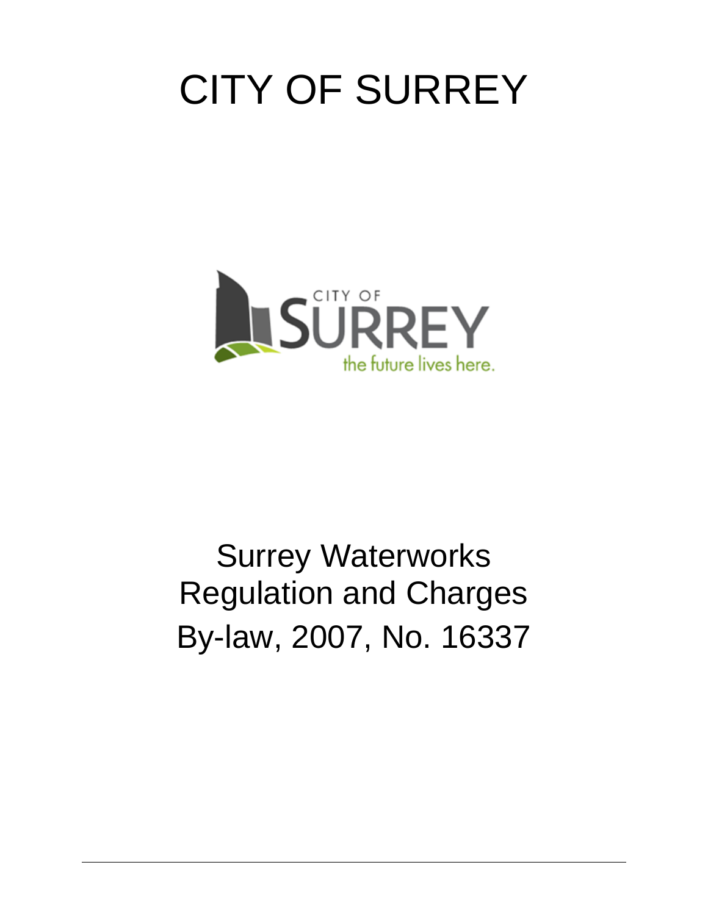# CITY OF SURREY

# Surrey Waterworks Regulation and Charges By-law, 2007, No. 16337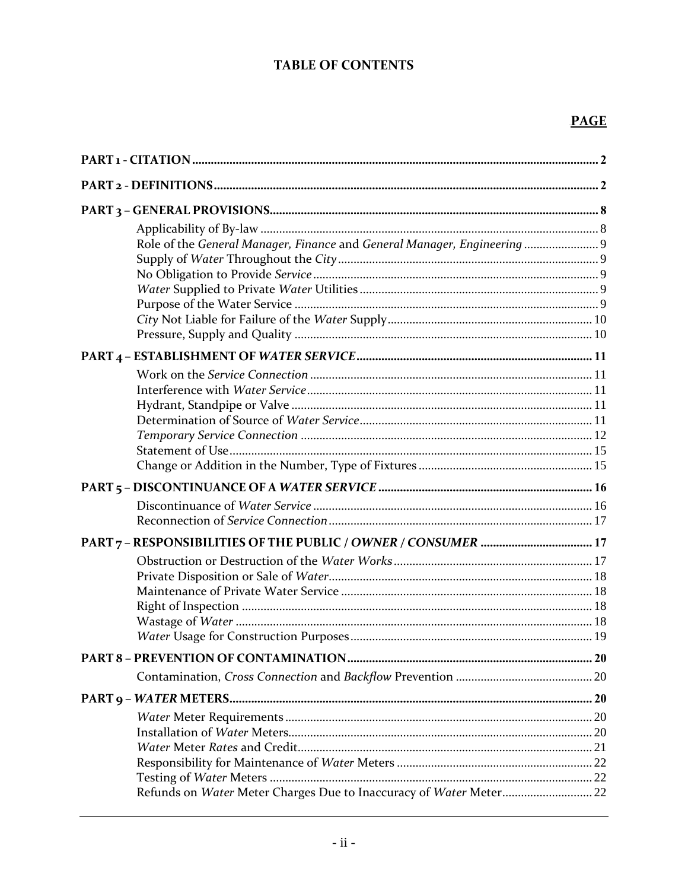# TABLE OF CONTENTS

| | **PAGE** |
|---|---|
| **PART 1 - CITATION** | **2** |
| **PART 2 - DEFINITIONS** | **2** |
| **PART 3 – GENERAL PROVISIONS** | **8** |
| Applicability of By-law | 8 |
| Role of the *General Manager, Finance* and *General Manager, Engineering* | 9 |
| Supply of *Water* Throughout the *City* | 9 |
| No Obligation to Provide *Service* | 9 |
| *Water* Supplied to Private *Water* Utilities | 9 |
| Purpose of the Water Service | 9 |
| *City* Not Liable for Failure of the *Water* Supply | 10 |
| Pressure, Supply and Quality | 10 |
| **PART 4 – ESTABLISHMENT OF *WATER SERVICE*** | **11** |
| Work on the *Service Connection* | 11 |
| Interference with *Water Service* | 11 |
| Hydrant, Standpipe or Valve | 11 |
| Determination of Source of *Water Service* | 11 |
| *Temporary Service Connection* | 12 |
| Statement of Use | 15 |
| Change or Addition in the Number, Type of Fixtures | 15 |
| **PART 5 – DISCONTINUANCE OF A *WATER SERVICE*** | **16** |
| Discontinuance of *Water Service* | 16 |
| Reconnection of *Service Connection* | 17 |
| **PART 7 – RESPONSIBILITIES OF THE PUBLIC / *OWNER* / *CONSUMER*** | **17** |
| Obstruction or Destruction of the *Water Works* | 17 |
| Private Disposition or Sale of *Water* | 18 |
| Maintenance of Private Water Service | 18 |
| Right of Inspection | 18 |
| Wastage of *Water* | 18 |
| *Water* Usage for Construction Purposes | 19 |
| **PART 8 – PREVENTION OF CONTAMINATION** | **20** |
| Contamination, *Cross Connection* and *Backflow* Prevention | 20 |
| **PART 9 – *WATER* METERS** | **20** |
| *Water* Meter Requirements | 20 |
| Installation of *Water* Meters | 20 |
| *Water* Meter *Rates* and Credit | 21 |
| Responsibility for Maintenance of *Water* Meters | 22 |
| Testing of *Water* Meters | 22 |
| Refunds on *Water* Meter Charges Due to Inaccuracy of *Water* Meter | 22 |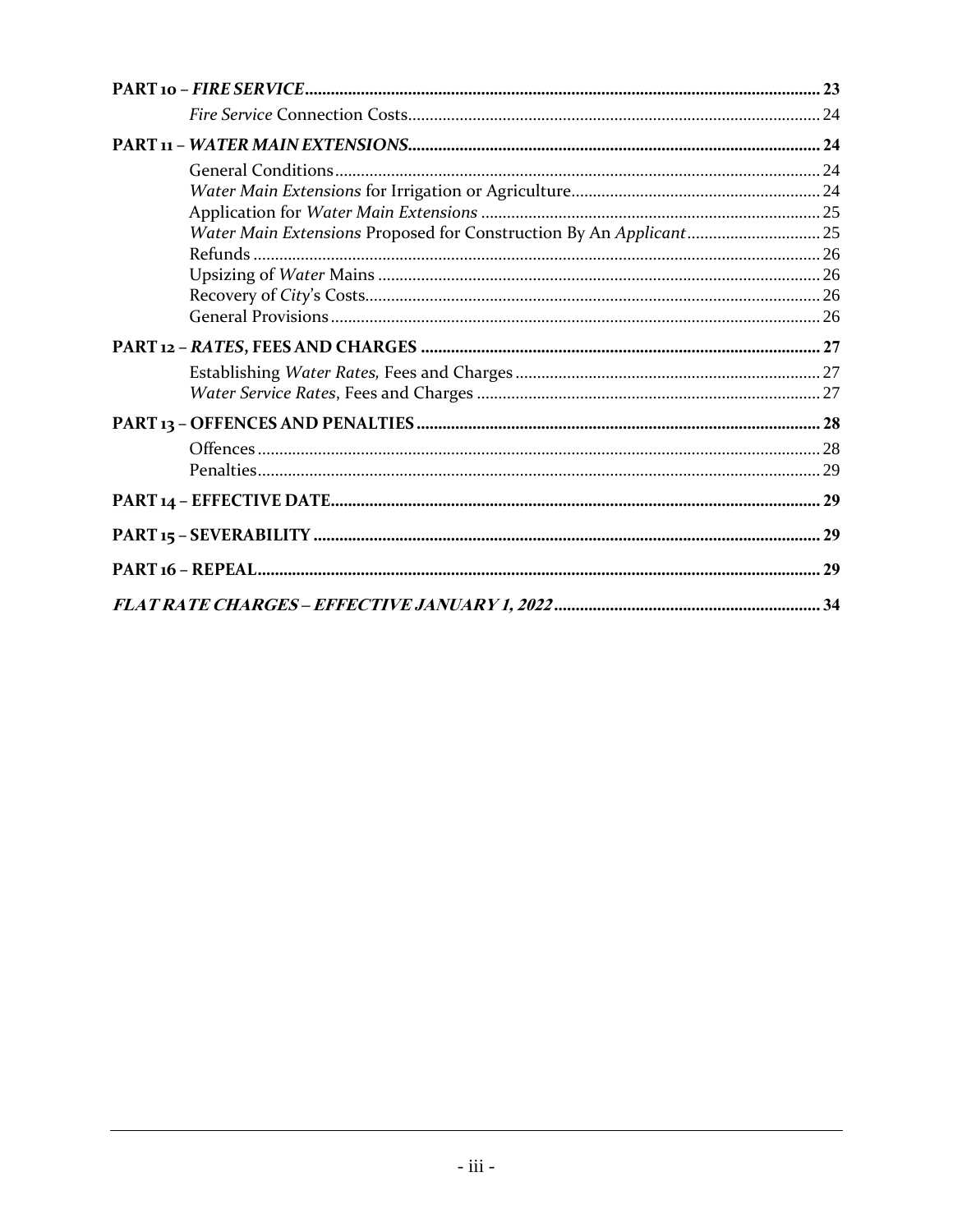**PART 10 – *FIRE SERVICE*** ........ **23**

*Fire Service* Connection Costs ........ 24

**PART 11 – *WATER MAIN EXTENSIONS*** ........ **24**

General Conditions ........ 24
*Water Main Extensions* for Irrigation or Agriculture ........ 24
Application for *Water Main Extensions* ........ 25
*Water Main Extensions* Proposed for Construction By An *Applicant* ........ 25
Refunds ........ 26
Upsizing of *Water* Mains ........ 26
Recovery of *City*'s Costs ........ 26
General Provisions ........ 26

**PART 12 – *RATES*, FEES AND CHARGES** ........ **27**

Establishing *Water Rates,* Fees and Charges ........ 27
*Water Service Rates*, Fees and Charges ........ 27

**PART 13 – OFFENCES AND PENALTIES** ........ **28**

Offences ........ 28
Penalties ........ 29

**PART 14 – EFFECTIVE DATE** ........ **29**

**PART 15 – SEVERABILITY** ........ **29**

**PART 16 – REPEAL** ........ **29**

***FLAT RATE CHARGES – EFFECTIVE JANUARY 1, 2022*** ........ **34**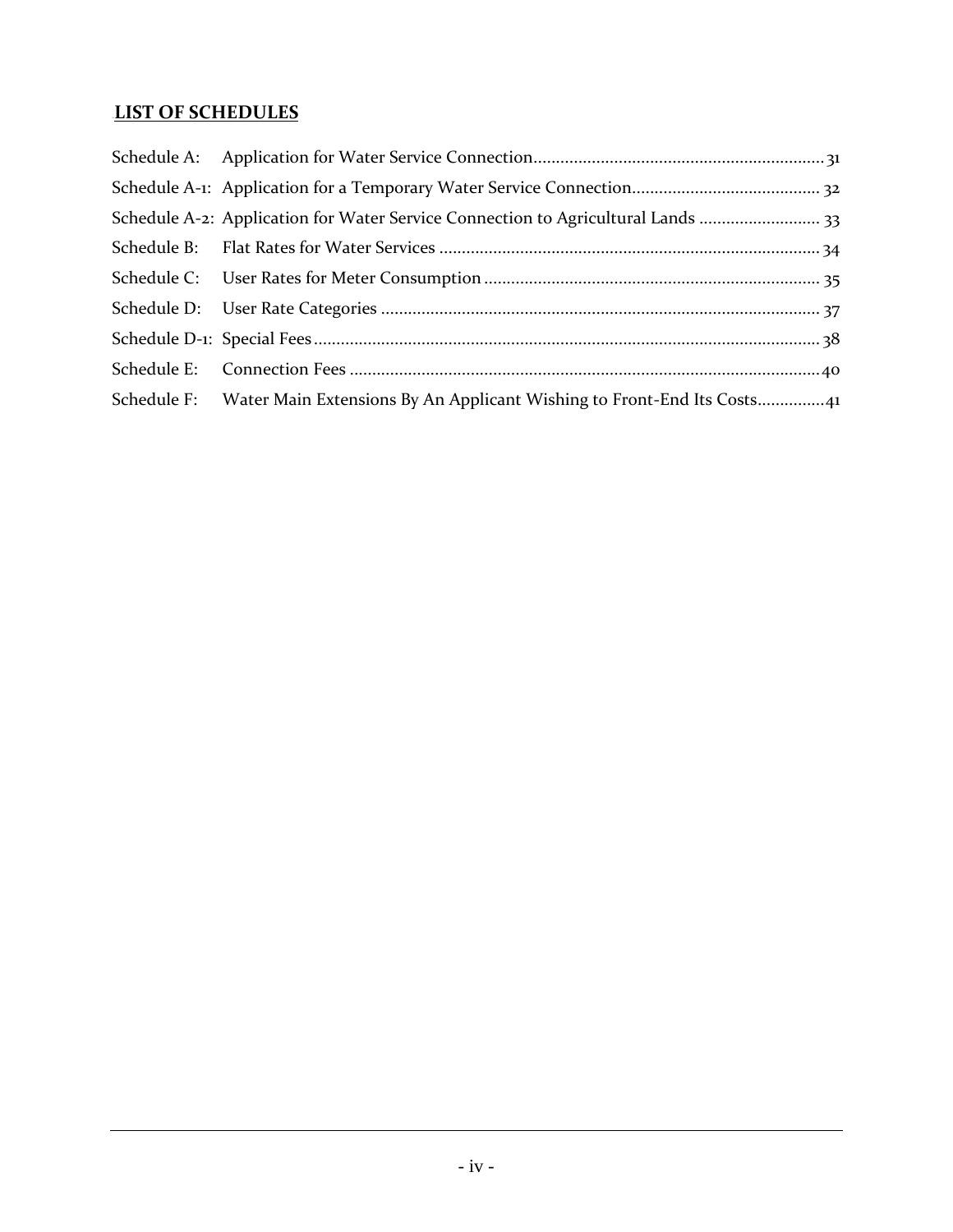## LIST OF SCHEDULES

| | | |
|---|---|---|
| Schedule A: | Application for Water Service Connection | 31 |
| Schedule A-1: | Application for a Temporary Water Service Connection | 32 |
| Schedule A-2: | Application for Water Service Connection to Agricultural Lands | 33 |
| Schedule B: | Flat Rates for Water Services | 34 |
| Schedule C: | User Rates for Meter Consumption | 35 |
| Schedule D: | User Rate Categories | 37 |
| Schedule D-1: | Special Fees | 38 |
| Schedule E: | Connection Fees | 40 |
| Schedule F: | Water Main Extensions By An Applicant Wishing to Front-End Its Costs | 41 |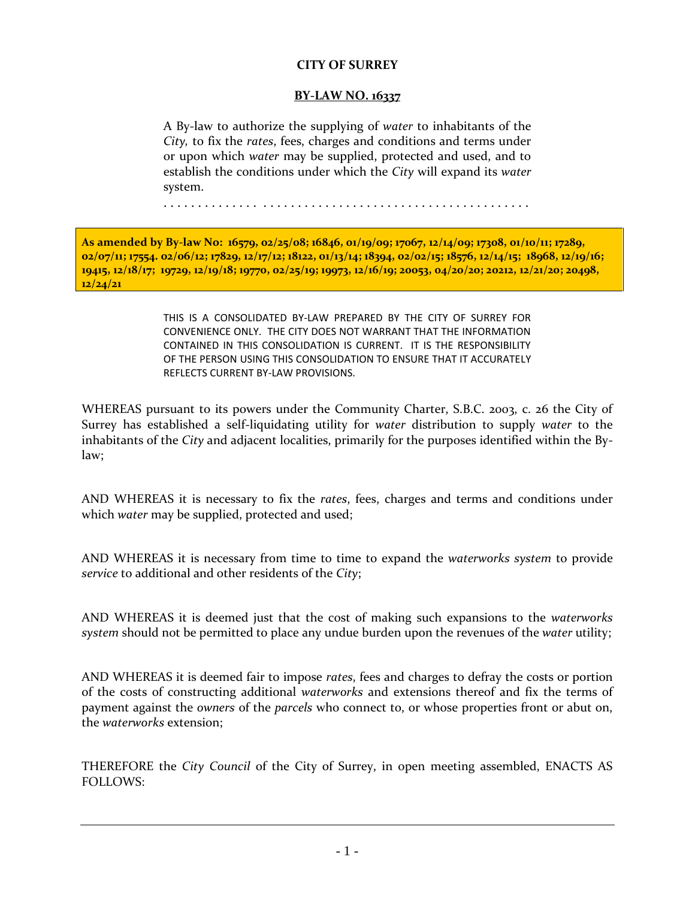**CITY OF SURREY**

**BY-LAW NO. 16337**

A By-law to authorize the supplying of *water* to inhabitants of the *City,* to fix the *rates*, fees, charges and conditions and terms under or upon which *water* may be supplied, protected and used, and to establish the conditions under which the *City* will expand its *water* system.

. . . . . . . . . . . . . . . . . . . . . . . . . . . . . . . . . . . . . . . . . . . . . . . . . . . .

**As amended by By-law No: 16579, 02/25/08; 16846, 01/19/09; 17067, 12/14/09; 17308, 01/10/11; 17289, 02/07/11; 17554. 02/06/12; 17829, 12/17/12; 18122, 01/13/14; 18394, 02/02/15; 18576, 12/14/15; 18968, 12/19/16; 19415, 12/18/17; 19729, 12/19/18; 19770, 02/25/19; 19973, 12/16/19; 20053, 04/20/20; 20212, 12/21/20; 20498, 12/24/21**

THIS IS A CONSOLIDATED BY-LAW PREPARED BY THE CITY OF SURREY FOR CONVENIENCE ONLY. THE CITY DOES NOT WARRANT THAT THE INFORMATION CONTAINED IN THIS CONSOLIDATION IS CURRENT. IT IS THE RESPONSIBILITY OF THE PERSON USING THIS CONSOLIDATION TO ENSURE THAT IT ACCURATELY REFLECTS CURRENT BY-LAW PROVISIONS.

WHEREAS pursuant to its powers under the Community Charter, S.B.C. 2003, c. 26 the City of Surrey has established a self-liquidating utility for *water* distribution to supply *water* to the inhabitants of the *City* and adjacent localities, primarily for the purposes identified within the By-law;

AND WHEREAS it is necessary to fix the *rates*, fees, charges and terms and conditions under which *water* may be supplied, protected and used;

AND WHEREAS it is necessary from time to time to expand the *waterworks system* to provide *service* to additional and other residents of the *City*;

AND WHEREAS it is deemed just that the cost of making such expansions to the *waterworks system* should not be permitted to place any undue burden upon the revenues of the *water* utility;

AND WHEREAS it is deemed fair to impose *rates*, fees and charges to defray the costs or portion of the costs of constructing additional *waterworks* and extensions thereof and fix the terms of payment against the *owners* of the *parcels* who connect to, or whose properties front or abut on, the *waterworks* extension;

THEREFORE the *City Council* of the City of Surrey, in open meeting assembled, ENACTS AS FOLLOWS: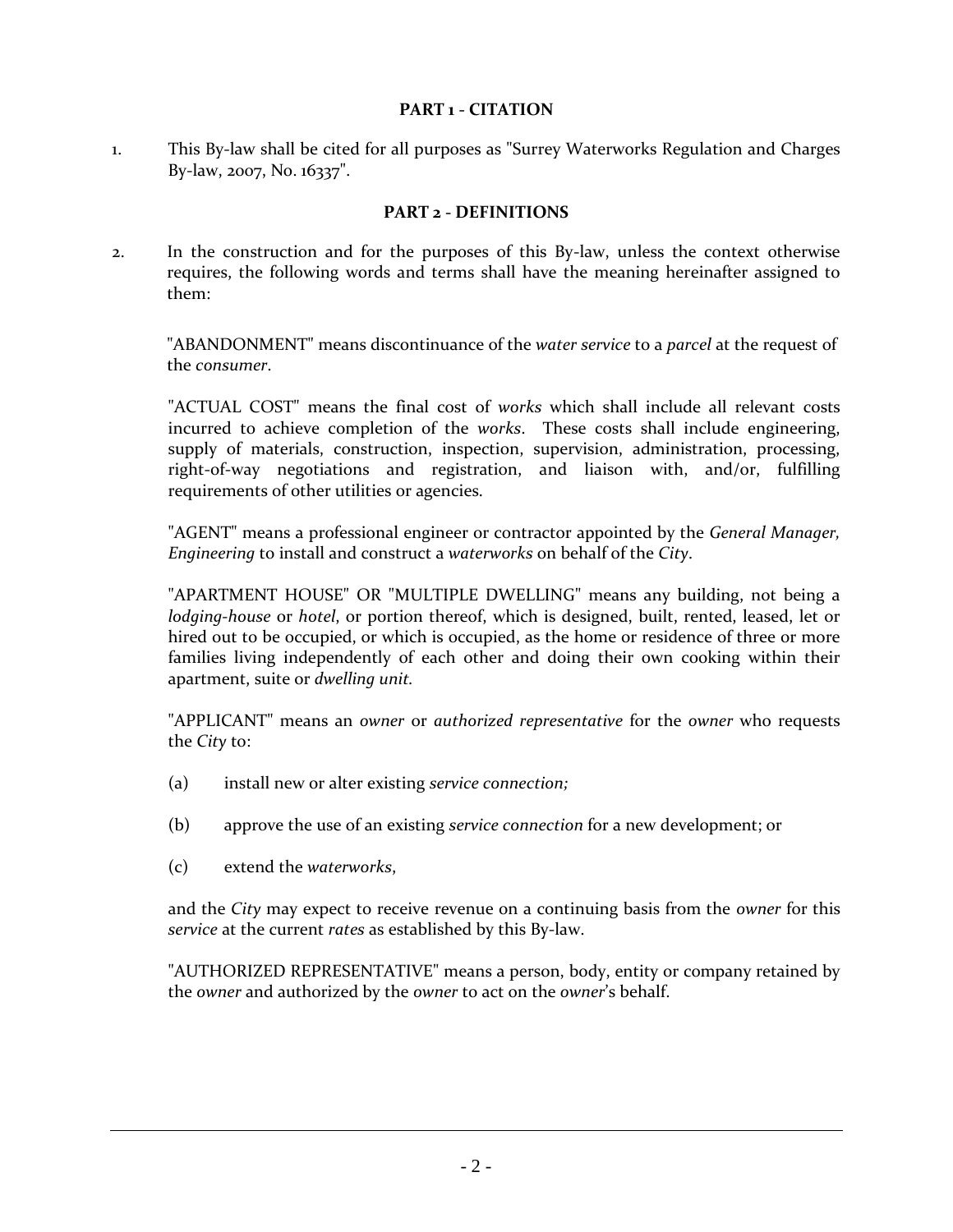## PART 1 - CITATION

1. This By-law shall be cited for all purposes as "Surrey Waterworks Regulation and Charges By-law, 2007, No. 16337".

## PART 2 - DEFINITIONS

2. In the construction and for the purposes of this By-law, unless the context otherwise requires, the following words and terms shall have the meaning hereinafter assigned to them:

"ABANDONMENT" means discontinuance of the *water service* to a *parcel* at the request of the *consumer*.

"ACTUAL COST" means the final cost of *works* which shall include all relevant costs incurred to achieve completion of the *works*. These costs shall include engineering, supply of materials, construction, inspection, supervision, administration, processing, right-of-way negotiations and registration, and liaison with, and/or, fulfilling requirements of other utilities or agencies.

"AGENT" means a professional engineer or contractor appointed by the *General Manager, Engineering* to install and construct a *waterworks* on behalf of the *City*.

"APARTMENT HOUSE" OR "MULTIPLE DWELLING" means any building, not being a *lodging-house* or *hotel*, or portion thereof, which is designed, built, rented, leased, let or hired out to be occupied, or which is occupied, as the home or residence of three or more families living independently of each other and doing their own cooking within their apartment, suite or *dwelling unit*.

"APPLICANT" means an *owner* or *authorized representative* for the *owner* who requests the *City* to:

(a) install new or alter existing *service connection;*

(b) approve the use of an existing *service connection* for a new development; or

(c) extend the *waterworks*,

and the *City* may expect to receive revenue on a continuing basis from the *owner* for this *service* at the current *rates* as established by this By-law.

"AUTHORIZED REPRESENTATIVE" means a person, body, entity or company retained by the *owner* and authorized by the *owner* to act on the *owner*'s behalf.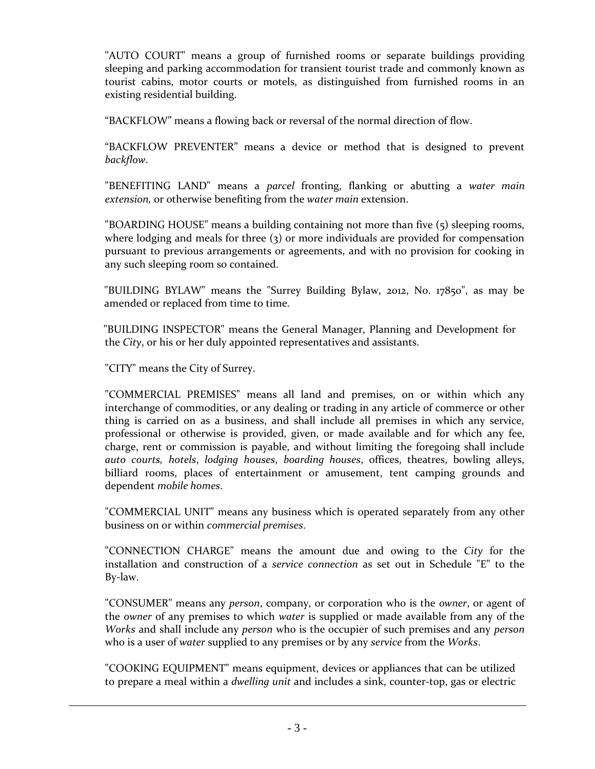"AUTO COURT" means a group of furnished rooms or separate buildings providing sleeping and parking accommodation for transient tourist trade and commonly known as tourist cabins, motor courts or motels, as distinguished from furnished rooms in an existing residential building.

"BACKFLOW" means a flowing back or reversal of the normal direction of flow.

"BACKFLOW PREVENTER" means a device or method that is designed to prevent *backflow*.

"BENEFITING LAND" means a *parcel* fronting, flanking or abutting a *water main extension,* or otherwise benefiting from the *water main* extension.

"BOARDING HOUSE" means a building containing not more than five (5) sleeping rooms, where lodging and meals for three (3) or more individuals are provided for compensation pursuant to previous arrangements or agreements, and with no provision for cooking in any such sleeping room so contained.

"BUILDING BYLAW" means the "Surrey Building Bylaw, 2012, No. 17850", as may be amended or replaced from time to time.

"BUILDING INSPECTOR" means the General Manager, Planning and Development for the *City*, or his or her duly appointed representatives and assistants.

"CITY" means the City of Surrey.

"COMMERCIAL PREMISES" means all land and premises, on or within which any interchange of commodities, or any dealing or trading in any article of commerce or other thing is carried on as a business, and shall include all premises in which any service, professional or otherwise is provided, given, or made available and for which any fee, charge, rent or commission is payable, and without limiting the foregoing shall include *auto courts, hotels*, *lodging houses*, *boarding houses*, offices, theatres, bowling alleys, billiard rooms, places of entertainment or amusement, tent camping grounds and dependent *mobile homes*.

"COMMERCIAL UNIT" means any business which is operated separately from any other business on or within *commercial premises*.

"CONNECTION CHARGE" means the amount due and owing to the *City* for the installation and construction of a *service connection* as set out in Schedule "E" to the By-law.

"CONSUMER" means any *person*, company, or corporation who is the *owner*, or agent of the *owner* of any premises to which *water* is supplied or made available from any of the *Works* and shall include any *person* who is the occupier of such premises and any *person* who is a user of *water* supplied to any premises or by any *service* from the *Works*.

"COOKING EQUIPMENT" means equipment, devices or appliances that can be utilized to prepare a meal within a *dwelling unit* and includes a sink, counter-top, gas or electric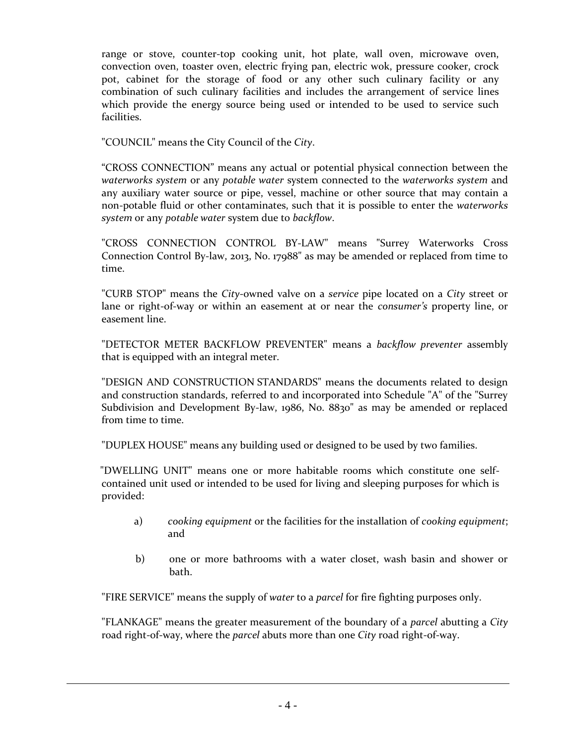range or stove, counter-top cooking unit, hot plate, wall oven, microwave oven, convection oven, toaster oven, electric frying pan, electric wok, pressure cooker, crock pot, cabinet for the storage of food or any other such culinary facility or any combination of such culinary facilities and includes the arrangement of service lines which provide the energy source being used or intended to be used to service such facilities.

"COUNCIL" means the City Council of the *City*.

“CROSS CONNECTION” means any actual or potential physical connection between the *waterworks system* or any *potable water* system connected to the *waterworks system* and any auxiliary water source or pipe, vessel, machine or other source that may contain a non-potable fluid or other contaminates, such that it is possible to enter the *waterworks system* or any *potable water* system due to *backflow*.

"CROSS CONNECTION CONTROL BY-LAW" means "Surrey Waterworks Cross Connection Control By-law, 2013, No. 17988" as may be amended or replaced from time to time.

"CURB STOP" means the *City*-owned valve on a *service* pipe located on a *City* street or lane or right-of-way or within an easement at or near the *consumer’s* property line, or easement line.

"DETECTOR METER BACKFLOW PREVENTER" means a *backflow preventer* assembly that is equipped with an integral meter.

"DESIGN AND CONSTRUCTION STANDARDS" means the documents related to design and construction standards, referred to and incorporated into Schedule "A" of the "Surrey Subdivision and Development By-law, 1986, No. 8830" as may be amended or replaced from time to time.

"DUPLEX HOUSE" means any building used or designed to be used by two families.

"DWELLING UNIT" means one or more habitable rooms which constitute one self-contained unit used or intended to be used for living and sleeping purposes for which is provided:

a) *cooking equipment* or the facilities for the installation of *cooking equipment*; and

b) one or more bathrooms with a water closet, wash basin and shower or bath.

"FIRE SERVICE" means the supply of *water* to a *parcel* for fire fighting purposes only.

"FLANKAGE" means the greater measurement of the boundary of a *parcel* abutting a *City* road right-of-way, where the *parcel* abuts more than one *City* road right-of-way.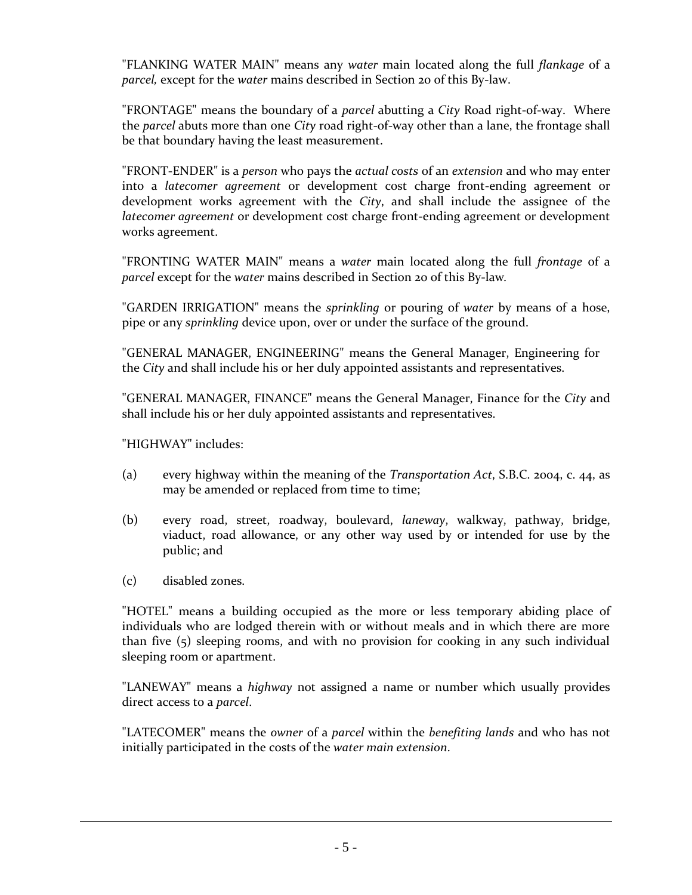"FLANKING WATER MAIN" means any *water* main located along the full *flankage* of a *parcel,* except for the *water* mains described in Section 20 of this By-law.

"FRONTAGE" means the boundary of a *parcel* abutting a *City* Road right-of-way. Where the *parcel* abuts more than one *City* road right-of-way other than a lane, the frontage shall be that boundary having the least measurement.

"FRONT-ENDER" is a *person* who pays the *actual costs* of an *extension* and who may enter into a *latecomer agreement* or development cost charge front-ending agreement or development works agreement with the *City*, and shall include the assignee of the *latecomer agreement* or development cost charge front-ending agreement or development works agreement.

"FRONTING WATER MAIN" means a *water* main located along the full *frontage* of a *parcel* except for the *water* mains described in Section 20 of this By-law.

"GARDEN IRRIGATION" means the *sprinkling* or pouring of *water* by means of a hose, pipe or any *sprinkling* device upon, over or under the surface of the ground.

"GENERAL MANAGER, ENGINEERING" means the General Manager, Engineering for the *City* and shall include his or her duly appointed assistants and representatives.

"GENERAL MANAGER, FINANCE" means the General Manager, Finance for the *City* and shall include his or her duly appointed assistants and representatives.

"HIGHWAY" includes:

(a) every highway within the meaning of the *Transportation Act*, S.B.C. 2004, c. 44, as may be amended or replaced from time to time;

(b) every road, street, roadway, boulevard, *laneway*, walkway, pathway, bridge, viaduct, road allowance, or any other way used by or intended for use by the public; and

(c) disabled zones.

"HOTEL" means a building occupied as the more or less temporary abiding place of individuals who are lodged therein with or without meals and in which there are more than five (5) sleeping rooms, and with no provision for cooking in any such individual sleeping room or apartment.

"LANEWAY" means a *highway* not assigned a name or number which usually provides direct access to a *parcel*.

"LATECOMER" means the *owner* of a *parcel* within the *benefiting lands* and who has not initially participated in the costs of the *water main extension*.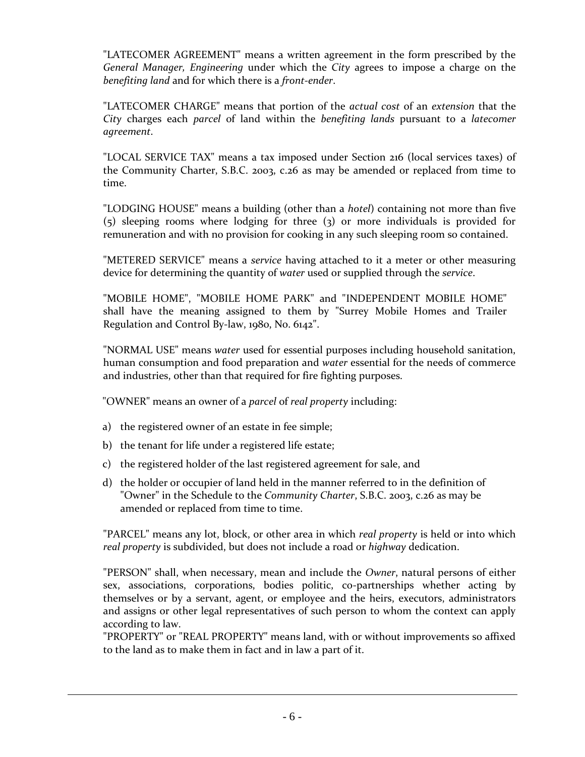"LATECOMER AGREEMENT" means a written agreement in the form prescribed by the *General Manager, Engineering* under which the *City* agrees to impose a charge on the *benefiting land* and for which there is a *front-ender*.

"LATECOMER CHARGE" means that portion of the *actual cost* of an *extension* that the *City* charges each *parcel* of land within the *benefiting lands* pursuant to a *latecomer agreement*.

"LOCAL SERVICE TAX" means a tax imposed under Section 216 (local services taxes) of the Community Charter, S.B.C. 2003, c.26 as may be amended or replaced from time to time.

"LODGING HOUSE" means a building (other than a *hotel*) containing not more than five (5) sleeping rooms where lodging for three (3) or more individuals is provided for remuneration and with no provision for cooking in any such sleeping room so contained.

"METERED SERVICE" means a *service* having attached to it a meter or other measuring device for determining the quantity of *water* used or supplied through the *service*.

"MOBILE HOME", "MOBILE HOME PARK" and "INDEPENDENT MOBILE HOME" shall have the meaning assigned to them by "Surrey Mobile Homes and Trailer Regulation and Control By-law, 1980, No. 6142".

"NORMAL USE" means *water* used for essential purposes including household sanitation, human consumption and food preparation and *water* essential for the needs of commerce and industries, other than that required for fire fighting purposes.

"OWNER" means an owner of a *parcel* of *real property* including:

a) the registered owner of an estate in fee simple;
b) the tenant for life under a registered life estate;
c) the registered holder of the last registered agreement for sale, and
d) the holder or occupier of land held in the manner referred to in the definition of "Owner" in the Schedule to the *Community Charter*, S.B.C. 2003, c.26 as may be amended or replaced from time to time.

"PARCEL" means any lot, block, or other area in which *real property* is held or into which *real property* is subdivided, but does not include a road or *highway* dedication.

"PERSON" shall, when necessary, mean and include the *Owner*, natural persons of either sex, associations, corporations, bodies politic, co-partnerships whether acting by themselves or by a servant, agent, or employee and the heirs, executors, administrators and assigns or other legal representatives of such person to whom the context can apply according to law.

"PROPERTY" or "REAL PROPERTY" means land, with or without improvements so affixed to the land as to make them in fact and in law a part of it.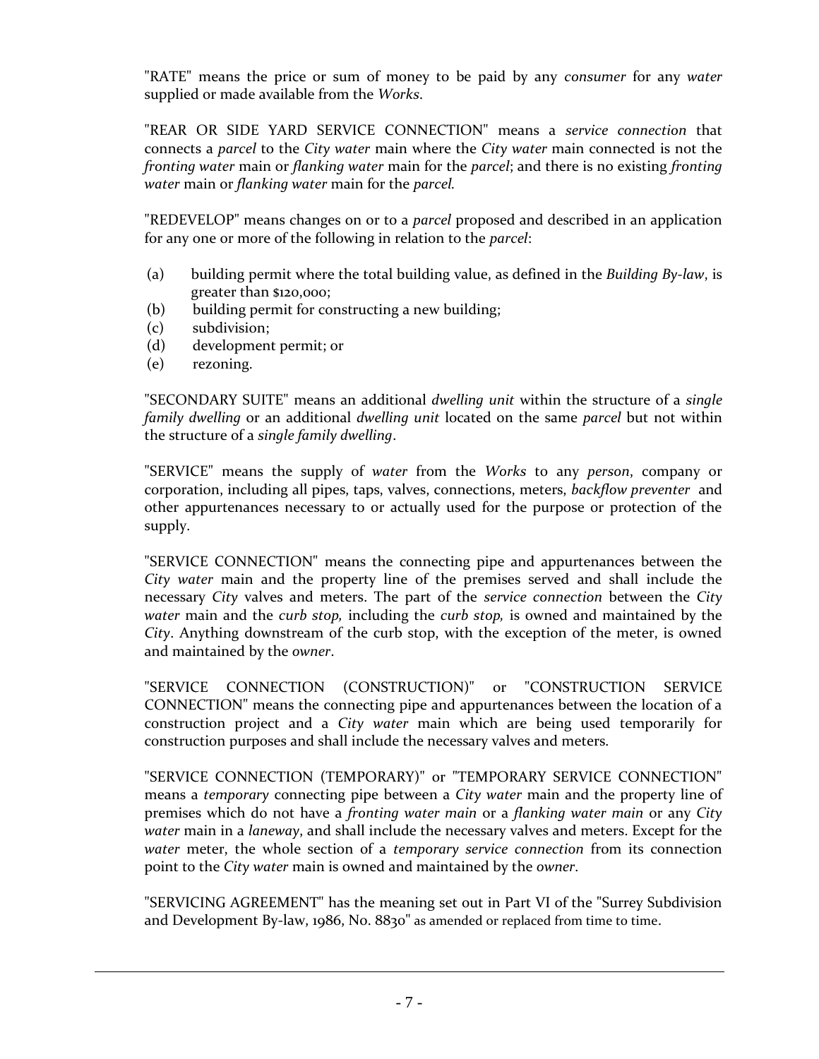"RATE" means the price or sum of money to be paid by any *consumer* for any *water* supplied or made available from the *Works*.

"REAR OR SIDE YARD SERVICE CONNECTION" means a *service connection* that connects a *parcel* to the *City water* main where the *City water* main connected is not the *fronting water* main or *flanking water* main for the *parcel*; and there is no existing *fronting water* main or *flanking water* main for the *parcel.*

"REDEVELOP" means changes on or to a *parcel* proposed and described in an application for any one or more of the following in relation to the *parcel*:

(a) building permit where the total building value, as defined in the *Building By-law*, is greater than $120,000;
(b) building permit for constructing a new building;
(c) subdivision;
(d) development permit; or
(e) rezoning.

"SECONDARY SUITE" means an additional *dwelling unit* within the structure of a *single family dwelling* or an additional *dwelling unit* located on the same *parcel* but not within the structure of a *single family dwelling*.

"SERVICE" means the supply of *water* from the *Works* to any *person*, company or corporation, including all pipes, taps, valves, connections, meters, *backflow preventer* and other appurtenances necessary to or actually used for the purpose or protection of the supply.

"SERVICE CONNECTION" means the connecting pipe and appurtenances between the *City water* main and the property line of the premises served and shall include the necessary *City* valves and meters. The part of the *service connection* between the *City water* main and the *curb stop,* including the *curb stop,* is owned and maintained by the *City*. Anything downstream of the curb stop, with the exception of the meter, is owned and maintained by the *owner*.

"SERVICE CONNECTION (CONSTRUCTION)" or "CONSTRUCTION SERVICE CONNECTION" means the connecting pipe and appurtenances between the location of a construction project and a *City water* main which are being used temporarily for construction purposes and shall include the necessary valves and meters.

"SERVICE CONNECTION (TEMPORARY)" or "TEMPORARY SERVICE CONNECTION" means a *temporary* connecting pipe between a *City water* main and the property line of premises which do not have a *fronting water main* or a *flanking water main* or any *City water* main in a *laneway*, and shall include the necessary valves and meters. Except for the *water* meter, the whole section of a *temporary service connection* from its connection point to the *City water* main is owned and maintained by the *owner*.

"SERVICING AGREEMENT" has the meaning set out in Part VI of the "Surrey Subdivision and Development By-law, 1986, No. 8830" as amended or replaced from time to time.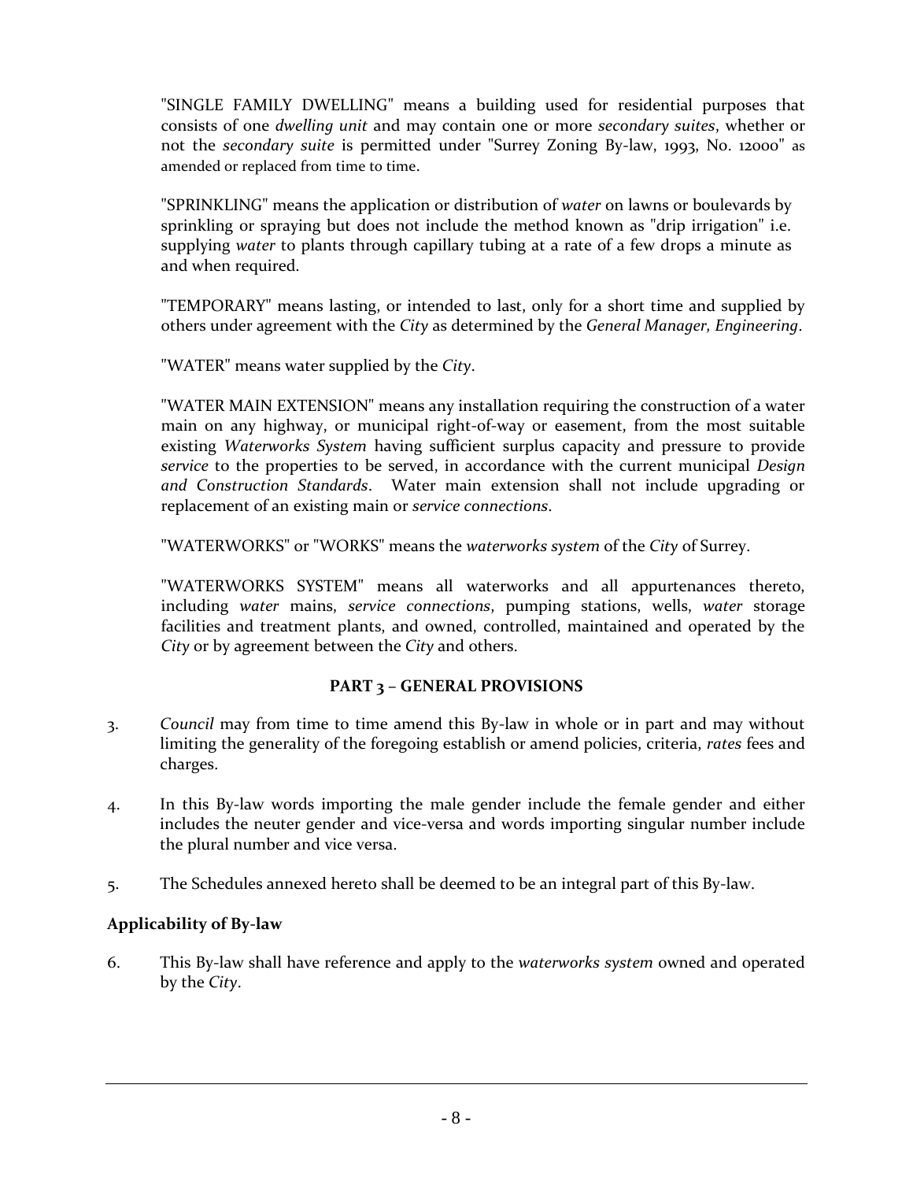"SINGLE FAMILY DWELLING" means a building used for residential purposes that consists of one *dwelling unit* and may contain one or more *secondary suites*, whether or not the *secondary suite* is permitted under "Surrey Zoning By-law, 1993, No. 12000" as amended or replaced from time to time.

"SPRINKLING" means the application or distribution of *water* on lawns or boulevards by sprinkling or spraying but does not include the method known as "drip irrigation" i.e. supplying *water* to plants through capillary tubing at a rate of a few drops a minute as and when required.

"TEMPORARY" means lasting, or intended to last, only for a short time and supplied by others under agreement with the *City* as determined by the *General Manager, Engineering*.

"WATER" means water supplied by the *City*.

"WATER MAIN EXTENSION" means any installation requiring the construction of a water main on any highway, or municipal right-of-way or easement, from the most suitable existing *Waterworks System* having sufficient surplus capacity and pressure to provide *service* to the properties to be served, in accordance with the current municipal *Design and Construction Standards*. Water main extension shall not include upgrading or replacement of an existing main or *service connections*.

"WATERWORKS" or "WORKS" means the *waterworks system* of the *City* of Surrey.

"WATERWORKS SYSTEM" means all waterworks and all appurtenances thereto, including *water* mains, *service connections*, pumping stations, wells, *water* storage facilities and treatment plants, and owned, controlled, maintained and operated by the *City* or by agreement between the *City* and others.

## PART 3 – GENERAL PROVISIONS

3. *Council* may from time to time amend this By-law in whole or in part and may without limiting the generality of the foregoing establish or amend policies, criteria, *rates* fees and charges.

4. In this By-law words importing the male gender include the female gender and either includes the neuter gender and vice-versa and words importing singular number include the plural number and vice versa.

5. The Schedules annexed hereto shall be deemed to be an integral part of this By-law.

### Applicability of By-law

6. This By-law shall have reference and apply to the *waterworks system* owned and operated by the *City*.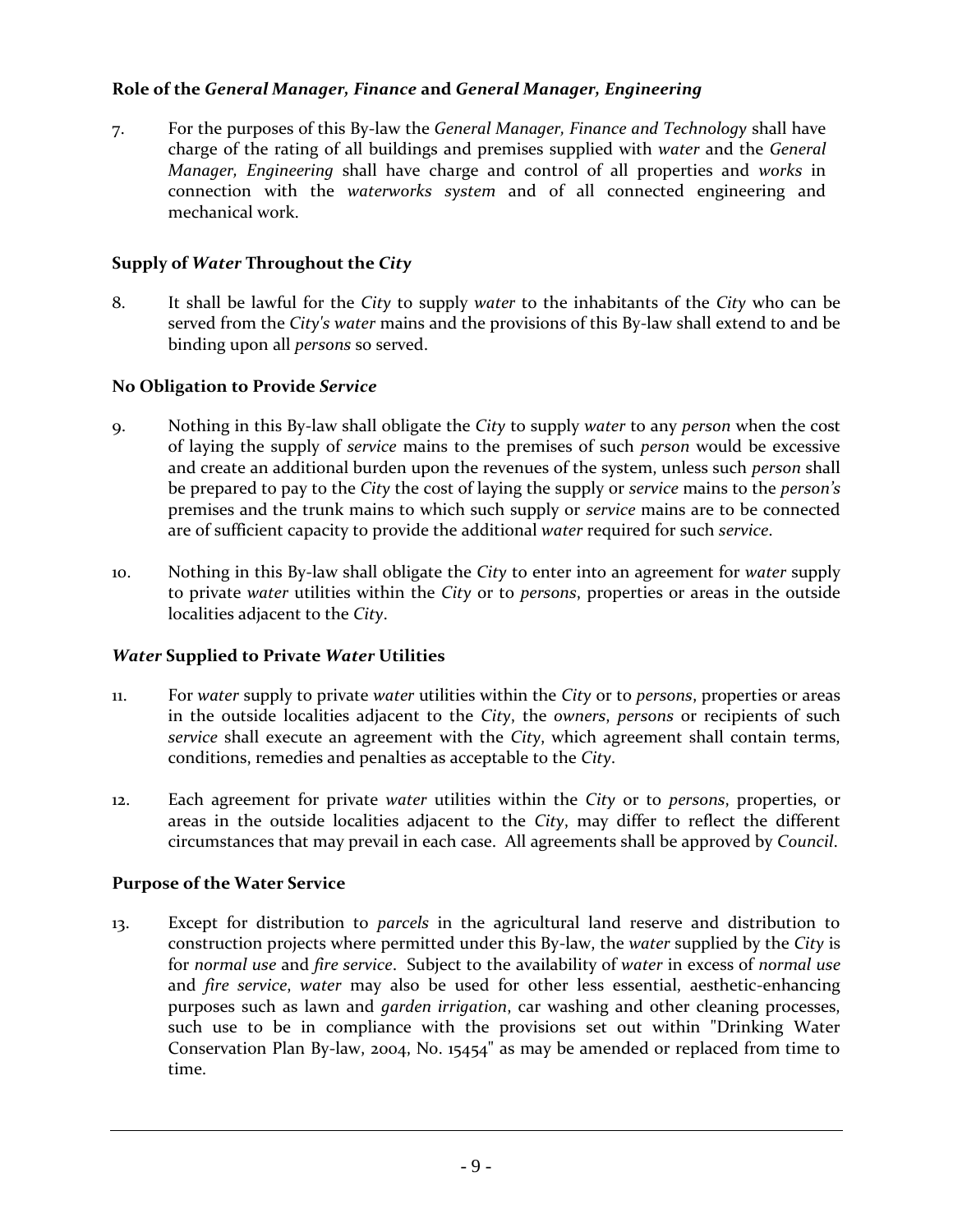### Role of the *General Manager, Finance* and *General Manager, Engineering*

7. For the purposes of this By-law the *General Manager, Finance and Technology* shall have charge of the rating of all buildings and premises supplied with *water* and the *General Manager, Engineering* shall have charge and control of all properties and *works* in connection with the *waterworks system* and of all connected engineering and mechanical work.

### Supply of *Water* Throughout the *City*

8. It shall be lawful for the *City* to supply *water* to the inhabitants of the *City* who can be served from the *City's water* mains and the provisions of this By-law shall extend to and be binding upon all *persons* so served.

### No Obligation to Provide *Service*

9. Nothing in this By-law shall obligate the *City* to supply *water* to any *person* when the cost of laying the supply of *service* mains to the premises of such *person* would be excessive and create an additional burden upon the revenues of the system, unless such *person* shall be prepared to pay to the *City* the cost of laying the supply or *service* mains to the *person's* premises and the trunk mains to which such supply or *service* mains are to be connected are of sufficient capacity to provide the additional *water* required for such *service*.

10. Nothing in this By-law shall obligate the *City* to enter into an agreement for *water* supply to private *water* utilities within the *City* or to *persons*, properties or areas in the outside localities adjacent to the *City*.

### *Water* Supplied to Private *Water* Utilities

11. For *water* supply to private *water* utilities within the *City* or to *persons*, properties or areas in the outside localities adjacent to the *City*, the *owners, persons* or recipients of such *service* shall execute an agreement with the *City*, which agreement shall contain terms, conditions, remedies and penalties as acceptable to the *City*.

12. Each agreement for private *water* utilities within the *City* or to *persons*, properties, or areas in the outside localities adjacent to the *City*, may differ to reflect the different circumstances that may prevail in each case. All agreements shall be approved by *Council*.

### Purpose of the Water Service

13. Except for distribution to *parcels* in the agricultural land reserve and distribution to construction projects where permitted under this By-law, the *water* supplied by the *City* is for *normal use* and *fire service*. Subject to the availability of *water* in excess of *normal use* and *fire service*, *water* may also be used for other less essential, aesthetic-enhancing purposes such as lawn and *garden irrigation*, car washing and other cleaning processes, such use to be in compliance with the provisions set out within "Drinking Water Conservation Plan By-law, 2004, No. 15454" as may be amended or replaced from time to time.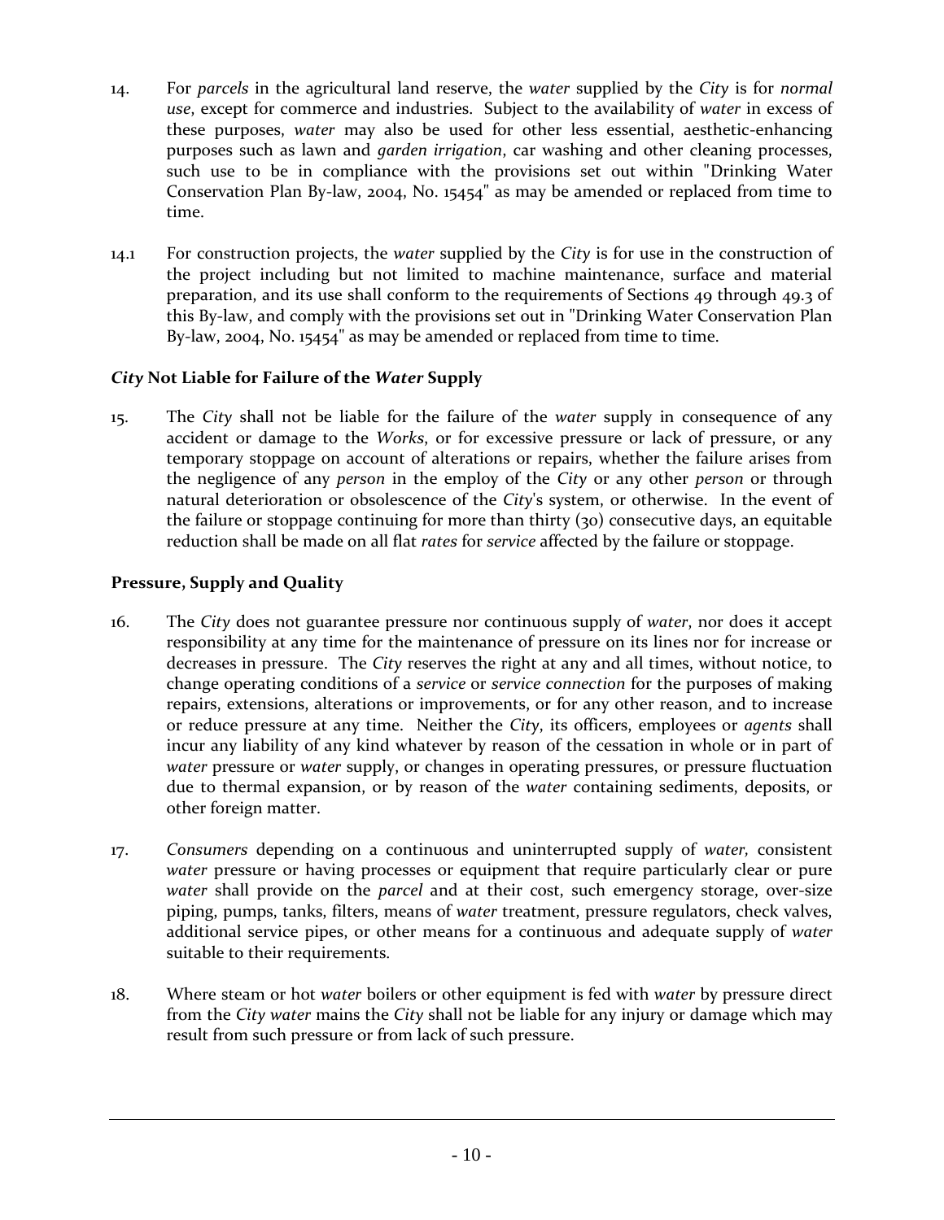14. For *parcels* in the agricultural land reserve, the *water* supplied by the *City* is for *normal use*, except for commerce and industries. Subject to the availability of *water* in excess of these purposes, *water* may also be used for other less essential, aesthetic-enhancing purposes such as lawn and *garden irrigation*, car washing and other cleaning processes, such use to be in compliance with the provisions set out within "Drinking Water Conservation Plan By-law, 2004, No. 15454" as may be amended or replaced from time to time.

14.1 For construction projects, the *water* supplied by the *City* is for use in the construction of the project including but not limited to machine maintenance, surface and material preparation, and its use shall conform to the requirements of Sections 49 through 49.3 of this By-law, and comply with the provisions set out in "Drinking Water Conservation Plan By-law, 2004, No. 15454" as may be amended or replaced from time to time.

### ***City* Not Liable for Failure of the *Water* Supply**

15. The *City* shall not be liable for the failure of the *water* supply in consequence of any accident or damage to the *Works*, or for excessive pressure or lack of pressure, or any temporary stoppage on account of alterations or repairs, whether the failure arises from the negligence of any *person* in the employ of the *City* or any other *person* or through natural deterioration or obsolescence of the *City*'s system, or otherwise. In the event of the failure or stoppage continuing for more than thirty (30) consecutive days, an equitable reduction shall be made on all flat *rates* for *service* affected by the failure or stoppage.

### **Pressure, Supply and Quality**

16. The *City* does not guarantee pressure nor continuous supply of *water*, nor does it accept responsibility at any time for the maintenance of pressure on its lines nor for increase or decreases in pressure. The *City* reserves the right at any and all times, without notice, to change operating conditions of a *service* or *service connection* for the purposes of making repairs, extensions, alterations or improvements, or for any other reason, and to increase or reduce pressure at any time. Neither the *City*, its officers, employees or *agents* shall incur any liability of any kind whatever by reason of the cessation in whole or in part of *water* pressure or *water* supply, or changes in operating pressures, or pressure fluctuation due to thermal expansion, or by reason of the *water* containing sediments, deposits, or other foreign matter.

17. *Consumers* depending on a continuous and uninterrupted supply of *water,* consistent *water* pressure or having processes or equipment that require particularly clear or pure *water* shall provide on the *parcel* and at their cost, such emergency storage, over-size piping, pumps, tanks, filters, means of *water* treatment, pressure regulators, check valves, additional service pipes, or other means for a continuous and adequate supply of *water* suitable to their requirements.

18. Where steam or hot *water* boilers or other equipment is fed with *water* by pressure direct from the *City water* mains the *City* shall not be liable for any injury or damage which may result from such pressure or from lack of such pressure.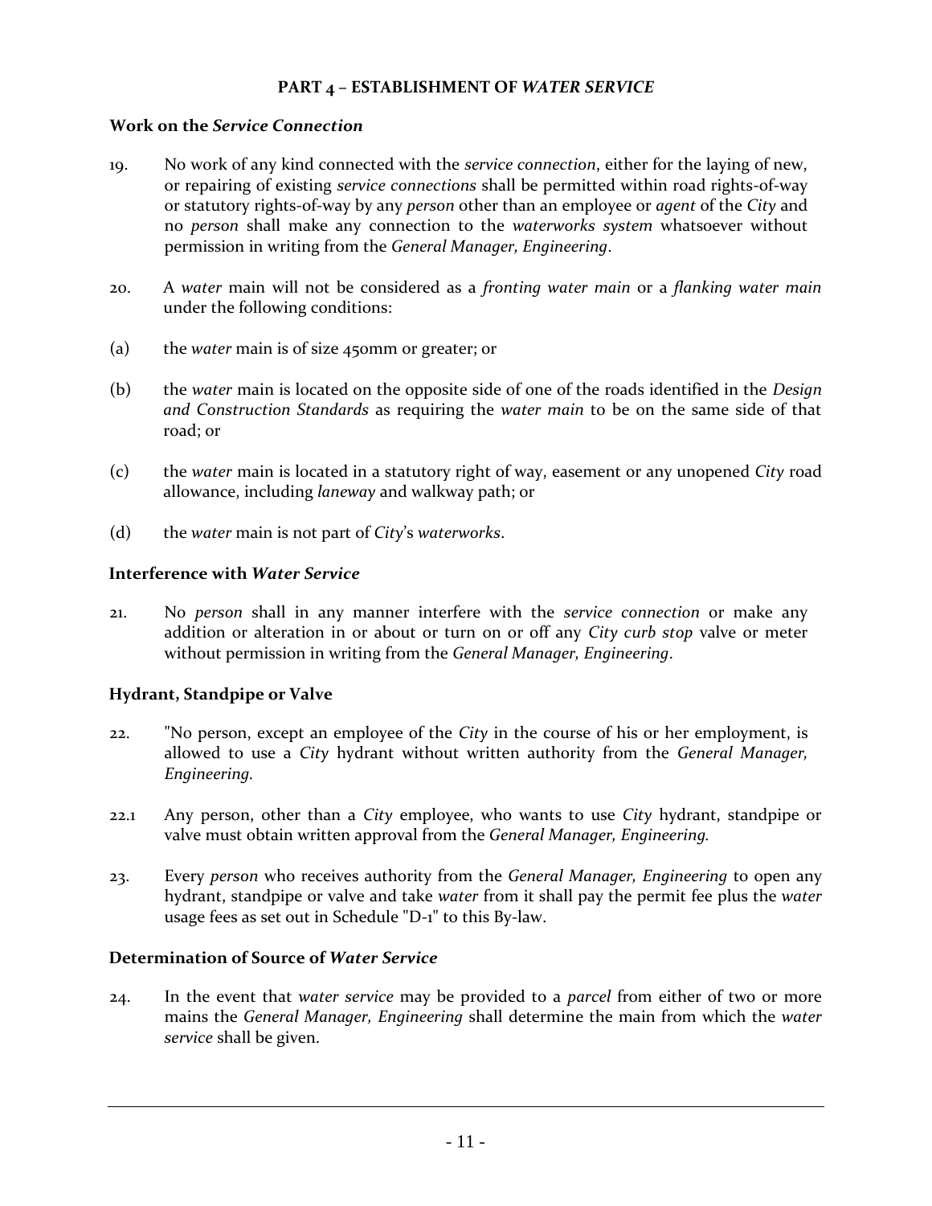## PART 4 – ESTABLISHMENT OF *WATER SERVICE*

### Work on the *Service Connection*

19. No work of any kind connected with the *service connection*, either for the laying of new, or repairing of existing *service connections* shall be permitted within road rights-of-way or statutory rights-of-way by any *person* other than an employee or *agent* of the *City* and no *person* shall make any connection to the *waterworks system* whatsoever without permission in writing from the *General Manager, Engineering*.

20. A *water* main will not be considered as a *fronting water main* or a *flanking water main* under the following conditions:

(a) the *water* main is of size 450mm or greater; or

(b) the *water* main is located on the opposite side of one of the roads identified in the *Design and Construction Standards* as requiring the *water main* to be on the same side of that road; or

(c) the *water* main is located in a statutory right of way, easement or any unopened *City* road allowance, including *laneway* and walkway path; or

(d) the *water* main is not part of *City*'s *waterworks*.

### Interference with *Water Service*

21. No *person* shall in any manner interfere with the *service connection* or make any addition or alteration in or about or turn on or off any *City curb stop* valve or meter without permission in writing from the *General Manager, Engineering*.

### Hydrant, Standpipe or Valve

22. "No person, except an employee of the *City* in the course of his or her employment, is allowed to use a *City* hydrant without written authority from the *General Manager, Engineering.*

22.1 Any person, other than a *City* employee, who wants to use *City* hydrant, standpipe or valve must obtain written approval from the *General Manager, Engineering.*

23. Every *person* who receives authority from the *General Manager, Engineering* to open any hydrant, standpipe or valve and take *water* from it shall pay the permit fee plus the *water* usage fees as set out in Schedule "D-1" to this By-law.

### Determination of Source of *Water Service*

24. In the event that *water service* may be provided to a *parcel* from either of two or more mains the *General Manager, Engineering* shall determine the main from which the *water service* shall be given.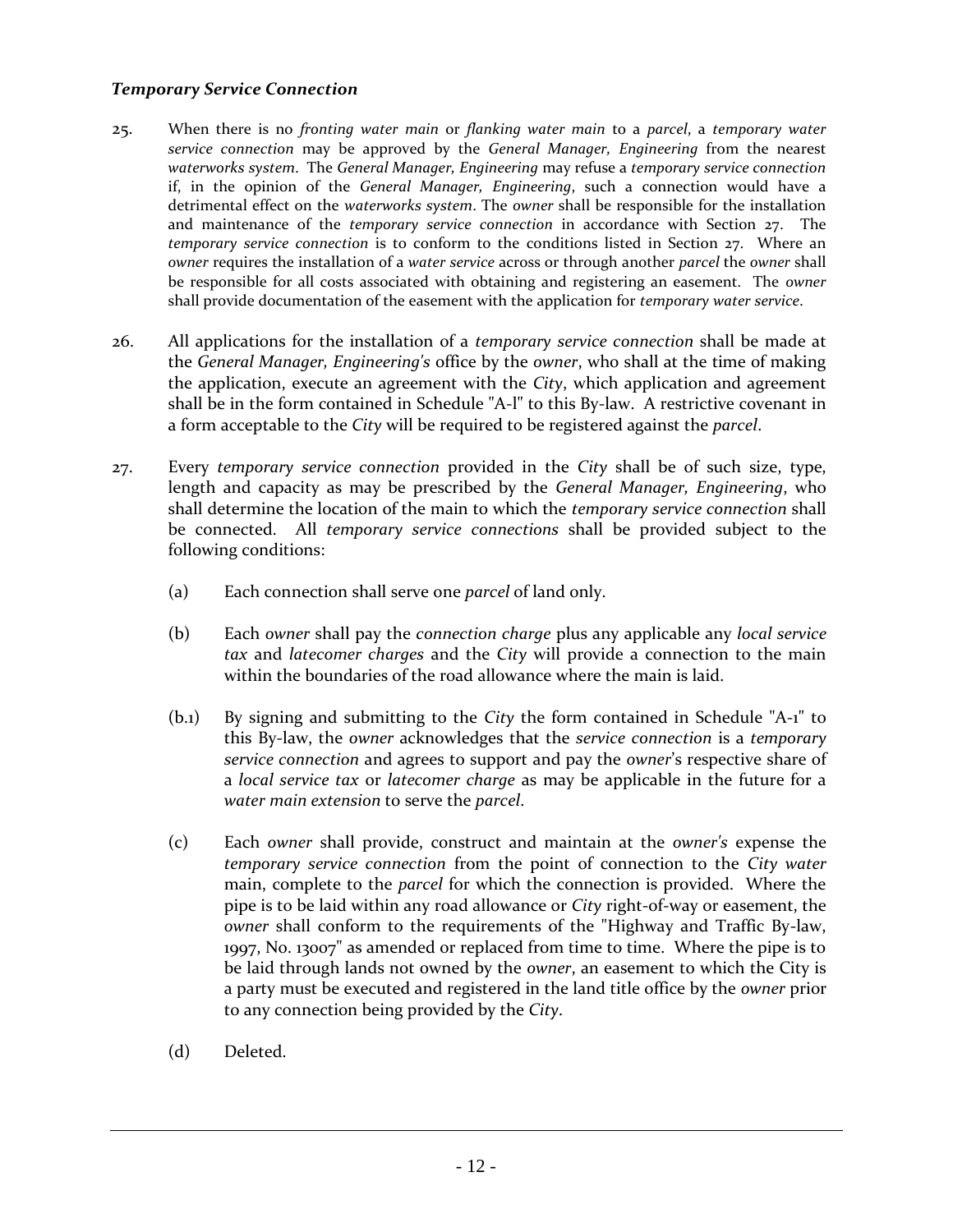### *Temporary Service Connection*

25. When there is no *fronting water main* or *flanking water main* to a *parcel*, a *temporary water service connection* may be approved by the *General Manager, Engineering* from the nearest *waterworks system*. The *General Manager, Engineering* may refuse a *temporary service connection* if, in the opinion of the *General Manager, Engineering*, such a connection would have a detrimental effect on the *waterworks system*. The *owner* shall be responsible for the installation and maintenance of the *temporary service connection* in accordance with Section 27. The *temporary service connection* is to conform to the conditions listed in Section 27. Where an *owner* requires the installation of a *water service* across or through another *parcel* the *owner* shall be responsible for all costs associated with obtaining and registering an easement. The *owner* shall provide documentation of the easement with the application for *temporary water service*.

26. All applications for the installation of a *temporary service connection* shall be made at the *General Manager, Engineering's* office by the *owner*, who shall at the time of making the application, execute an agreement with the *City*, which application and agreement shall be in the form contained in Schedule "A-l" to this By-law. A restrictive covenant in a form acceptable to the *City* will be required to be registered against the *parcel*.

27. Every *temporary service connection* provided in the *City* shall be of such size, type, length and capacity as may be prescribed by the *General Manager, Engineering*, who shall determine the location of the main to which the *temporary service connection* shall be connected. All *temporary service connections* shall be provided subject to the following conditions:

    (a) Each connection shall serve one *parcel* of land only.

    (b) Each *owner* shall pay the *connection charge* plus any applicable any *local service tax* and *latecomer charges* and the *City* will provide a connection to the main within the boundaries of the road allowance where the main is laid.

    (b.1) By signing and submitting to the *City* the form contained in Schedule "A-1" to this By-law, the *owner* acknowledges that the *service connection* is a *temporary service connection* and agrees to support and pay the *owner*'s respective share of a *local service tax* or *latecomer charge* as may be applicable in the future for a *water main extension* to serve the *parcel*.

    (c) Each *owner* shall provide, construct and maintain at the *owner's* expense the *temporary service connection* from the point of connection to the *City water* main, complete to the *parcel* for which the connection is provided. Where the pipe is to be laid within any road allowance or *City* right-of-way or easement, the *owner* shall conform to the requirements of the "Highway and Traffic By-law, 1997, No. 13007" as amended or replaced from time to time. Where the pipe is to be laid through lands not owned by the *owner*, an easement to which the City is a party must be executed and registered in the land title office by the *owner* prior to any connection being provided by the *City*.

    (d) Deleted.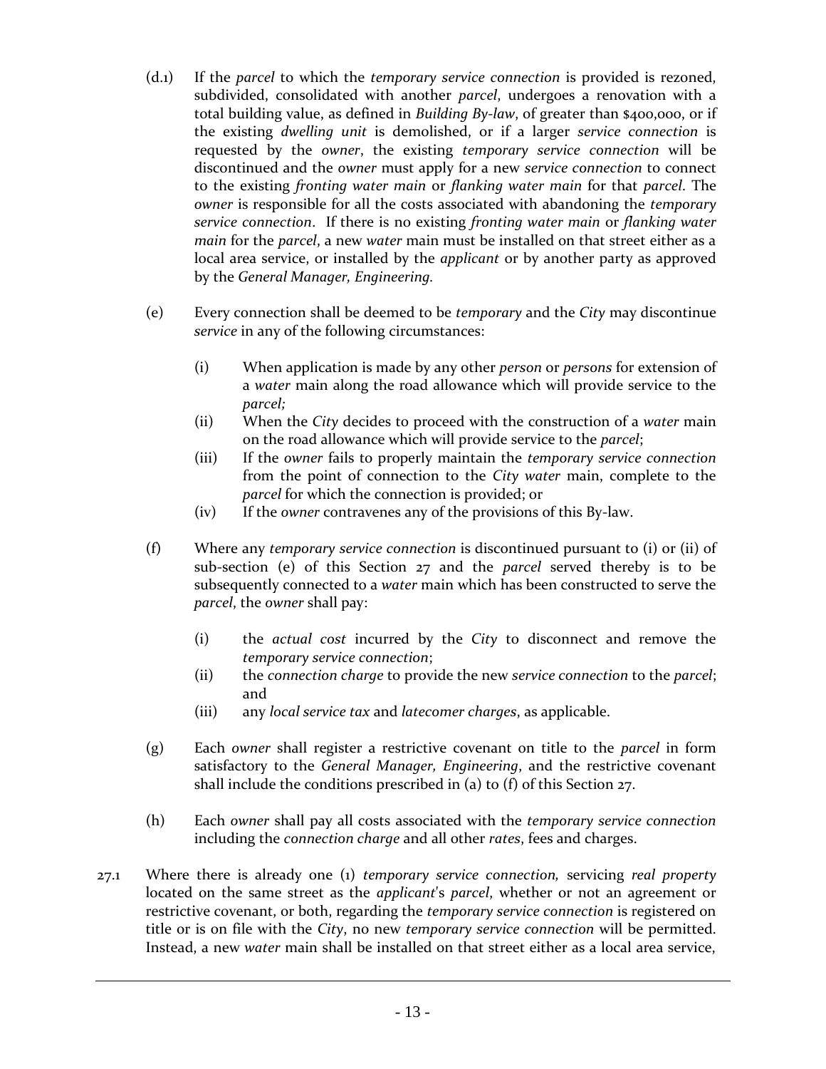(d.1) If the *parcel* to which the *temporary service connection* is provided is rezoned, subdivided, consolidated with another *parcel*, undergoes a renovation with a total building value, as defined in *Building By-law*, of greater than $400,000, or if the existing *dwelling unit* is demolished, or if a larger *service connection* is requested by the *owner*, the existing *temporary service connection* will be discontinued and the *owner* must apply for a new *service connection* to connect to the existing *fronting water main* or *flanking water main* for that *parcel*. The *owner* is responsible for all the costs associated with abandoning the *temporary service connection*. If there is no existing *fronting water main* or *flanking water main* for the *parcel*, a new *water* main must be installed on that street either as a local area service, or installed by the *applicant* or by another party as approved by the *General Manager, Engineering.*

(e) Every connection shall be deemed to be *temporary* and the *City* may discontinue *service* in any of the following circumstances:

   (i) When application is made by any other *person* or *persons* for extension of a *water* main along the road allowance which will provide service to the *parcel;*
   (ii) When the *City* decides to proceed with the construction of a *water* main on the road allowance which will provide service to the *parcel*;
   (iii) If the *owner* fails to properly maintain the *temporary service connection* from the point of connection to the *City water* main, complete to the *parcel* for which the connection is provided; or
   (iv) If the *owner* contravenes any of the provisions of this By-law.

(f) Where any *temporary service connection* is discontinued pursuant to (i) or (ii) of sub-section (e) of this Section 27 and the *parcel* served thereby is to be subsequently connected to a *water* main which has been constructed to serve the *parcel*, the *owner* shall pay:

   (i) the *actual cost* incurred by the *City* to disconnect and remove the *temporary service connection*;
   (ii) the *connection charge* to provide the new *service connection* to the *parcel*; and
   (iii) any *local service tax* and *latecomer charges*, as applicable.

(g) Each *owner* shall register a restrictive covenant on title to the *parcel* in form satisfactory to the *General Manager, Engineering*, and the restrictive covenant shall include the conditions prescribed in (a) to (f) of this Section 27.

(h) Each *owner* shall pay all costs associated with the *temporary service connection* including the *connection charge* and all other *rates*, fees and charges.

27.1 Where there is already one (1) *temporary service connection,* servicing *real property* located on the same street as the *applicant*'s *parcel*, whether or not an agreement or restrictive covenant, or both, regarding the *temporary service connection* is registered on title or is on file with the *City*, no new *temporary service connection* will be permitted. Instead, a new *water* main shall be installed on that street either as a local area service,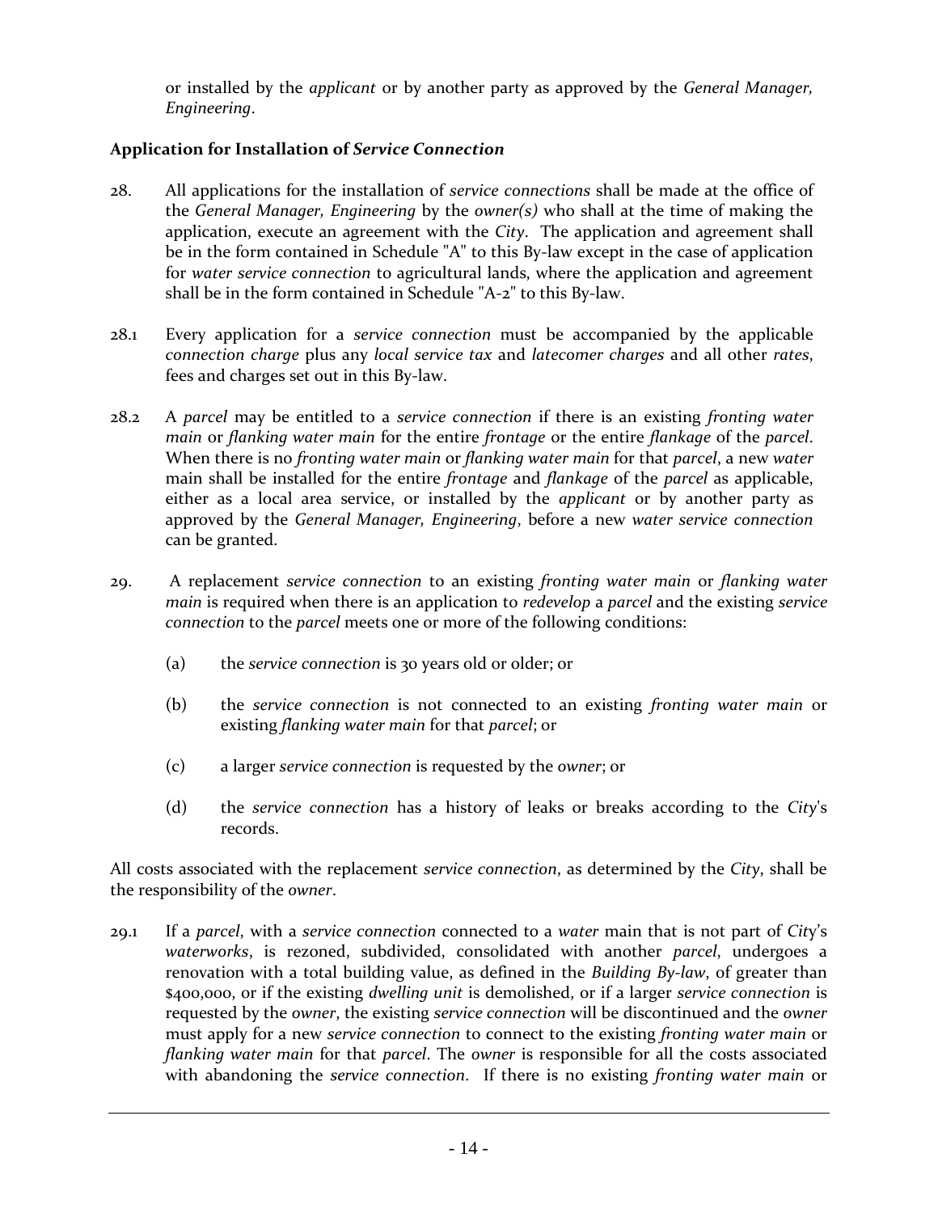or installed by the *applicant* or by another party as approved by the *General Manager, Engineering*.

**Application for Installation of *Service Connection***

28. All applications for the installation of *service connections* shall be made at the office of the *General Manager, Engineering* by the *owner(s)* who shall at the time of making the application, execute an agreement with the *City*. The application and agreement shall be in the form contained in Schedule "A" to this By-law except in the case of application for *water service connection* to agricultural lands, where the application and agreement shall be in the form contained in Schedule "A-2" to this By-law.

28.1 Every application for a *service connection* must be accompanied by the applicable *connection charge* plus any *local service tax* and *latecomer charges* and all other *rates*, fees and charges set out in this By-law.

28.2 A *parcel* may be entitled to a *service connection* if there is an existing *fronting water main* or *flanking water main* for the entire *frontage* or the entire *flankage* of the *parcel*. When there is no *fronting water main* or *flanking water main* for that *parcel*, a new *water* main shall be installed for the entire *frontage* and *flankage* of the *parcel* as applicable, either as a local area service, or installed by the *applicant* or by another party as approved by the *General Manager, Engineering*, before a new *water service connection* can be granted.

29. A replacement *service connection* to an existing *fronting water main* or *flanking water main* is required when there is an application to *redevelop* a *parcel* and the existing *service connection* to the *parcel* meets one or more of the following conditions:

    (a) the *service connection* is 30 years old or older; or

    (b) the *service connection* is not connected to an existing *fronting water main* or existing *flanking water main* for that *parcel*; or

    (c) a larger *service connection* is requested by the *owner*; or

    (d) the *service connection* has a history of leaks or breaks according to the *City*'s records.

All costs associated with the replacement *service connection*, as determined by the *City*, shall be the responsibility of the *owner*.

29.1 If a *parcel*, with a *service connection* connected to a *water* main that is not part of *City*'s *waterworks*, is rezoned, subdivided, consolidated with another *parcel*, undergoes a renovation with a total building value, as defined in the *Building By-law*, of greater than \$400,000, or if the existing *dwelling unit* is demolished, or if a larger *service connection* is requested by the *owner*, the existing *service connection* will be discontinued and the *owner* must apply for a new *service connection* to connect to the existing *fronting water main* or *flanking water main* for that *parcel*. The *owner* is responsible for all the costs associated with abandoning the *service connection*. If there is no existing *fronting water main* or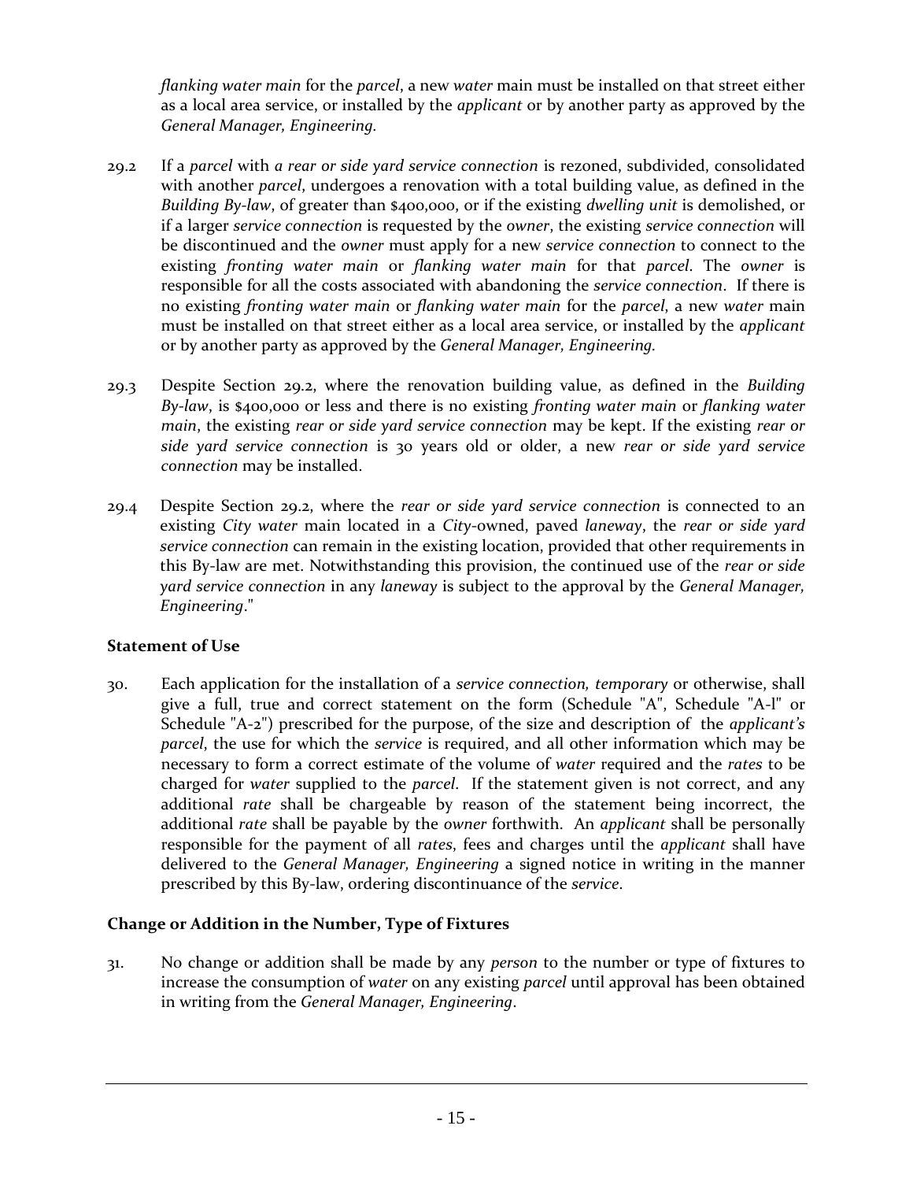*flanking water main* for the *parcel*, a new *water* main must be installed on that street either as a local area service, or installed by the *applicant* or by another party as approved by the *General Manager, Engineering.*

29.2 If a *parcel* with *a rear or side yard service connection* is rezoned, subdivided, consolidated with another *parcel*, undergoes a renovation with a total building value, as defined in the *Building By-law*, of greater than $400,000, or if the existing *dwelling unit* is demolished, or if a larger *service connection* is requested by the *owner*, the existing *service connection* will be discontinued and the *owner* must apply for a new *service connection* to connect to the existing *fronting water main* or *flanking water main* for that *parcel*. The *owner* is responsible for all the costs associated with abandoning the *service connection*. If there is no existing *fronting water main* or *flanking water main* for the *parcel*, a new *water* main must be installed on that street either as a local area service, or installed by the *applicant* or by another party as approved by the *General Manager, Engineering.*

29.3 Despite Section 29.2, where the renovation building value, as defined in the *Building By-law*, is $400,000 or less and there is no existing *fronting water main* or *flanking water main*, the existing *rear or side yard service connection* may be kept. If the existing *rear or side yard service connection* is 30 years old or older, a new *rear or side yard service connection* may be installed.

29.4 Despite Section 29.2, where the *rear or side yard service connection* is connected to an existing *City water* main located in a *City*-owned, paved *laneway*, the *rear or side yard service connection* can remain in the existing location, provided that other requirements in this By-law are met. Notwithstanding this provision, the continued use of the *rear or side yard service connection* in any *laneway* is subject to the approval by the *General Manager, Engineering*."

### Statement of Use

30. Each application for the installation of a *service connection, temporary* or otherwise, shall give a full, true and correct statement on the form (Schedule "A", Schedule "A-l" or Schedule "A-2") prescribed for the purpose, of the size and description of the *applicant's parcel*, the use for which the *service* is required, and all other information which may be necessary to form a correct estimate of the volume of *water* required and the *rates* to be charged for *water* supplied to the *parcel*. If the statement given is not correct, and any additional *rate* shall be chargeable by reason of the statement being incorrect, the additional *rate* shall be payable by the *owner* forthwith. An *applicant* shall be personally responsible for the payment of all *rates*, fees and charges until the *applicant* shall have delivered to the *General Manager, Engineering* a signed notice in writing in the manner prescribed by this By-law, ordering discontinuance of the *service*.

### Change or Addition in the Number, Type of Fixtures

31. No change or addition shall be made by any *person* to the number or type of fixtures to increase the consumption of *water* on any existing *parcel* until approval has been obtained in writing from the *General Manager, Engineering*.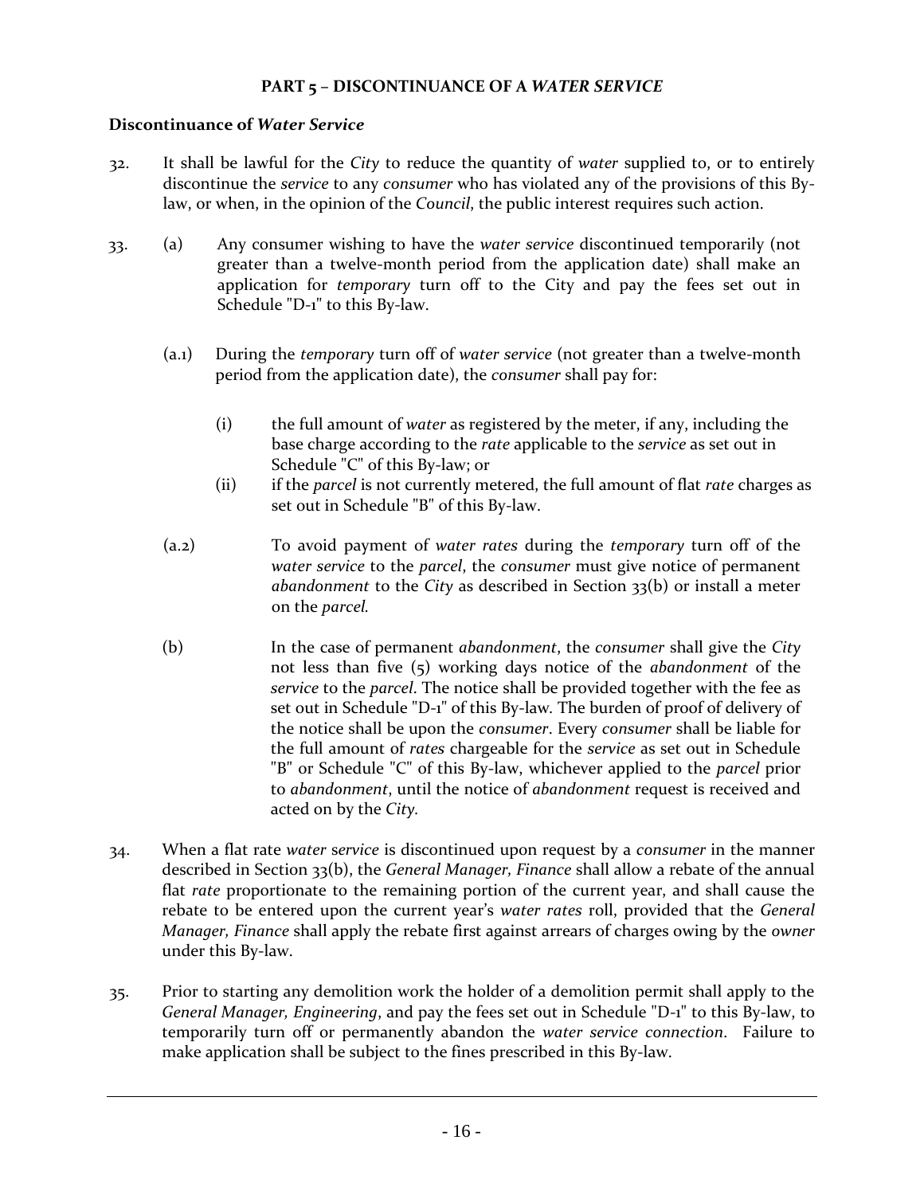## PART 5 – DISCONTINUANCE OF A *WATER SERVICE*

### Discontinuance of *Water Service*

32. It shall be lawful for the *City* to reduce the quantity of *water* supplied to, or to entirely discontinue the *service* to any *consumer* who has violated any of the provisions of this By-law, or when, in the opinion of the *Council*, the public interest requires such action.

33. (a) Any consumer wishing to have the *water service* discontinued temporarily (not greater than a twelve-month period from the application date) shall make an application for *temporary* turn off to the City and pay the fees set out in Schedule "D-1" to this By-law.

    (a.1) During the *temporary* turn off of *water service* (not greater than a twelve-month period from the application date), the *consumer* shall pay for:

    (i) the full amount of *water* as registered by the meter, if any, including the base charge according to the *rate* applicable to the *service* as set out in Schedule "C" of this By-law; or

    (ii) if the *parcel* is not currently metered, the full amount of flat *rate* charges as set out in Schedule "B" of this By-law.

    (a.2) To avoid payment of *water rates* during the *temporary* turn off of the *water service* to the *parcel*, the *consumer* must give notice of permanent *abandonment* to the *City* as described in Section 33(b) or install a meter on the *parcel.*

    (b) In the case of permanent *abandonment*, the *consumer* shall give the *City* not less than five (5) working days notice of the *abandonment* of the *service* to the *parcel*. The notice shall be provided together with the fee as set out in Schedule "D-1" of this By-law. The burden of proof of delivery of the notice shall be upon the *consumer*. Every *consumer* shall be liable for the full amount of *rates* chargeable for the *service* as set out in Schedule "B" or Schedule "C" of this By-law, whichever applied to the *parcel* prior to *abandonment*, until the notice of *abandonment* request is received and acted on by the *City.*

34. When a flat rate *water service* is discontinued upon request by a *consumer* in the manner described in Section 33(b), the *General Manager, Finance* shall allow a rebate of the annual flat *rate* proportionate to the remaining portion of the current year, and shall cause the rebate to be entered upon the current year's *water rates* roll, provided that the *General Manager, Finance* shall apply the rebate first against arrears of charges owing by the *owner* under this By-law.

35. Prior to starting any demolition work the holder of a demolition permit shall apply to the *General Manager, Engineering*, and pay the fees set out in Schedule "D-1" to this By-law, to temporarily turn off or permanently abandon the *water service connection*. Failure to make application shall be subject to the fines prescribed in this By-law.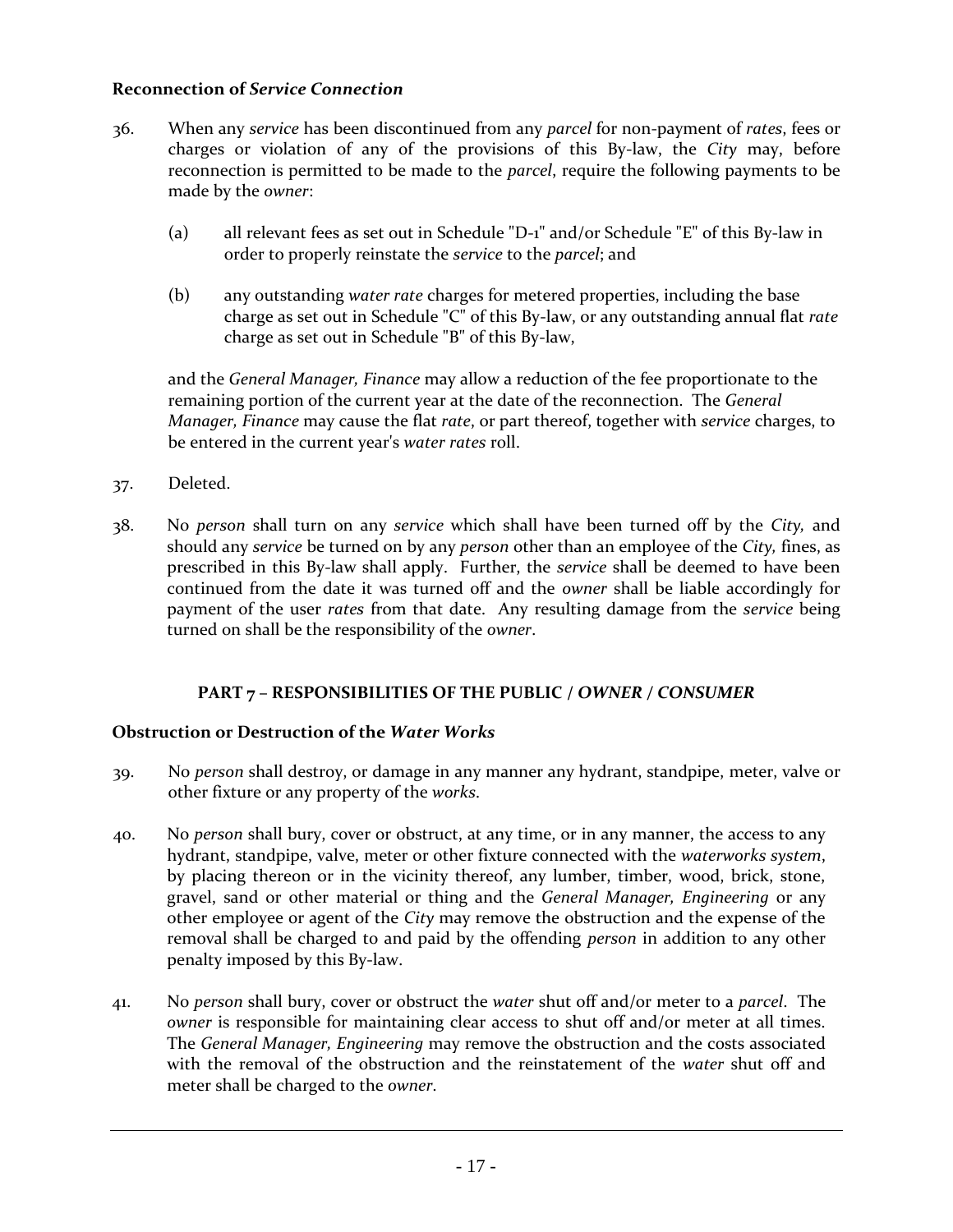### Reconnection of *Service Connection*

36. When any *service* has been discontinued from any *parcel* for non-payment of *rates*, fees or charges or violation of any of the provisions of this By-law, the *City* may, before reconnection is permitted to be made to the *parcel*, require the following payments to be made by the *owner*:

    (a) all relevant fees as set out in Schedule "D-1" and/or Schedule "E" of this By-law in order to properly reinstate the *service* to the *parcel*; and

    (b) any outstanding *water rate* charges for metered properties, including the base charge as set out in Schedule "C" of this By-law, or any outstanding annual flat *rate* charge as set out in Schedule "B" of this By-law,

    and the *General Manager, Finance* may allow a reduction of the fee proportionate to the remaining portion of the current year at the date of the reconnection. The *General Manager, Finance* may cause the flat *rate*, or part thereof, together with *service* charges, to be entered in the current year's *water rates* roll.

37. Deleted.

38. No *person* shall turn on any *service* which shall have been turned off by the *City,* and should any *service* be turned on by any *person* other than an employee of the *City,* fines, as prescribed in this By-law shall apply. Further, the *service* shall be deemed to have been continued from the date it was turned off and the *owner* shall be liable accordingly for payment of the user *rates* from that date. Any resulting damage from the *service* being turned on shall be the responsibility of the *owner*.

## PART 7 – RESPONSIBILITIES OF THE PUBLIC / *OWNER* / *CONSUMER*

### Obstruction or Destruction of the *Water Works*

39. No *person* shall destroy, or damage in any manner any hydrant, standpipe, meter, valve or other fixture or any property of the *works*.

40. No *person* shall bury, cover or obstruct, at any time, or in any manner, the access to any hydrant, standpipe, valve, meter or other fixture connected with the *waterworks system*, by placing thereon or in the vicinity thereof, any lumber, timber, wood, brick, stone, gravel, sand or other material or thing and the *General Manager, Engineering* or any other employee or agent of the *City* may remove the obstruction and the expense of the removal shall be charged to and paid by the offending *person* in addition to any other penalty imposed by this By-law.

41. No *person* shall bury, cover or obstruct the *water* shut off and/or meter to a *parcel*. The *owner* is responsible for maintaining clear access to shut off and/or meter at all times. The *General Manager, Engineering* may remove the obstruction and the costs associated with the removal of the obstruction and the reinstatement of the *water* shut off and meter shall be charged to the *owner*.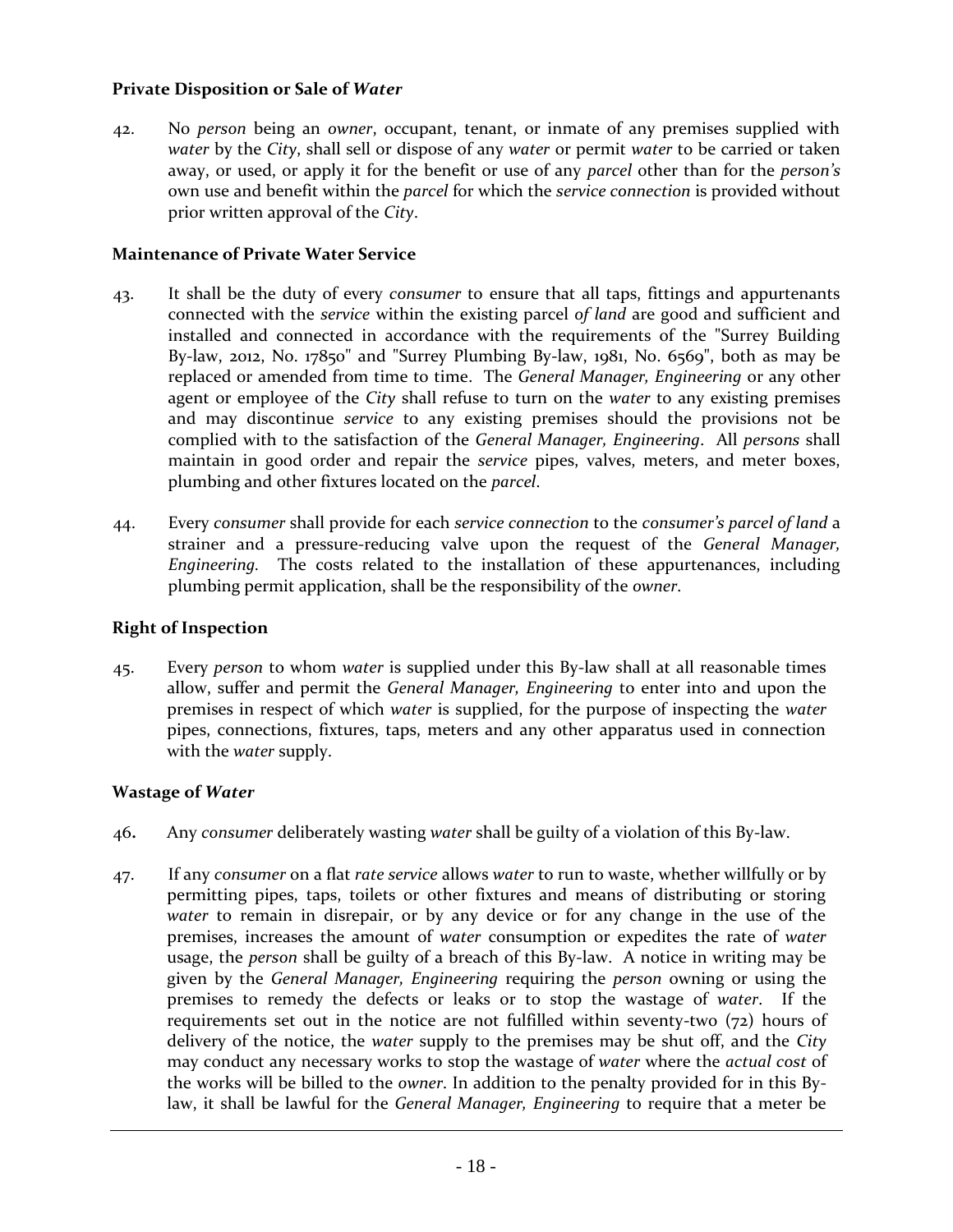### Private Disposition or Sale of *Water*

42. No *person* being an *owner*, occupant, tenant, or inmate of any premises supplied with *water* by the *City*, shall sell or dispose of any *water* or permit *water* to be carried or taken away, or used, or apply it for the benefit or use of any *parcel* other than for the *person's* own use and benefit within the *parcel* for which the *service connection* is provided without prior written approval of the *City*.

### Maintenance of Private Water Service

43. It shall be the duty of every *consumer* to ensure that all taps, fittings and appurtenants connected with the *service* within the existing parcel *of land* are good and sufficient and installed and connected in accordance with the requirements of the "Surrey Building By-law, 2012, No. 17850" and "Surrey Plumbing By-law, 1981, No. 6569", both as may be replaced or amended from time to time. The *General Manager, Engineering* or any other agent or employee of the *City* shall refuse to turn on the *water* to any existing premises and may discontinue *service* to any existing premises should the provisions not be complied with to the satisfaction of the *General Manager, Engineering*. All *persons* shall maintain in good order and repair the *service* pipes, valves, meters, and meter boxes, plumbing and other fixtures located on the *parcel*.

44. Every *consumer* shall provide for each *service connection* to the *consumer's parcel of land* a strainer and a pressure-reducing valve upon the request of the *General Manager, Engineering.* The costs related to the installation of these appurtenances, including plumbing permit application, shall be the responsibility of the *owner*.

### Right of Inspection

45. Every *person* to whom *water* is supplied under this By-law shall at all reasonable times allow, suffer and permit the *General Manager, Engineering* to enter into and upon the premises in respect of which *water* is supplied, for the purpose of inspecting the *water* pipes, connections, fixtures, taps, meters and any other apparatus used in connection with the *water* supply.

### Wastage of *Water*

46. Any *consumer* deliberately wasting *water* shall be guilty of a violation of this By-law.

47. If any *consumer* on a flat *rate service* allows *water* to run to waste, whether willfully or by permitting pipes, taps, toilets or other fixtures and means of distributing or storing *water* to remain in disrepair, or by any device or for any change in the use of the premises, increases the amount of *water* consumption or expedites the rate of *water* usage, the *person* shall be guilty of a breach of this By-law. A notice in writing may be given by the *General Manager, Engineering* requiring the *person* owning or using the premises to remedy the defects or leaks or to stop the wastage of *water*. If the requirements set out in the notice are not fulfilled within seventy-two (72) hours of delivery of the notice, the *water* supply to the premises may be shut off, and the *City* may conduct any necessary works to stop the wastage of *water* where the *actual cost* of the works will be billed to the *owner*. In addition to the penalty provided for in this By-law, it shall be lawful for the *General Manager, Engineering* to require that a meter be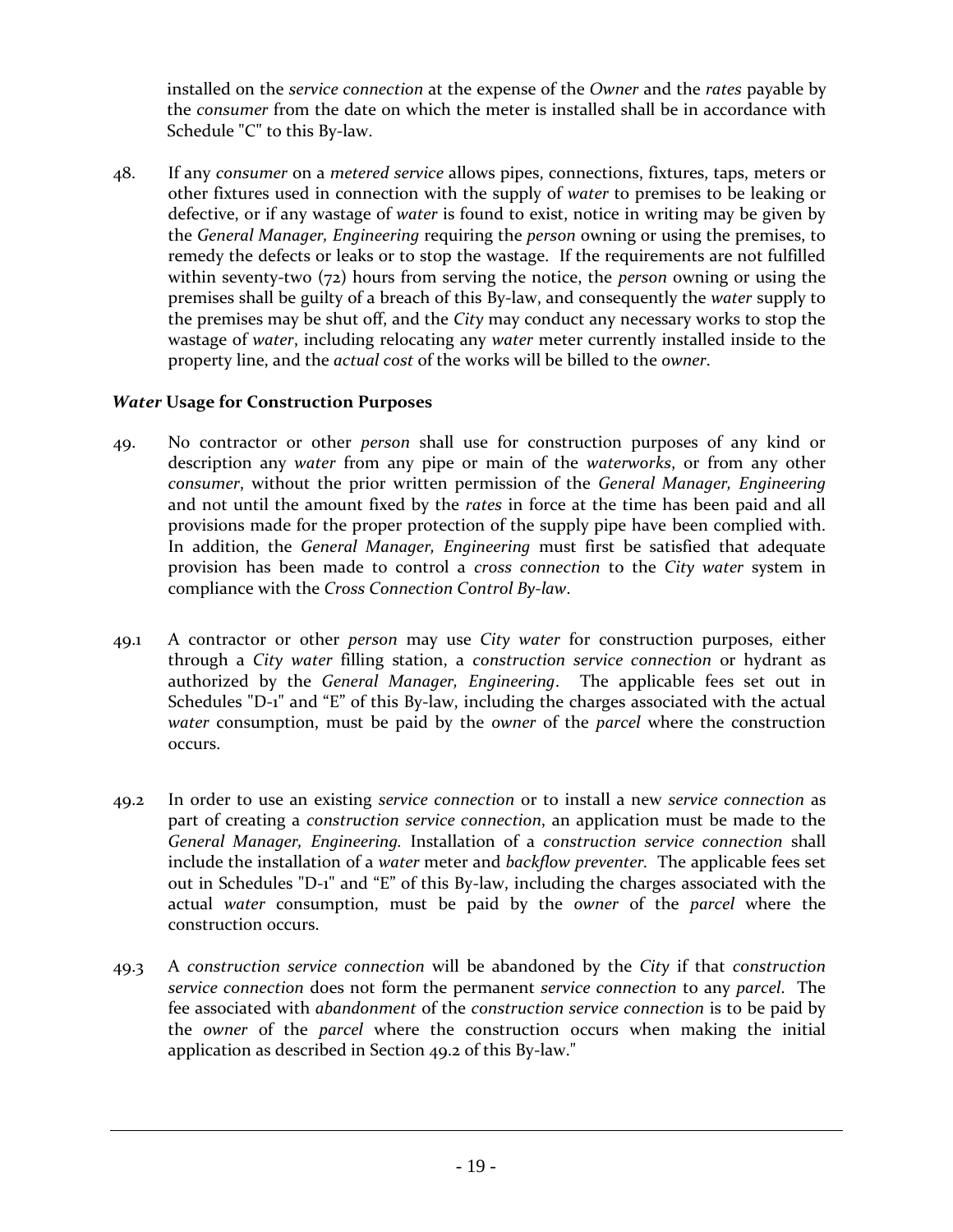installed on the *service connection* at the expense of the *Owner* and the *rates* payable by the *consumer* from the date on which the meter is installed shall be in accordance with Schedule "C" to this By-law.

48. If any *consumer* on a *metered service* allows pipes, connections, fixtures, taps, meters or other fixtures used in connection with the supply of *water* to premises to be leaking or defective, or if any wastage of *water* is found to exist, notice in writing may be given by the *General Manager, Engineering* requiring the *person* owning or using the premises, to remedy the defects or leaks or to stop the wastage. If the requirements are not fulfilled within seventy-two (72) hours from serving the notice, the *person* owning or using the premises shall be guilty of a breach of this By-law, and consequently the *water* supply to the premises may be shut off, and the *City* may conduct any necessary works to stop the wastage of *water*, including relocating any *water* meter currently installed inside to the property line, and the *actual cost* of the works will be billed to the *owner*.

### ***Water* Usage for Construction Purposes**

49. No contractor or other *person* shall use for construction purposes of any kind or description any *water* from any pipe or main of the *waterworks*, or from any other *consumer*, without the prior written permission of the *General Manager, Engineering* and not until the amount fixed by the *rates* in force at the time has been paid and all provisions made for the proper protection of the supply pipe have been complied with. In addition, the *General Manager, Engineering* must first be satisfied that adequate provision has been made to control a *cross connection* to the *City water* system in compliance with the *Cross Connection Control By-law*.

49.1 A contractor or other *person* may use *City water* for construction purposes, either through a *City water* filling station, a *construction service connection* or hydrant as authorized by the *General Manager, Engineering*. The applicable fees set out in Schedules "D-1" and "E" of this By-law, including the charges associated with the actual *water* consumption, must be paid by the *owner* of the *parcel* where the construction occurs.

49.2 In order to use an existing *service connection* or to install a new *service connection* as part of creating a *construction service connection*, an application must be made to the *General Manager, Engineering.* Installation of a *construction service connection* shall include the installation of a *water* meter and *backflow preventer.* The applicable fees set out in Schedules "D-1" and "E" of this By-law, including the charges associated with the actual *water* consumption, must be paid by the *owner* of the *parcel* where the construction occurs.

49.3 A *construction service connection* will be abandoned by the *City* if that *construction service connection* does not form the permanent *service connection* to any *parcel*. The fee associated with *abandonment* of the *construction service connection* is to be paid by the *owner* of the *parcel* where the construction occurs when making the initial application as described in Section 49.2 of this By-law."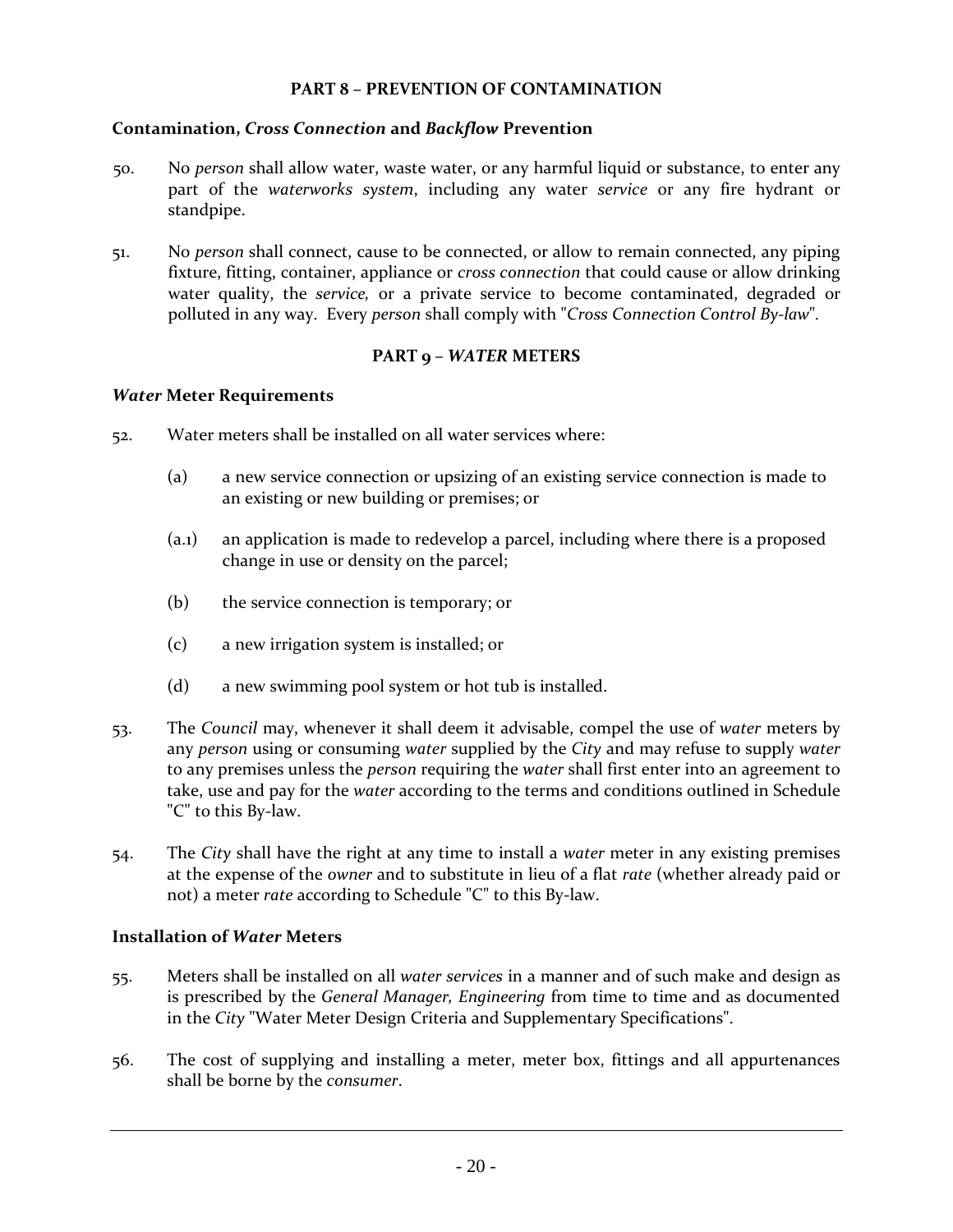## PART 8 – PREVENTION OF CONTAMINATION

### Contamination, *Cross Connection* and *Backflow* Prevention

50. No *person* shall allow water, waste water, or any harmful liquid or substance, to enter any part of the *waterworks system*, including any water *service* or any fire hydrant or standpipe.

51. No *person* shall connect, cause to be connected, or allow to remain connected, any piping fixture, fitting, container, appliance or *cross connection* that could cause or allow drinking water quality, the *service*, or a private service to become contaminated, degraded or polluted in any way. Every *person* shall comply with "*Cross Connection Control By-law*".

## PART 9 – *WATER* METERS

### *Water* Meter Requirements

52. Water meters shall be installed on all water services where:

    (a) a new service connection or upsizing of an existing service connection is made to an existing or new building or premises; or

    (a.1) an application is made to redevelop a parcel, including where there is a proposed change in use or density on the parcel;

    (b) the service connection is temporary; or

    (c) a new irrigation system is installed; or

    (d) a new swimming pool system or hot tub is installed.

53. The *Council* may, whenever it shall deem it advisable, compel the use of *water* meters by any *person* using or consuming *water* supplied by the *City* and may refuse to supply *water* to any premises unless the *person* requiring the *water* shall first enter into an agreement to take, use and pay for the *water* according to the terms and conditions outlined in Schedule "C" to this By-law.

54. The *City* shall have the right at any time to install a *water* meter in any existing premises at the expense of the *owner* and to substitute in lieu of a flat *rate* (whether already paid or not) a meter *rate* according to Schedule "C" to this By-law.

### Installation of *Water* Meters

55. Meters shall be installed on all *water services* in a manner and of such make and design as is prescribed by the *General Manager, Engineering* from time to time and as documented in the *City* "Water Meter Design Criteria and Supplementary Specifications".

56. The cost of supplying and installing a meter, meter box, fittings and all appurtenances shall be borne by the *consumer*.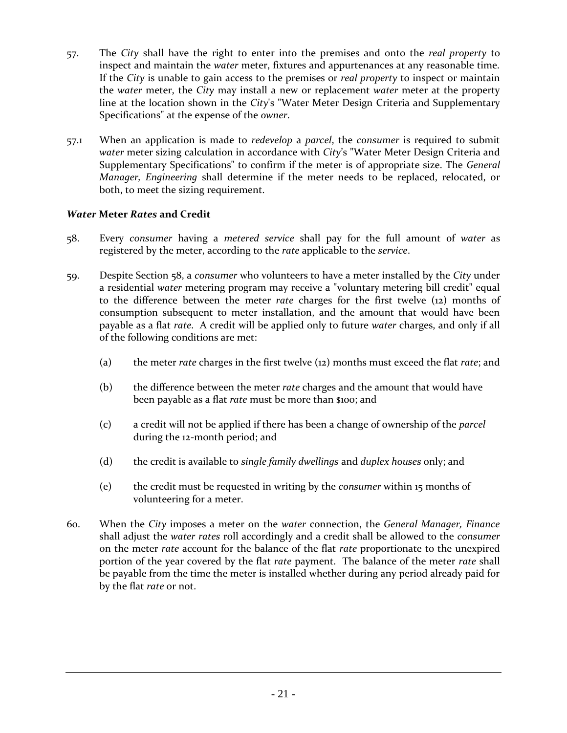57. The *City* shall have the right to enter into the premises and onto the *real property* to inspect and maintain the *water* meter, fixtures and appurtenances at any reasonable time. If the *City* is unable to gain access to the premises or *real property* to inspect or maintain the *water* meter, the *City* may install a new or replacement *water* meter at the property line at the location shown in the *City*'s "Water Meter Design Criteria and Supplementary Specifications" at the expense of the *owner*.

57.1 When an application is made to *redevelop* a *parcel*, the *consumer* is required to submit *water* meter sizing calculation in accordance with *City*'s "Water Meter Design Criteria and Supplementary Specifications" to confirm if the meter is of appropriate size. The *General Manager, Engineering* shall determine if the meter needs to be replaced, relocated, or both, to meet the sizing requirement.

### *Water* Meter *Rates* and Credit

58. Every *consumer* having a *metered service* shall pay for the full amount of *water* as registered by the meter, according to the *rate* applicable to the *service*.

59. Despite Section 58, a *consumer* who volunteers to have a meter installed by the *City* under a residential *water* metering program may receive a "voluntary metering bill credit" equal to the difference between the meter *rate* charges for the first twelve (12) months of consumption subsequent to meter installation, and the amount that would have been payable as a flat *rate*. A credit will be applied only to future *water* charges, and only if all of the following conditions are met:

   (a) the meter *rate* charges in the first twelve (12) months must exceed the flat *rate*; and

   (b) the difference between the meter *rate* charges and the amount that would have been payable as a flat *rate* must be more than $100; and

   (c) a credit will not be applied if there has been a change of ownership of the *parcel* during the 12-month period; and

   (d) the credit is available to *single family dwellings* and *duplex houses* only; and

   (e) the credit must be requested in writing by the *consumer* within 15 months of volunteering for a meter.

60. When the *City* imposes a meter on the *water* connection, the *General Manager, Finance* shall adjust the *water rates* roll accordingly and a credit shall be allowed to the *consumer* on the meter *rate* account for the balance of the flat *rate* proportionate to the unexpired portion of the year covered by the flat *rate* payment. The balance of the meter *rate* shall be payable from the time the meter is installed whether during any period already paid for by the flat *rate* or not.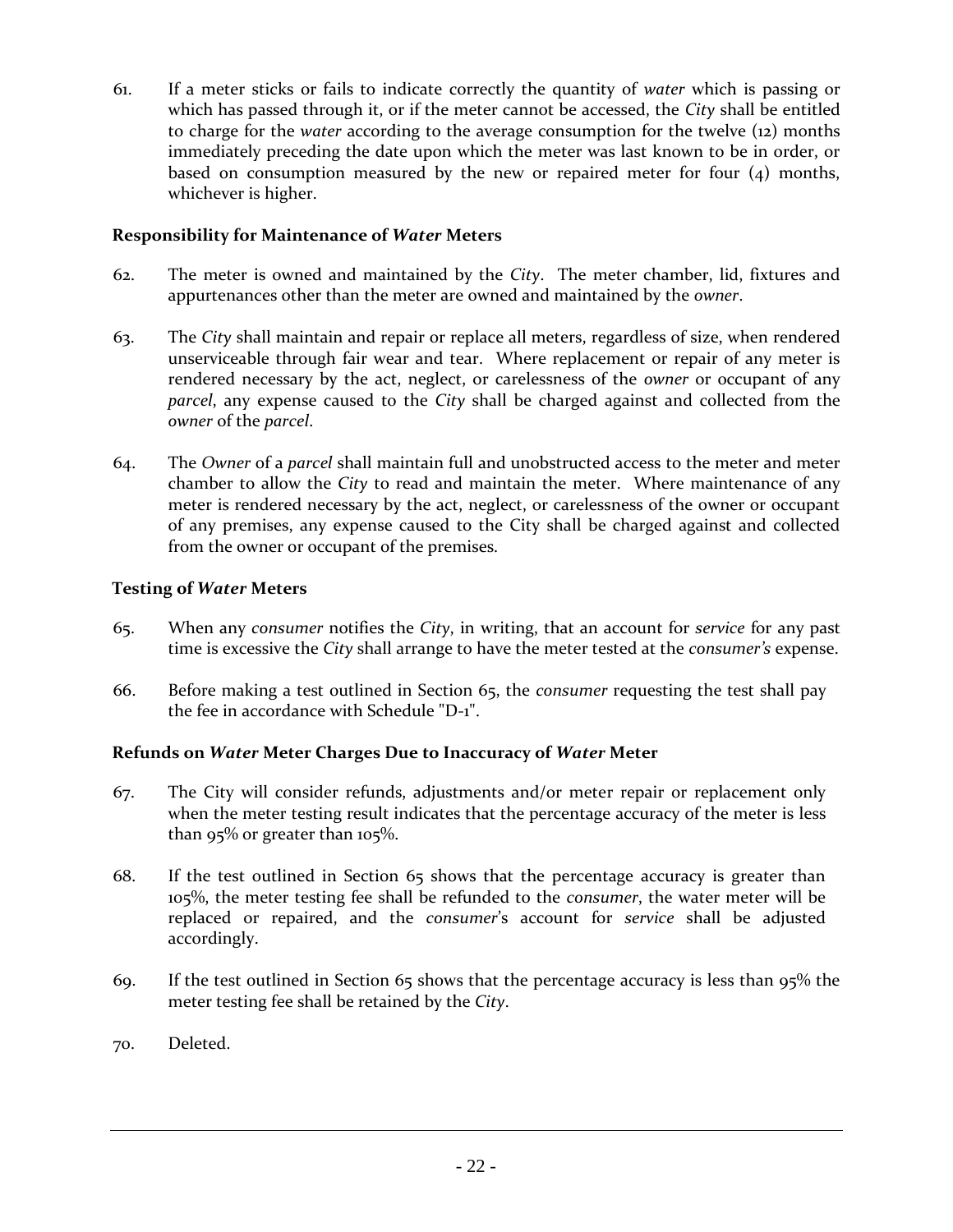61. If a meter sticks or fails to indicate correctly the quantity of *water* which is passing or which has passed through it, or if the meter cannot be accessed, the *City* shall be entitled to charge for the *water* according to the average consumption for the twelve (12) months immediately preceding the date upon which the meter was last known to be in order, or based on consumption measured by the new or repaired meter for four (4) months, whichever is higher.

### Responsibility for Maintenance of *Water* Meters

62. The meter is owned and maintained by the *City*. The meter chamber, lid, fixtures and appurtenances other than the meter are owned and maintained by the *owner*.

63. The *City* shall maintain and repair or replace all meters, regardless of size, when rendered unserviceable through fair wear and tear. Where replacement or repair of any meter is rendered necessary by the act, neglect, or carelessness of the *owner* or occupant of any *parcel*, any expense caused to the *City* shall be charged against and collected from the *owner* of the *parcel*.

64. The *Owner* of a *parcel* shall maintain full and unobstructed access to the meter and meter chamber to allow the *City* to read and maintain the meter. Where maintenance of any meter is rendered necessary by the act, neglect, or carelessness of the owner or occupant of any premises, any expense caused to the City shall be charged against and collected from the owner or occupant of the premises.

### Testing of *Water* Meters

65. When any *consumer* notifies the *City*, in writing, that an account for *service* for any past time is excessive the *City* shall arrange to have the meter tested at the *consumer's* expense.

66. Before making a test outlined in Section 65, the *consumer* requesting the test shall pay the fee in accordance with Schedule "D-1".

### Refunds on *Water* Meter Charges Due to Inaccuracy of *Water* Meter

67. The City will consider refunds, adjustments and/or meter repair or replacement only when the meter testing result indicates that the percentage accuracy of the meter is less than 95% or greater than 105%.

68. If the test outlined in Section 65 shows that the percentage accuracy is greater than 105%, the meter testing fee shall be refunded to the *consumer*, the water meter will be replaced or repaired, and the *consumer*'s account for *service* shall be adjusted accordingly.

69. If the test outlined in Section 65 shows that the percentage accuracy is less than 95% the meter testing fee shall be retained by the *City*.

70. Deleted.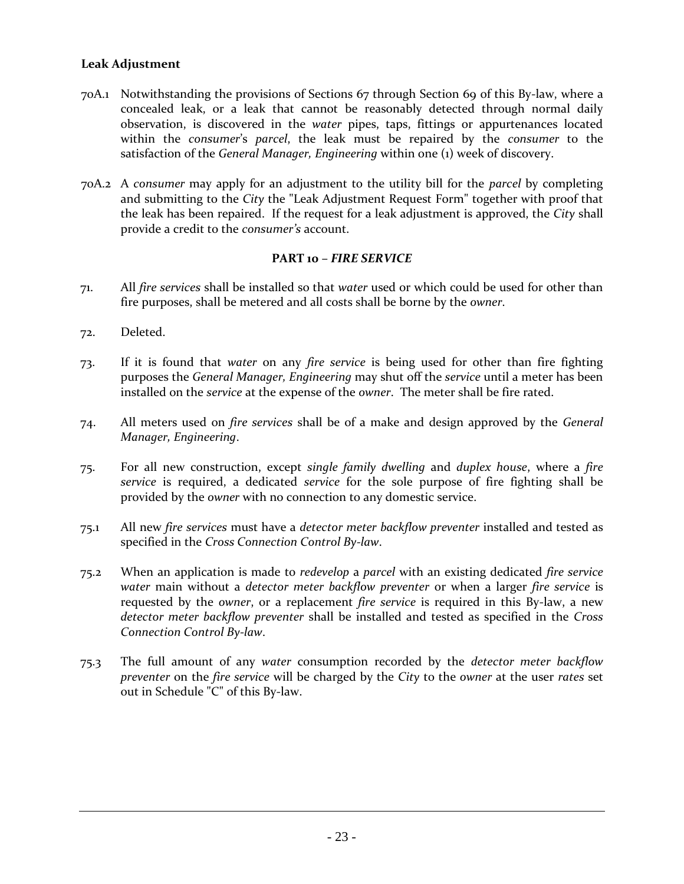**Leak Adjustment**

70A.1 Notwithstanding the provisions of Sections 67 through Section 69 of this By-law, where a concealed leak, or a leak that cannot be reasonably detected through normal daily observation, is discovered in the *water* pipes, taps, fittings or appurtenances located within the *consumer*'s *parcel*, the leak must be repaired by the *consumer* to the satisfaction of the *General Manager, Engineering* within one (1) week of discovery.

70A.2 A *consumer* may apply for an adjustment to the utility bill for the *parcel* by completing and submitting to the *City* the "Leak Adjustment Request Form" together with proof that the leak has been repaired. If the request for a leak adjustment is approved, the *City* shall provide a credit to the *consumer's* account.

## PART 10 – *FIRE SERVICE*

71. All *fire services* shall be installed so that *water* used or which could be used for other than fire purposes, shall be metered and all costs shall be borne by the *owner*.

72. Deleted.

73. If it is found that *water* on any *fire service* is being used for other than fire fighting purposes the *General Manager, Engineering* may shut off the *service* until a meter has been installed on the *service* at the expense of the *owner*. The meter shall be fire rated.

74. All meters used on *fire services* shall be of a make and design approved by the *General Manager, Engineering*.

75. For all new construction, except *single family dwelling* and *duplex house*, where a *fire service* is required, a dedicated *service* for the sole purpose of fire fighting shall be provided by the *owner* with no connection to any domestic service.

75.1 All new *fire services* must have a *detector meter backflow preventer* installed and tested as specified in the *Cross Connection Control By-law*.

75.2 When an application is made to *redevelop* a *parcel* with an existing dedicated *fire service water* main without a *detector meter backflow preventer* or when a larger *fire service* is requested by the *owner*, or a replacement *fire service* is required in this By-law, a new *detector meter backflow preventer* shall be installed and tested as specified in the *Cross Connection Control By-law*.

75.3 The full amount of any *water* consumption recorded by the *detector meter backflow preventer* on the *fire service* will be charged by the *City* to the *owner* at the user *rates* set out in Schedule "C" of this By-law.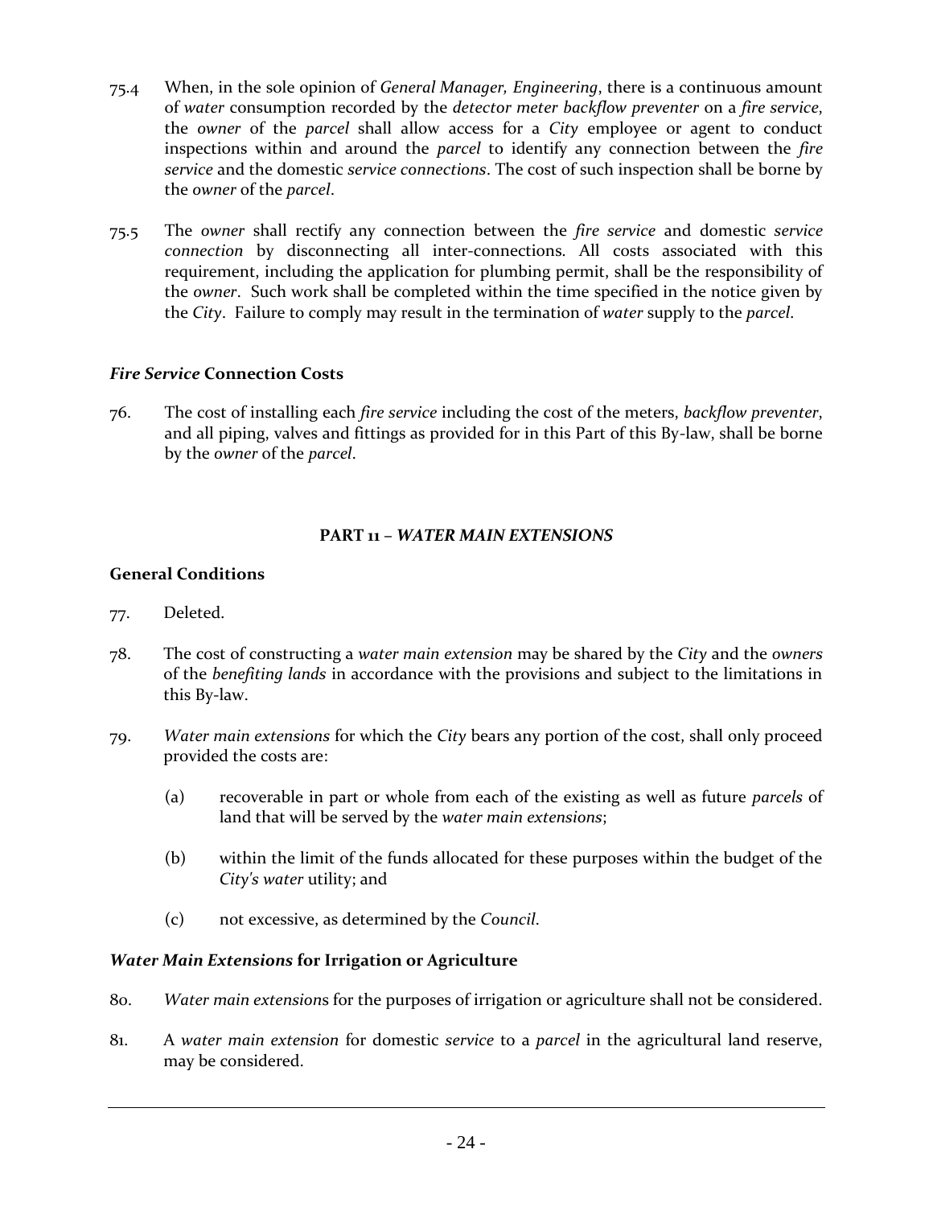75.4 When, in the sole opinion of *General Manager, Engineering*, there is a continuous amount of *water* consumption recorded by the *detector meter backflow preventer* on a *fire service*, the *owner* of the *parcel* shall allow access for a *City* employee or agent to conduct inspections within and around the *parcel* to identify any connection between the *fire service* and the domestic *service connections*. The cost of such inspection shall be borne by the *owner* of the *parcel*.

75.5 The *owner* shall rectify any connection between the *fire service* and domestic *service connection* by disconnecting all inter-connections. All costs associated with this requirement, including the application for plumbing permit, shall be the responsibility of the *owner*. Such work shall be completed within the time specified in the notice given by the *City*. Failure to comply may result in the termination of *water* supply to the *parcel*.

### *Fire Service* Connection Costs

76. The cost of installing each *fire service* including the cost of the meters, *backflow preventer*, and all piping, valves and fittings as provided for in this Part of this By-law, shall be borne by the *owner* of the *parcel*.

## PART 11 – *WATER MAIN EXTENSIONS*

### General Conditions

77. Deleted.

78. The cost of constructing a *water main extension* may be shared by the *City* and the *owners* of the *benefiting lands* in accordance with the provisions and subject to the limitations in this By-law.

79. *Water main extensions* for which the *City* bears any portion of the cost, shall only proceed provided the costs are:

    (a) recoverable in part or whole from each of the existing as well as future *parcels* of land that will be served by the *water main extensions*;

    (b) within the limit of the funds allocated for these purposes within the budget of the *City's water* utility; and

    (c) not excessive, as determined by the *Council*.

### *Water Main Extensions* for Irrigation or Agriculture

80. *Water main extensions* for the purposes of irrigation or agriculture shall not be considered.

81. A *water main extension* for domestic *service* to a *parcel* in the agricultural land reserve, may be considered.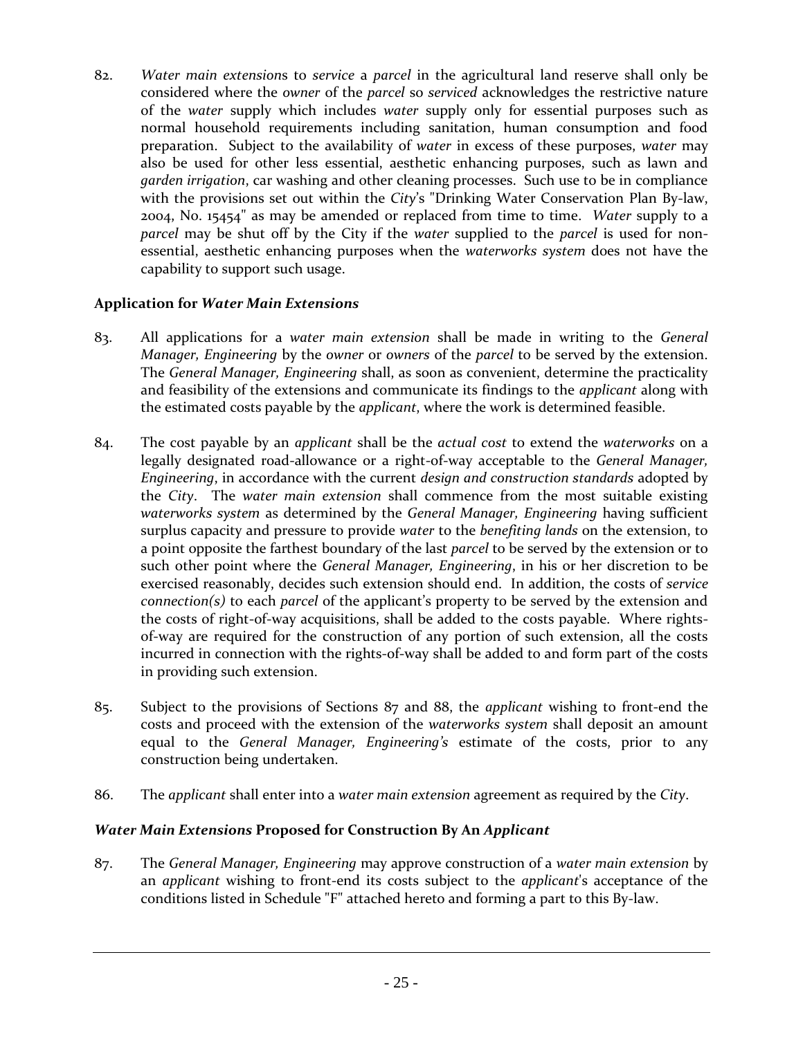82. *Water main extension*s to *service* a *parcel* in the agricultural land reserve shall only be considered where the *owner* of the *parcel* so *serviced* acknowledges the restrictive nature of the *water* supply which includes *water* supply only for essential purposes such as normal household requirements including sanitation, human consumption and food preparation. Subject to the availability of *water* in excess of these purposes, *water* may also be used for other less essential, aesthetic enhancing purposes, such as lawn and *garden irrigation*, car washing and other cleaning processes. Such use to be in compliance with the provisions set out within the *City*'s "Drinking Water Conservation Plan By-law, 2004, No. 15454" as may be amended or replaced from time to time. *Water* supply to a *parcel* may be shut off by the City if the *water* supplied to the *parcel* is used for non-essential, aesthetic enhancing purposes when the *waterworks system* does not have the capability to support such usage.

### Application for *Water Main Extensions*

83. All applications for a *water main extension* shall be made in writing to the *General Manager, Engineering* by the *owner* or *owners* of the *parcel* to be served by the extension. The *General Manager, Engineering* shall, as soon as convenient, determine the practicality and feasibility of the extensions and communicate its findings to the *applicant* along with the estimated costs payable by the *applicant*, where the work is determined feasible.

84. The cost payable by an *applicant* shall be the *actual cost* to extend the *waterworks* on a legally designated road-allowance or a right-of-way acceptable to the *General Manager, Engineering*, in accordance with the current *design and construction standards* adopted by the *City*. The *water main extension* shall commence from the most suitable existing *waterworks system* as determined by the *General Manager, Engineering* having sufficient surplus capacity and pressure to provide *water* to the *benefiting lands* on the extension, to a point opposite the farthest boundary of the last *parcel* to be served by the extension or to such other point where the *General Manager, Engineering*, in his or her discretion to be exercised reasonably, decides such extension should end. In addition, the costs of *service connection(s)* to each *parcel* of the applicant's property to be served by the extension and the costs of right-of-way acquisitions, shall be added to the costs payable. Where rights-of-way are required for the construction of any portion of such extension, all the costs incurred in connection with the rights-of-way shall be added to and form part of the costs in providing such extension.

85. Subject to the provisions of Sections 87 and 88, the *applicant* wishing to front-end the costs and proceed with the extension of the *waterworks system* shall deposit an amount equal to the *General Manager, Engineering's* estimate of the costs, prior to any construction being undertaken.

86. The *applicant* shall enter into a *water main extension* agreement as required by the *City*.

### *Water Main Extensions* Proposed for Construction By An *Applicant*

87. The *General Manager, Engineering* may approve construction of a *water main extension* by an *applicant* wishing to front-end its costs subject to the *applicant*'s acceptance of the conditions listed in Schedule "F" attached hereto and forming a part to this By-law.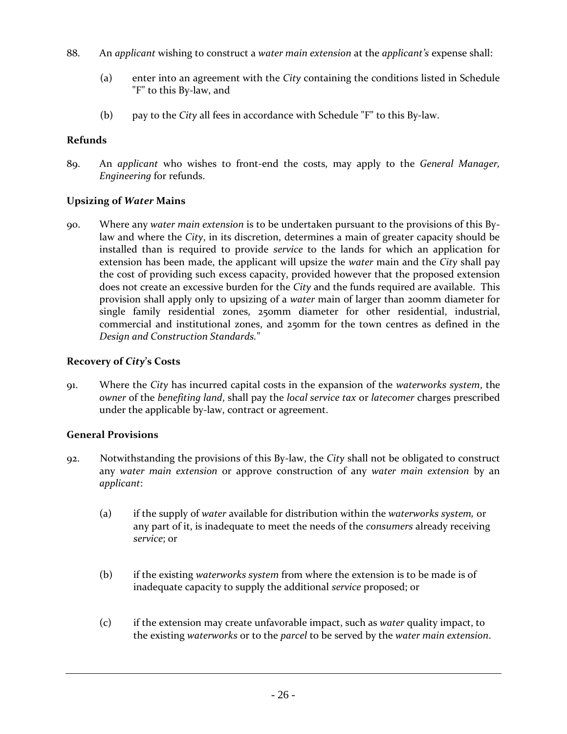88. An *applicant* wishing to construct a *water main extension* at the *applicant's* expense shall:

    (a) enter into an agreement with the *City* containing the conditions listed in Schedule "F" to this By-law, and

    (b) pay to the *City* all fees in accordance with Schedule "F" to this By-law.

**Refunds**

89. An *applicant* who wishes to front-end the costs, may apply to the *General Manager, Engineering* for refunds.

**Upsizing of *Water* Mains**

90. Where any *water main extension* is to be undertaken pursuant to the provisions of this By-law and where the *City*, in its discretion, determines a main of greater capacity should be installed than is required to provide *service* to the lands for which an application for extension has been made, the applicant will upsize the *water* main and the *City* shall pay the cost of providing such excess capacity, provided however that the proposed extension does not create an excessive burden for the *City* and the funds required are available. This provision shall apply only to upsizing of a *water* main of larger than 200mm diameter for single family residential zones, 250mm diameter for other residential, industrial, commercial and institutional zones, and 250mm for the town centres as defined in the *Design and Construction Standards*."

**Recovery of *City*'s Costs**

91. Where the *City* has incurred capital costs in the expansion of the *waterworks system*, the *owner* of the *benefiting land*, shall pay the *local service tax* or *latecomer* charges prescribed under the applicable by-law, contract or agreement.

**General Provisions**

92. Notwithstanding the provisions of this By-law, the *City* shall not be obligated to construct any *water main extension* or approve construction of any *water main extension* by an *applicant*:

    (a) if the supply of *water* available for distribution within the *waterworks system,* or any part of it, is inadequate to meet the needs of the *consumers* already receiving *service*; or

    (b) if the existing *waterworks system* from where the extension is to be made is of inadequate capacity to supply the additional *service* proposed; or

    (c) if the extension may create unfavorable impact, such as *water* quality impact, to the existing *waterworks* or to the *parcel* to be served by the *water main extension*.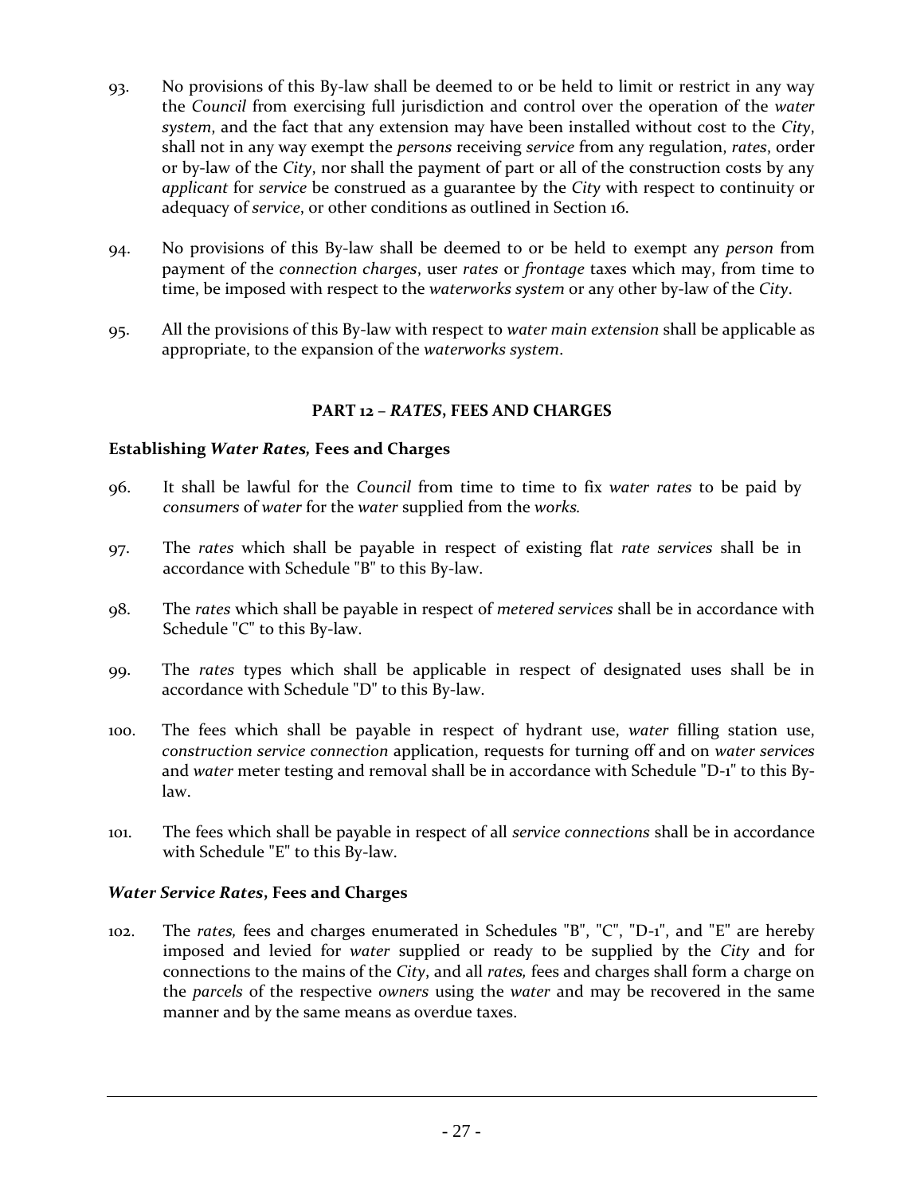93. No provisions of this By-law shall be deemed to or be held to limit or restrict in any way the *Council* from exercising full jurisdiction and control over the operation of the *water system*, and the fact that any extension may have been installed without cost to the *City*, shall not in any way exempt the *persons* receiving *service* from any regulation, *rates*, order or by-law of the *City*, nor shall the payment of part or all of the construction costs by any *applicant* for *service* be construed as a guarantee by the *City* with respect to continuity or adequacy of *service*, or other conditions as outlined in Section 16.

94. No provisions of this By-law shall be deemed to or be held to exempt any *person* from payment of the *connection charges*, user *rates* or *frontage* taxes which may, from time to time, be imposed with respect to the *waterworks system* or any other by-law of the *City*.

95. All the provisions of this By-law with respect to *water main extension* shall be applicable as appropriate, to the expansion of the *waterworks system*.

## PART 12 – *RATES*, FEES AND CHARGES

### Establishing *Water Rates,* Fees and Charges

96. It shall be lawful for the *Council* from time to time to fix *water rates* to be paid by *consumers* of *water* for the *water* supplied from the *works.*

97. The *rates* which shall be payable in respect of existing flat *rate services* shall be in accordance with Schedule "B" to this By-law.

98. The *rates* which shall be payable in respect of *metered services* shall be in accordance with Schedule "C" to this By-law.

99. The *rates* types which shall be applicable in respect of designated uses shall be in accordance with Schedule "D" to this By-law.

100. The fees which shall be payable in respect of hydrant use, *water* filling station use, *construction service connection* application, requests for turning off and on *water services* and *water* meter testing and removal shall be in accordance with Schedule "D-1" to this By-law.

101. The fees which shall be payable in respect of all *service connections* shall be in accordance with Schedule "E" to this By-law.

### *Water Service Rates*, Fees and Charges

102. The *rates,* fees and charges enumerated in Schedules "B", "C", "D-1", and "E" are hereby imposed and levied for *water* supplied or ready to be supplied by the *City* and for connections to the mains of the *City*, and all *rates,* fees and charges shall form a charge on the *parcels* of the respective *owners* using the *water* and may be recovered in the same manner and by the same means as overdue taxes.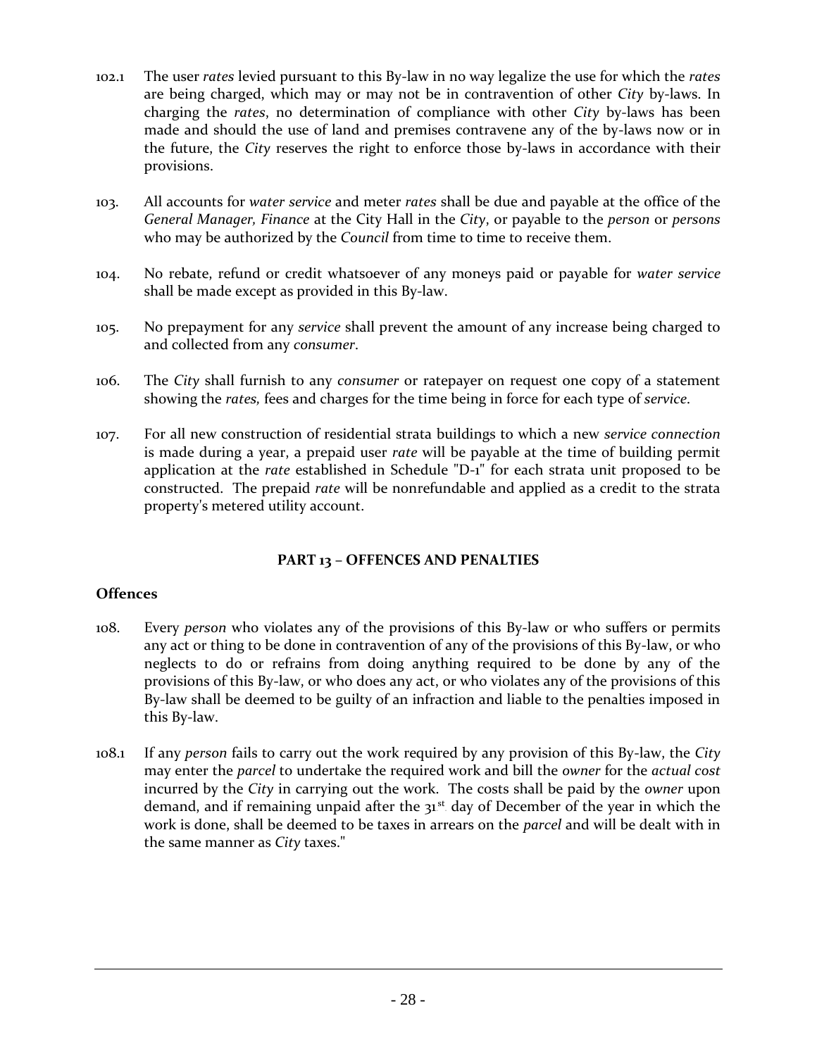102.1 The user *rates* levied pursuant to this By-law in no way legalize the use for which the *rates* are being charged, which may or may not be in contravention of other *City* by-laws. In charging the *rates*, no determination of compliance with other *City* by-laws has been made and should the use of land and premises contravene any of the by-laws now or in the future, the *City* reserves the right to enforce those by-laws in accordance with their provisions.

103. All accounts for *water service* and meter *rates* shall be due and payable at the office of the *General Manager, Finance* at the City Hall in the *City*, or payable to the *person* or *persons* who may be authorized by the *Council* from time to time to receive them.

104. No rebate, refund or credit whatsoever of any moneys paid or payable for *water service* shall be made except as provided in this By-law.

105. No prepayment for any *service* shall prevent the amount of any increase being charged to and collected from any *consumer*.

106. The *City* shall furnish to any *consumer* or ratepayer on request one copy of a statement showing the *rates,* fees and charges for the time being in force for each type of *service*.

107. For all new construction of residential strata buildings to which a new *service connection* is made during a year, a prepaid user *rate* will be payable at the time of building permit application at the *rate* established in Schedule "D-1" for each strata unit proposed to be constructed. The prepaid *rate* will be nonrefundable and applied as a credit to the strata property's metered utility account.

## PART 13 – OFFENCES AND PENALTIES

### Offences

108. Every *person* who violates any of the provisions of this By-law or who suffers or permits any act or thing to be done in contravention of any of the provisions of this By-law, or who neglects to do or refrains from doing anything required to be done by any of the provisions of this By-law, or who does any act, or who violates any of the provisions of this By-law shall be deemed to be guilty of an infraction and liable to the penalties imposed in this By-law.

108.1 If any *person* fails to carry out the work required by any provision of this By-law, the *City* may enter the *parcel* to undertake the required work and bill the *owner* for the *actual cost* incurred by the *City* in carrying out the work. The costs shall be paid by the *owner* upon demand, and if remaining unpaid after the 31st day of December of the year in which the work is done, shall be deemed to be taxes in arrears on the *parcel* and will be dealt with in the same manner as *City* taxes."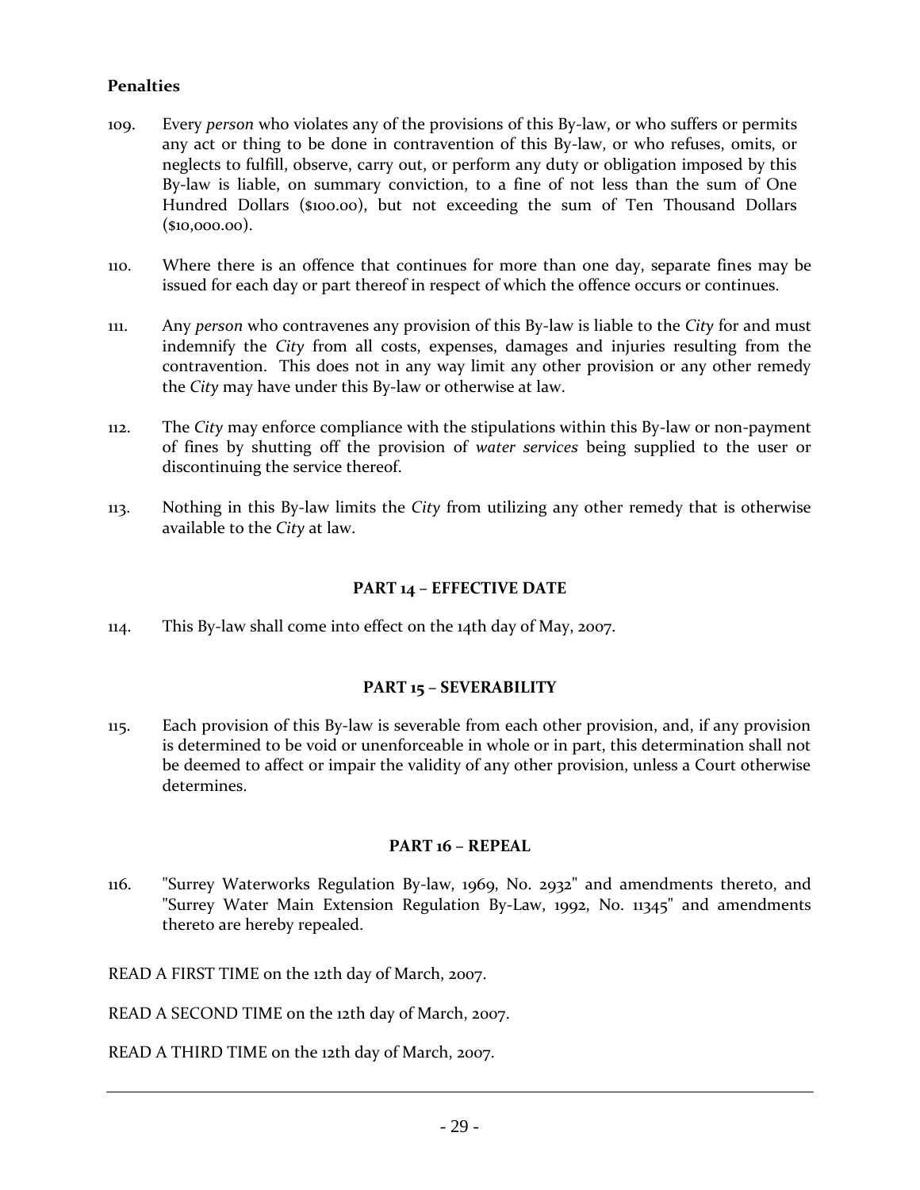### Penalties

109. Every *person* who violates any of the provisions of this By-law, or who suffers or permits any act or thing to be done in contravention of this By-law, or who refuses, omits, or neglects to fulfill, observe, carry out, or perform any duty or obligation imposed by this By-law is liable, on summary conviction, to a fine of not less than the sum of One Hundred Dollars ($100.00), but not exceeding the sum of Ten Thousand Dollars ($10,000.00).

110. Where there is an offence that continues for more than one day, separate fines may be issued for each day or part thereof in respect of which the offence occurs or continues.

111. Any *person* who contravenes any provision of this By-law is liable to the *City* for and must indemnify the *City* from all costs, expenses, damages and injuries resulting from the contravention. This does not in any way limit any other provision or any other remedy the *City* may have under this By-law or otherwise at law.

112. The *City* may enforce compliance with the stipulations within this By-law or non-payment of fines by shutting off the provision of *water services* being supplied to the user or discontinuing the service thereof.

113. Nothing in this By-law limits the *City* from utilizing any other remedy that is otherwise available to the *City* at law.

## PART 14 – EFFECTIVE DATE

114. This By-law shall come into effect on the 14th day of May, 2007.

## PART 15 – SEVERABILITY

115. Each provision of this By-law is severable from each other provision, and, if any provision is determined to be void or unenforceable in whole or in part, this determination shall not be deemed to affect or impair the validity of any other provision, unless a Court otherwise determines.

## PART 16 – REPEAL

116. "Surrey Waterworks Regulation By-law, 1969, No. 2932" and amendments thereto, and "Surrey Water Main Extension Regulation By-Law, 1992, No. 11345" and amendments thereto are hereby repealed.

READ A FIRST TIME on the 12th day of March, 2007.

READ A SECOND TIME on the 12th day of March, 2007.

READ A THIRD TIME on the 12th day of March, 2007.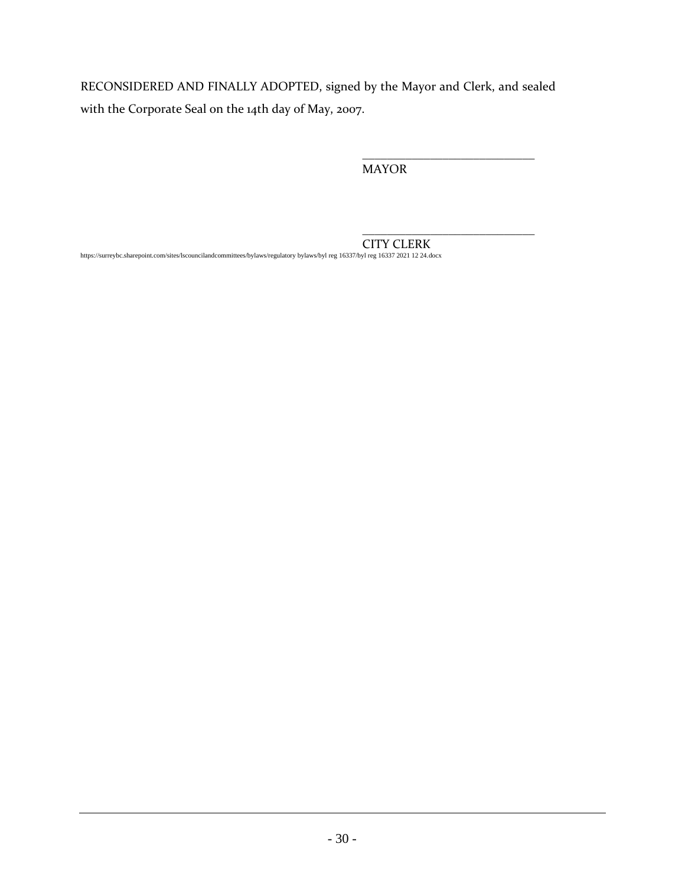RECONSIDERED AND FINALLY ADOPTED, signed by the Mayor and Clerk, and sealed with the Corporate Seal on the 14th day of May, 2007.

_____________________________
MAYOR

_____________________________
CITY CLERK

https://surreybc.sharepoint.com/sites/lscouncilandcommittees/bylaws/regulatory bylaws/byl reg 16337/byl reg 16337 2021 12 24.docx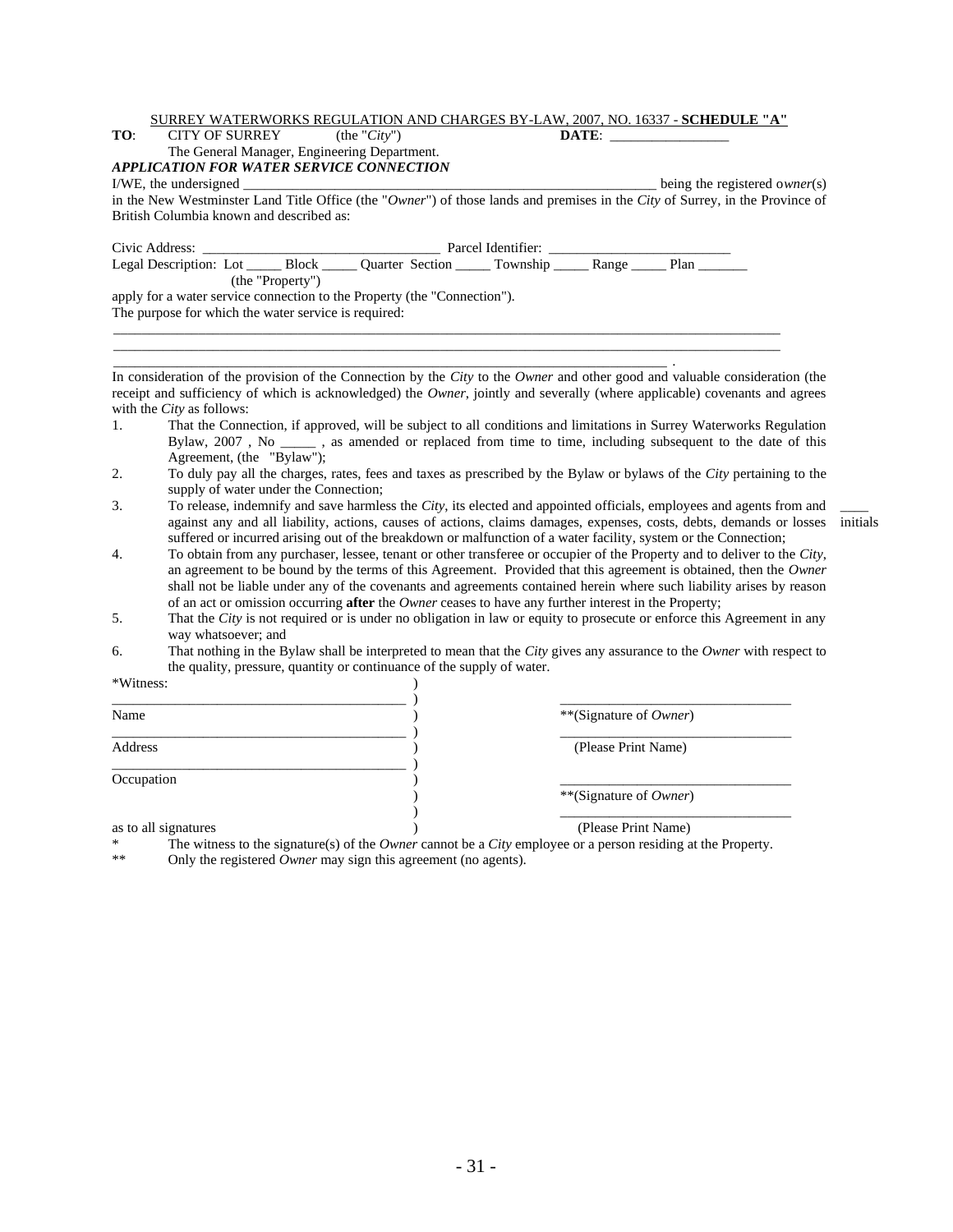SURREY WATERWORKS REGULATION AND CHARGES BY-LAW, 2007, NO. 16337 - **SCHEDULE "A"**

**TO**: CITY OF SURREY (the "*City*") **DATE**: ________________

The General Manager, Engineering Department.

***APPLICATION FOR WATER SERVICE CONNECTION***

I/WE, the undersigned ____________________________________________________________ being the registered o*wner*(s) in the New Westminster Land Title Office (the "*Owner*") of those lands and premises in the *City* of Surrey, in the Province of British Columbia known and described as:

Civic Address: _________________________________ Parcel Identifier: _________________________

Legal Description: Lot _____ Block _____ Quarter Section _____ Township _____ Range _____ Plan _______

(the "Property")

apply for a water service connection to the Property (the "Connection").

The purpose for which the water service is required:

_____________________________________________________________________________________________

_____________________________________________________________________________________________

____________________________________________________________________________ .

In consideration of the provision of the Connection by the *City* to the *Owner* and other good and valuable consideration (the receipt and sufficiency of which is acknowledged) the *Owner*, jointly and severally (where applicable) covenants and agrees with the *City* as follows:

1. That the Connection, if approved, will be subject to all conditions and limitations in Surrey Waterworks Regulation Bylaw, 2007 , No _____ , as amended or replaced from time to time, including subsequent to the date of this Agreement, (the "Bylaw");
2. To duly pay all the charges, rates, fees and taxes as prescribed by the Bylaw or bylaws of the *City* pertaining to the supply of water under the Connection;
3. To release, indemnify and save harmless the *City*, its elected and appointed officials, employees and agents from and against any and all liability, actions, causes of actions, claims damages, expenses, costs, debts, demands or losses suffered or incurred arising out of the breakdown or malfunction of a water facility, system or the Connection; ____ initials
4. To obtain from any purchaser, lessee, tenant or other transferee or occupier of the Property and to deliver to the *City*, an agreement to be bound by the terms of this Agreement. Provided that this agreement is obtained, then the *Owner* shall not be liable under any of the covenants and agreements contained herein where such liability arises by reason of an act or omission occurring **after** the *Owner* ceases to have any further interest in the Property;
5. That the *City* is not required or is under no obligation in law or equity to prosecute or enforce this Agreement in any way whatsoever; and
6. That nothing in the Bylaw shall be interpreted to mean that the *City* gives any assurance to the *Owner* with respect to the quality, pressure, quantity or continuance of the supply of water.

*Witness:

__________________________________________ ) __________________________________
Name ) **(Signature of *Owner*)

__________________________________________ ) __________________________________
Address ) (Please Print Name)

__________________________________________ )
Occupation ) __________________________________
) **(Signature of *Owner*)
) __________________________________
as to all signatures ) (Please Print Name)

\* The witness to the signature(s) of the *Owner* cannot be a *City* employee or a person residing at the Property.

\*\* Only the registered *Owner* may sign this agreement (no agents).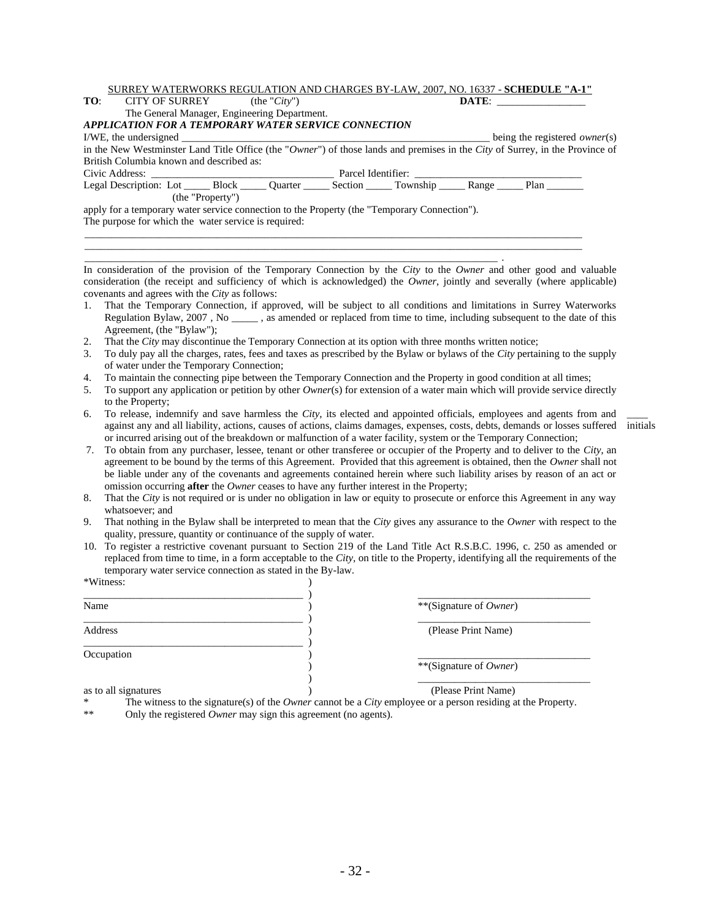SURREY WATERWORKS REGULATION AND CHARGES BY-LAW, 2007, NO. 16337 - **SCHEDULE "A-1"**

**TO**: CITY OF SURREY (the "*City*") **DATE**: ________________

The General Manager, Engineering Department.

***APPLICATION FOR A TEMPORARY WATER SERVICE CONNECTION***

I/WE, the undersigned ______________________________________________________________ being the registered *owner*(s) in the New Westminster Land Title Office (the "*Owner*") of those lands and premises in the *City* of Surrey, in the Province of British Columbia known and described as:

Civic Address: __________________________________ Parcel Identifier: ______________________________

Legal Description: Lot _____ Block _____ Quarter _____ Section _____ Township _____ Range _____ Plan _______ (the "Property")

apply for a temporary water service connection to the Property (the "Temporary Connection").

The purpose for which the water service is required:

______________________________________________________________________________________________

______________________________________________________________________________________________

______________________________________________________________________________ .

In consideration of the provision of the Temporary Connection by the *City* to the *Owner* and other good and valuable consideration (the receipt and sufficiency of which is acknowledged) the *Owner*, jointly and severally (where applicable) covenants and agrees with the *City* as follows:

1. That the Temporary Connection, if approved, will be subject to all conditions and limitations in Surrey Waterworks Regulation Bylaw, 2007 , No _____ , as amended or replaced from time to time, including subsequent to the date of this Agreement, (the "Bylaw");
2. That the *City* may discontinue the Temporary Connection at its option with three months written notice;
3. To duly pay all the charges, rates, fees and taxes as prescribed by the Bylaw or bylaws of the *City* pertaining to the supply of water under the Temporary Connection;
4. To maintain the connecting pipe between the Temporary Connection and the Property in good condition at all times;
5. To support any application or petition by other *Owner*(s) for extension of a water main which will provide service directly to the Property;
6. To release, indemnify and save harmless the *City*, its elected and appointed officials, employees and agents from and against any and all liability, actions, causes of actions, claims damages, expenses, costs, debts, demands or losses suffered or incurred arising out of the breakdown or malfunction of a water facility, system or the Temporary Connection; ____ initials
7. To obtain from any purchaser, lessee, tenant or other transferee or occupier of the Property and to deliver to the *City*, an agreement to be bound by the terms of this Agreement. Provided that this agreement is obtained, then the *Owner* shall not be liable under any of the covenants and agreements contained herein where such liability arises by reason of an act or omission occurring **after** the *Owner* ceases to have any further interest in the Property;
8. That the *City* is not required or is under no obligation in law or equity to prosecute or enforce this Agreement in any way whatsoever; and
9. That nothing in the Bylaw shall be interpreted to mean that the *City* gives any assurance to the *Owner* with respect to the quality, pressure, quantity or continuance of the supply of water.
10. To register a restrictive covenant pursuant to Section 219 of the Land Title Act R.S.B.C. 1996, c. 250 as amended or replaced from time to time, in a form acceptable to the *City*, on title to the Property, identifying all the requirements of the temporary water service connection as stated in the By-law.

*Witness: )

________________________________________ ) ________________________________

Name ) **(Signature of *Owner*)

________________________________________ ) ________________________________

Address ) (Please Print Name)

________________________________________ )

Occupation ) ________________________________

) **(Signature of *Owner*)

) ________________________________

as to all signatures ) (Please Print Name)

\* The witness to the signature(s) of the *Owner* cannot be a *City* employee or a person residing at the Property.

\** Only the registered *Owner* may sign this agreement (no agents).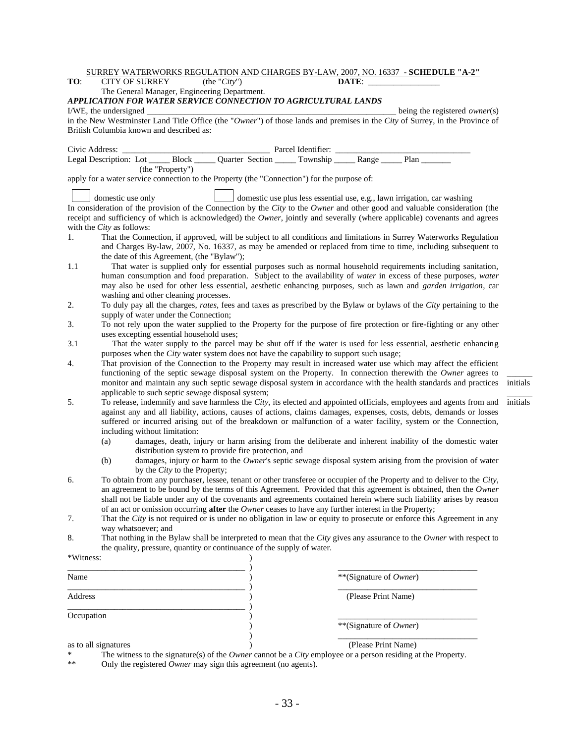SURREY WATERWORKS REGULATION AND CHARGES BY-LAW, 2007, NO. 16337 - **SCHEDULE "A-2"**

**TO**: CITY OF SURREY (the "*City*") **DATE**: ________________

The General Manager, Engineering Department.

***APPLICATION FOR WATER SERVICE CONNECTION TO AGRICULTURAL LANDS***

I/WE, the undersigned ______________________________________________________________ being the registered *owner*(s) in the New Westminster Land Title Office (the "*Owner*") of those lands and premises in the *City* of Surrey, in the Province of British Columbia known and described as:

Civic Address: __________________________________ Parcel Identifier: _______________________________

Legal Description: Lot _____ Block _____ Quarter Section _____ Township _____ Range _____ Plan _______

(the "Property")

apply for a water service connection to the Property (the "Connection") for the purpose of:

☐ domestic use only ☐ domestic use plus less essential use, e.g., lawn irrigation, car washing

In consideration of the provision of the Connection by the *City* to the *Owner* and other good and valuable consideration (the receipt and sufficiency of which is acknowledged) the *Owner*, jointly and severally (where applicable) covenants and agrees with the *City* as follows:

1. That the Connection, if approved, will be subject to all conditions and limitations in Surrey Waterworks Regulation and Charges By-law, 2007, No. 16337, as may be amended or replaced from time to time, including subsequent to the date of this Agreement, (the "Bylaw");

1.1 That water is supplied only for essential purposes such as normal household requirements including sanitation, human consumption and food preparation. Subject to the availability of *water* in excess of these purposes, *water* may also be used for other less essential, aesthetic enhancing purposes, such as lawn and *garden irrigation*, car washing and other cleaning processes.

2. To duly pay all the charges, *rates*, fees and taxes as prescribed by the Bylaw or bylaws of the *City* pertaining to the supply of water under the Connection;

3. To not rely upon the water supplied to the Property for the purpose of fire protection or fire-fighting or any other uses excepting essential household uses;

3.1 That the water supply to the parcel may be shut off if the water is used for less essential, aesthetic enhancing purposes when the *City* water system does not have the capability to support such usage;

4. That provision of the Connection to the Property may result in increased water use which may affect the efficient functioning of the septic sewage disposal system on the Property. In connection therewith the *Owner* agrees to monitor and maintain any such septic sewage disposal system in accordance with the health standards and practices applicable to such septic sewage disposal system; ______ initials

5. To release, indemnify and save harmless the *City*, its elected and appointed officials, employees and agents from and against any and all liability, actions, causes of actions, claims damages, expenses, costs, debts, demands or losses suffered or incurred arising out of the breakdown or malfunction of a water facility, system or the Connection, including without limitation: ______ initials

   (a) damages, death, injury or harm arising from the deliberate and inherent inability of the domestic water distribution system to provide fire protection, and

   (b) damages, injury or harm to the *Owner*'s septic sewage disposal system arising from the provision of water by the *City* to the Property;

6. To obtain from any purchaser, lessee, tenant or other transferee or occupier of the Property and to deliver to the *City*, an agreement to be bound by the terms of this Agreement. Provided that this agreement is obtained, then the *Owner* shall not be liable under any of the covenants and agreements contained herein where such liability arises by reason of an act or omission occurring **after** the *Owner* ceases to have any further interest in the Property;

7. That the *City* is not required or is under no obligation in law or equity to prosecute or enforce this Agreement in any way whatsoever; and

8. That nothing in the Bylaw shall be interpreted to mean that the *City* gives any assurance to the *Owner* with respect to the quality, pressure, quantity or continuance of the supply of water.

*Witness:

________________________________________ ________________________________

Name **(Signature of *Owner*)

________________________________________ ________________________________

Address (Please Print Name)

________________________________________

Occupation ________________________________

**(Signature of *Owner*)

________________________________

as to all signatures (Please Print Name)

\* The witness to the signature(s) of the *Owner* cannot be a *City* employee or a person residing at the Property.

\*\* Only the registered *Owner* may sign this agreement (no agents).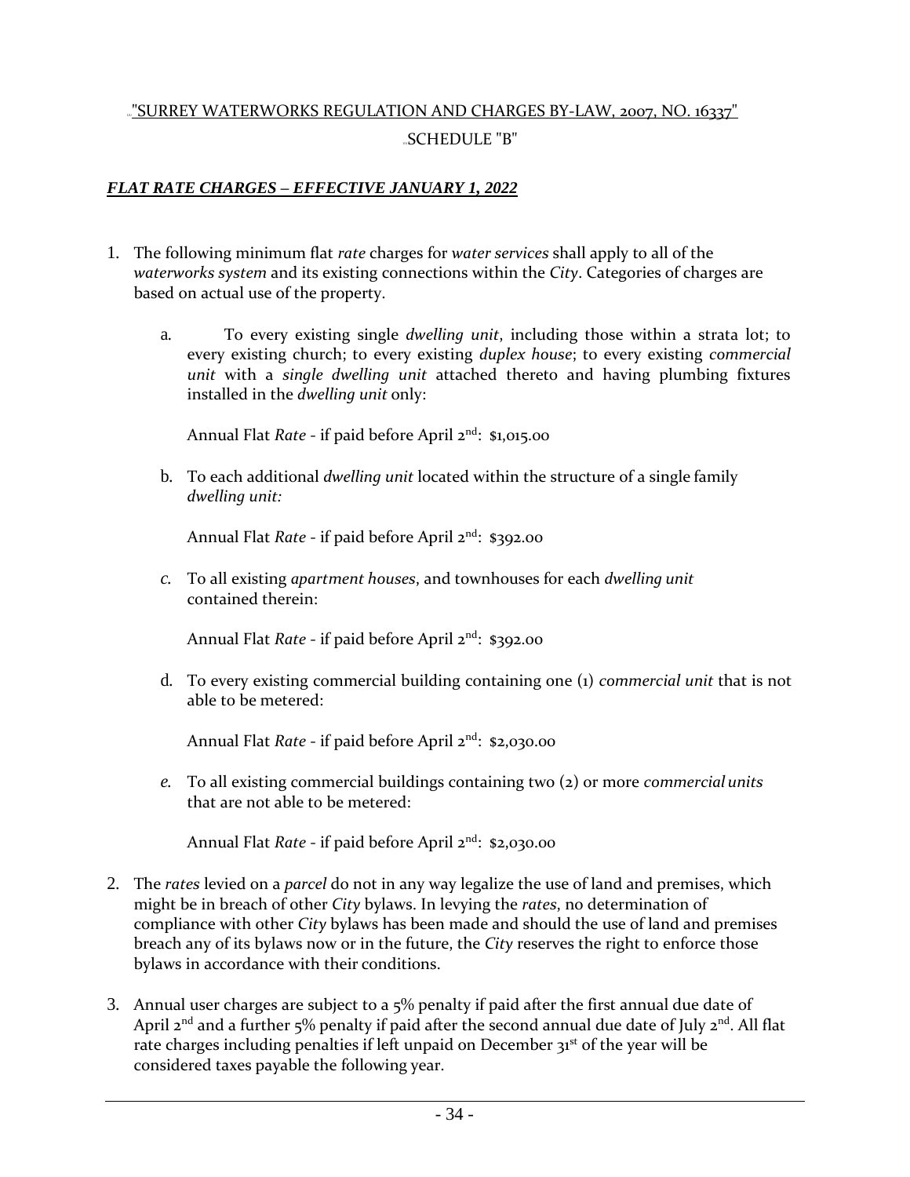"SURREY WATERWORKS REGULATION AND CHARGES BY-LAW, 2007, NO. 16337"

SCHEDULE "B"

***FLAT RATE CHARGES – EFFECTIVE JANUARY 1, 2022***

1. The following minimum flat *rate* charges for *water services* shall apply to all of the *waterworks system* and its existing connections within the *City*. Categories of charges are based on actual use of the property.

   a. To every existing single *dwelling unit*, including those within a strata lot; to every existing church; to every existing *duplex house*; to every existing *commercial unit* with a *single dwelling unit* attached thereto and having plumbing fixtures installed in the *dwelling unit* only:

      Annual Flat *Rate* - if paid before April 2nd: $1,015.00

   b. To each additional *dwelling unit* located within the structure of a single family *dwelling unit:*

      Annual Flat *Rate* - if paid before April 2nd: $392.00

   *c.* To all existing *apartment houses*, and townhouses for each *dwelling unit* contained therein:

      Annual Flat *Rate* - if paid before April 2nd: $392.00

   d. To every existing commercial building containing one (1) *commercial unit* that is not able to be metered:

      Annual Flat *Rate* - if paid before April 2nd: $2,030.00

   *e.* To all existing commercial buildings containing two (2) or more *commercial units* that are not able to be metered:

      Annual Flat *Rate* - if paid before April 2nd: $2,030.00

2. The *rates* levied on a *parcel* do not in any way legalize the use of land and premises, which might be in breach of other *City* bylaws. In levying the *rates*, no determination of compliance with other *City* bylaws has been made and should the use of land and premises breach any of its bylaws now or in the future, the *City* reserves the right to enforce those bylaws in accordance with their conditions.

3. Annual user charges are subject to a 5% penalty if paid after the first annual due date of April 2nd and a further 5% penalty if paid after the second annual due date of July 2nd. All flat rate charges including penalties if left unpaid on December 31st of the year will be considered taxes payable the following year.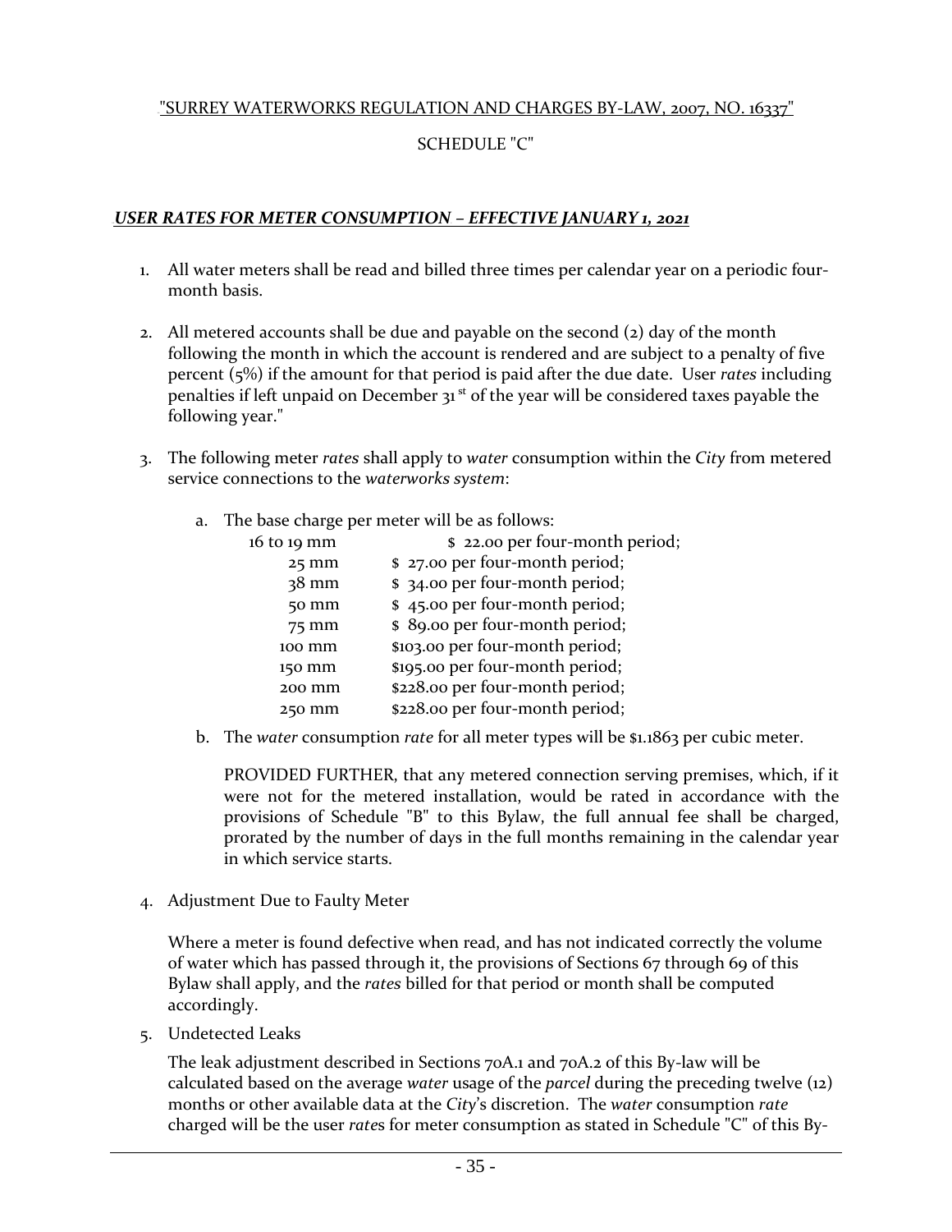"SURREY WATERWORKS REGULATION AND CHARGES BY-LAW, 2007, NO. 16337"

SCHEDULE "C"

***USER RATES FOR METER CONSUMPTION – EFFECTIVE JANUARY 1, 2021***

1. All water meters shall be read and billed three times per calendar year on a periodic four-month basis.

2. All metered accounts shall be due and payable on the second (2) day of the month following the month in which the account is rendered and are subject to a penalty of five percent (5%) if the amount for that period is paid after the due date. User *rates* including penalties if left unpaid on December 31st of the year will be considered taxes payable the following year."

3. The following meter *rates* shall apply to *water* consumption within the *City* from metered service connections to the *waterworks system*:

   a. The base charge per meter will be as follows:

| | |
|---|---|
| 16 to 19 mm | $ 22.00 per four-month period; |
| 25 mm | $ 27.00 per four-month period; |
| 38 mm | $ 34.00 per four-month period; |
| 50 mm | $ 45.00 per four-month period; |
| 75 mm | $ 89.00 per four-month period; |
| 100 mm | $103.00 per four-month period; |
| 150 mm | $195.00 per four-month period; |
| 200 mm | $228.00 per four-month period; |
| 250 mm | $228.00 per four-month period; |

   b. The *water* consumption *rate* for all meter types will be $1.1863 per cubic meter.

   PROVIDED FURTHER, that any metered connection serving premises, which, if it were not for the metered installation, would be rated in accordance with the provisions of Schedule "B" to this Bylaw, the full annual fee shall be charged, prorated by the number of days in the full months remaining in the calendar year in which service starts.

4. Adjustment Due to Faulty Meter

   Where a meter is found defective when read, and has not indicated correctly the volume of water which has passed through it, the provisions of Sections 67 through 69 of this Bylaw shall apply, and the *rates* billed for that period or month shall be computed accordingly.

5. Undetected Leaks

   The leak adjustment described in Sections 70A.1 and 70A.2 of this By-law will be calculated based on the average *water* usage of the *parcel* during the preceding twelve (12) months or other available data at the *City*'s discretion. The *water* consumption *rate* charged will be the user *rate*s for meter consumption as stated in Schedule "C" of this By-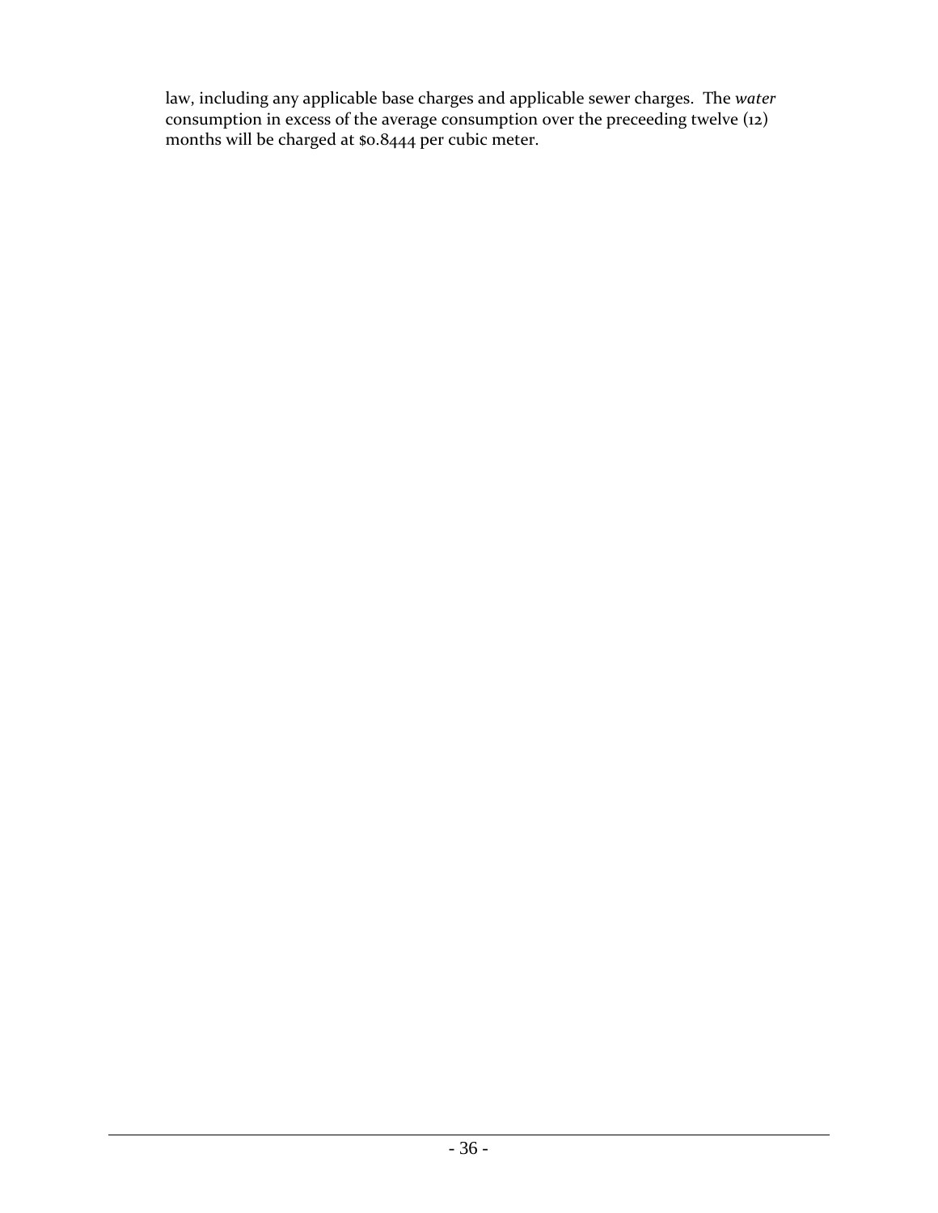law, including any applicable base charges and applicable sewer charges. The *water* consumption in excess of the average consumption over the preceeding twelve (12) months will be charged at $0.8444 per cubic meter.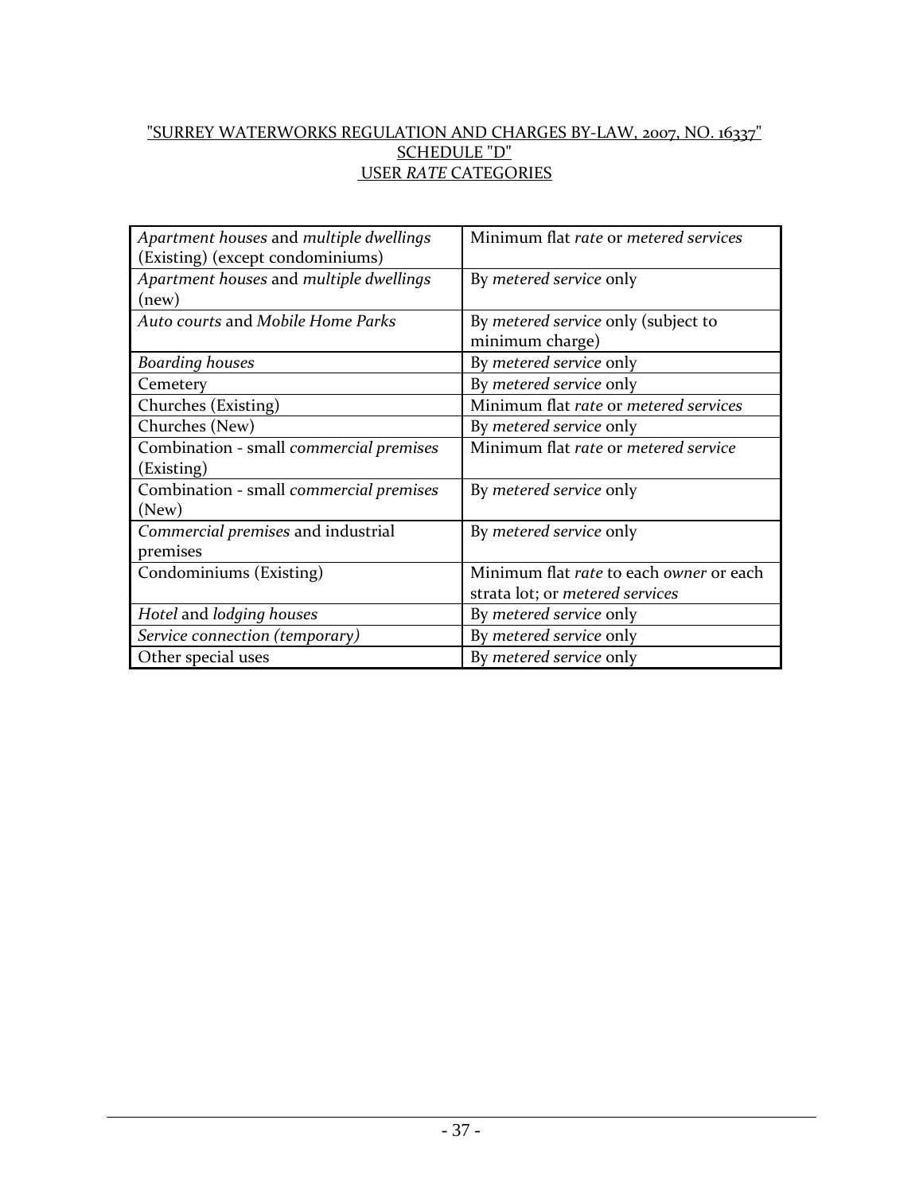"SURREY WATERWORKS REGULATION AND CHARGES BY-LAW, 2007, NO. 16337"
SCHEDULE "D"
USER *RATE* CATEGORIES

| | |
|---|---|
| *Apartment houses* and *multiple dwellings* (Existing) (except condominiums) | Minimum flat *rate* or *metered services* |
| *Apartment houses* and *multiple dwellings* (new) | By *metered service* only |
| *Auto courts* and *Mobile Home Parks* | By *metered service* only (subject to minimum charge) |
| *Boarding houses* | By *metered service* only |
| Cemetery | By *metered service* only |
| Churches (Existing) | Minimum flat *rate* or *metered services* |
| Churches (New) | By *metered service* only |
| Combination - small *commercial premises* (Existing) | Minimum flat *rate* or *metered service* |
| Combination - small *commercial premises* (New) | By *metered service* only |
| *Commercial premises* and industrial premises | By *metered service* only |
| Condominiums (Existing) | Minimum flat *rate* to each *owner* or each strata lot; or *metered services* |
| *Hotel* and *lodging houses* | By *metered service* only |
| *Service connection (temporary)* | By *metered service* only |
| Other special uses | By *metered service* only |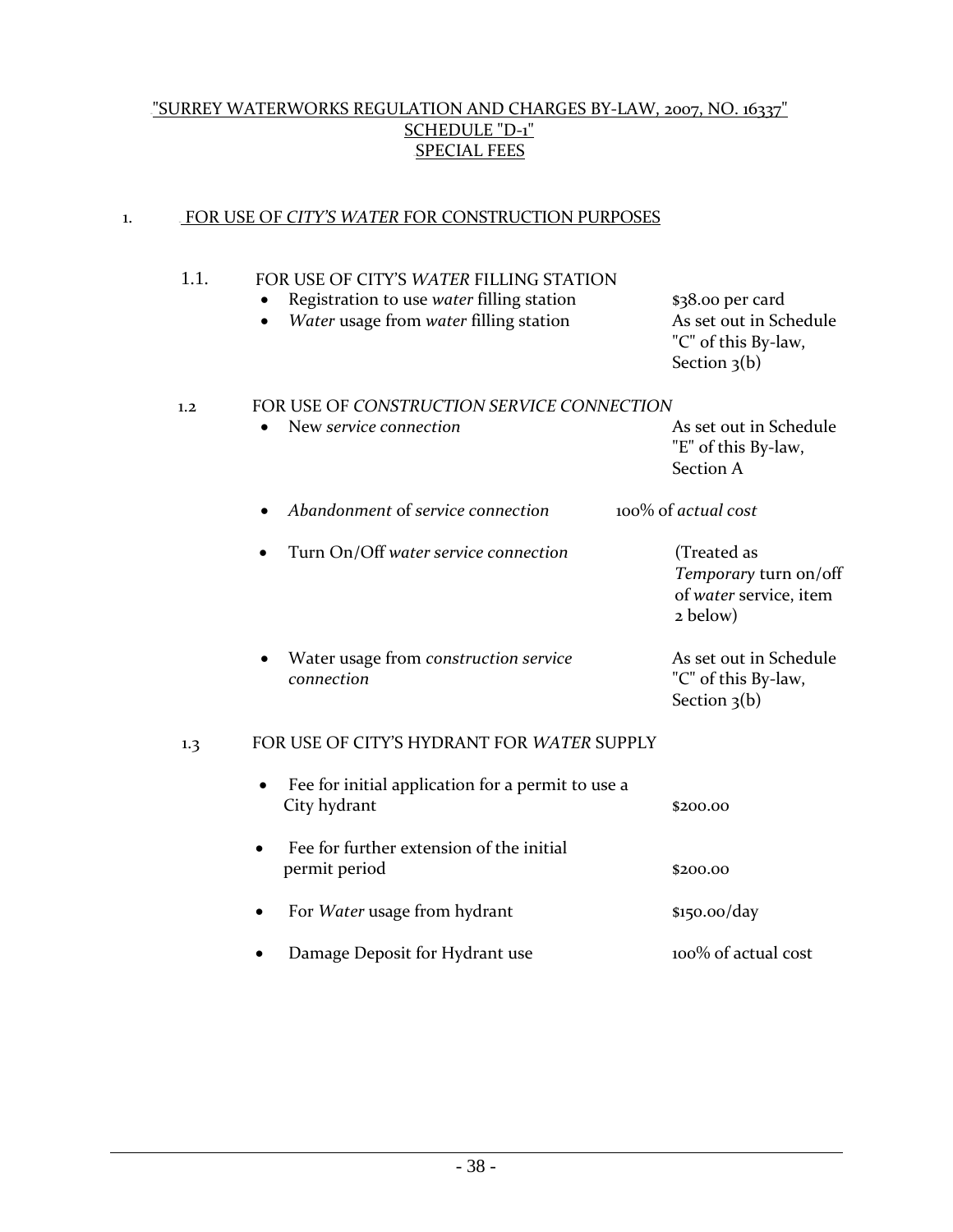"SURREY WATERWORKS REGULATION AND CHARGES BY-LAW, 2007, NO. 16337"
SCHEDULE "D-1"
SPECIAL FEES

## 1. FOR USE OF *CITY'S WATER* FOR CONSTRUCTION PURPOSES

### 1.1. FOR USE OF CITY'S *WATER* FILLING STATION

| | |
|---|---|
| • Registration to use *water* filling station | $38.00 per card |
| • *Water* usage from *water* filling station | As set out in Schedule "C" of this By-law, Section 3(b) |

### 1.2 FOR USE OF *CONSTRUCTION SERVICE CONNECTION*

| | |
|---|---|
| • New *service connection* | As set out in Schedule "E" of this By-law, Section A |
| • *Abandonment* of *service connection* | 100% of *actual cost* |
| • Turn On/Off *water service connection* | (Treated as *Temporary* turn on/off of *water* service, item 2 below) |
| • Water usage from *construction service connection* | As set out in Schedule "C" of this By-law, Section 3(b) |

### 1.3 FOR USE OF CITY'S HYDRANT FOR *WATER* SUPPLY

| | |
|---|---|
| • Fee for initial application for a permit to use a City hydrant | $200.00 |
| • Fee for further extension of the initial permit period | $200.00 |
| • For *Water* usage from hydrant | $150.00/day |
| • Damage Deposit for Hydrant use | 100% of actual cost |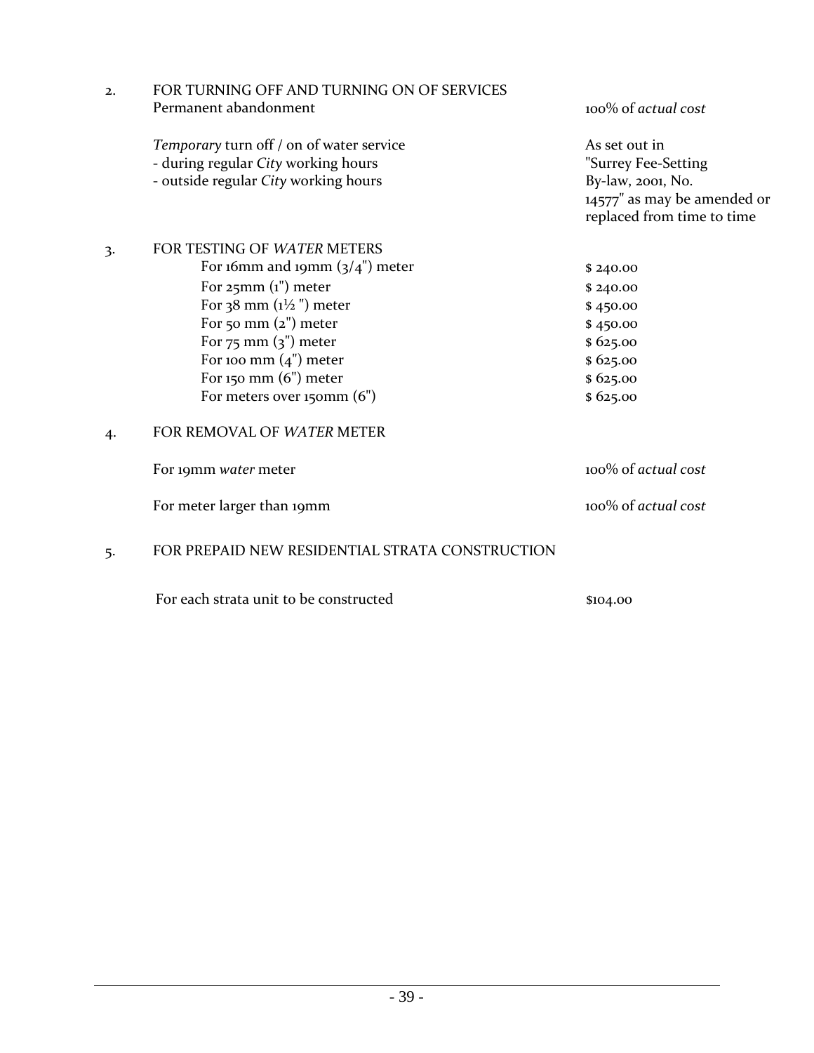| | | |
|---|---|---|
| 2. | FOR TURNING OFF AND TURNING ON OF SERVICES | |
| | Permanent abandonment | 100% of *actual cost* |
| | *Temporary* turn off / on of water service<br>- during regular *City* working hours<br>- outside regular *City* working hours | As set out in "Surrey Fee-Setting By-law, 2001, No. 14577" as may be amended or replaced from time to time |
| 3. | FOR TESTING OF *WATER* METERS | |
| | For 16mm and 19mm (3/4") meter | $ 240.00 |
| | For 25mm (1") meter | $ 240.00 |
| | For 38 mm (1½ ") meter | $ 450.00 |
| | For 50 mm (2") meter | $ 450.00 |
| | For 75 mm (3") meter | $ 625.00 |
| | For 100 mm (4") meter | $ 625.00 |
| | For 150 mm (6") meter | $ 625.00 |
| | For meters over 150mm (6") | $ 625.00 |
| 4. | FOR REMOVAL OF *WATER* METER | |
| | For 19mm *water* meter | 100% of *actual cost* |
| | For meter larger than 19mm | 100% of *actual cost* |
| 5. | FOR PREPAID NEW RESIDENTIAL STRATA CONSTRUCTION | |
| | For each strata unit to be constructed | $104.00 |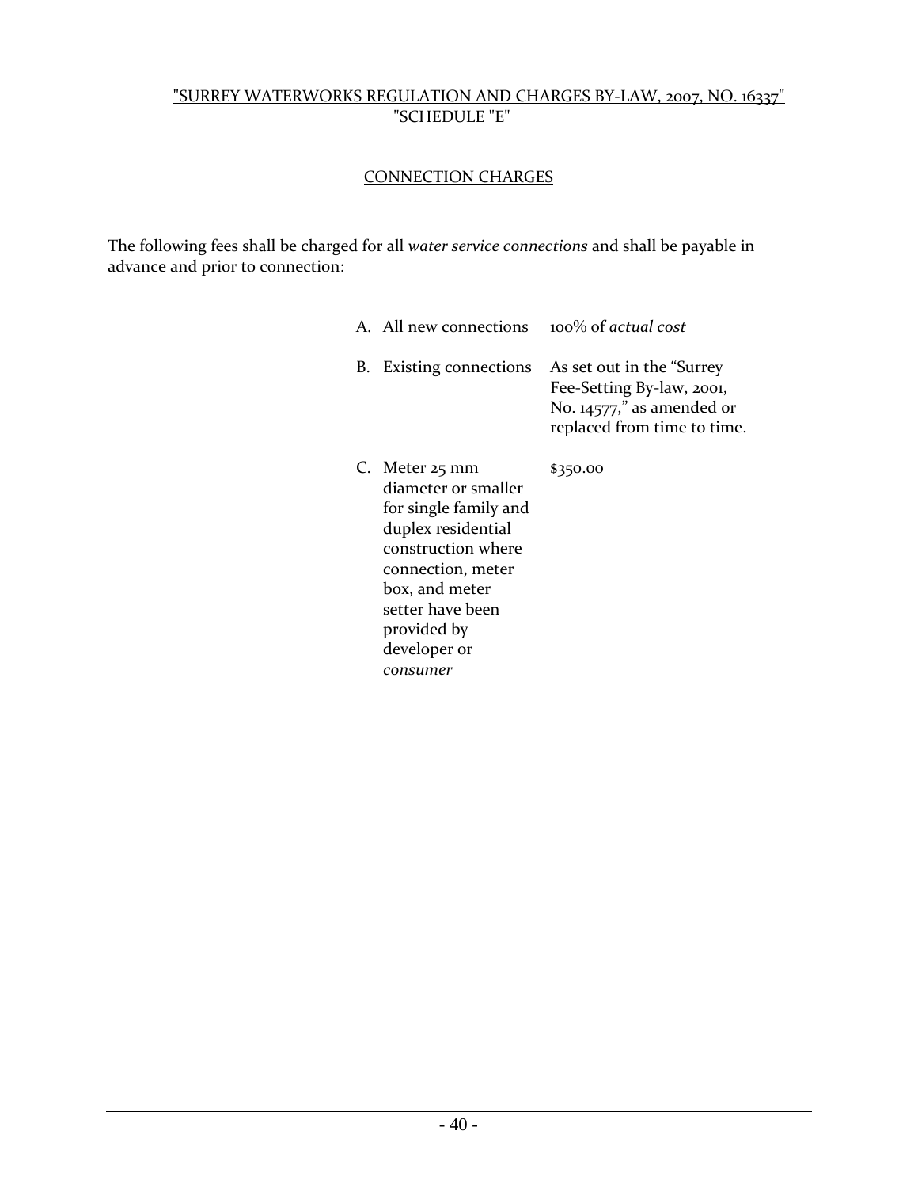"SURREY WATERWORKS REGULATION AND CHARGES BY-LAW, 2007, NO. 16337"
"SCHEDULE "E"

## CONNECTION CHARGES

The following fees shall be charged for all *water service connections* and shall be payable in advance and prior to connection:

| | |
|---|---|
| A. All new connections | 100% of *actual cost* |
| B. Existing connections | As set out in the "Surrey Fee-Setting By-law, 2001, No. 14577," as amended or replaced from time to time. |
| C. Meter 25 mm diameter or smaller for single family and duplex residential construction where connection, meter box, and meter setter have been provided by developer or *consumer* | $350.00 |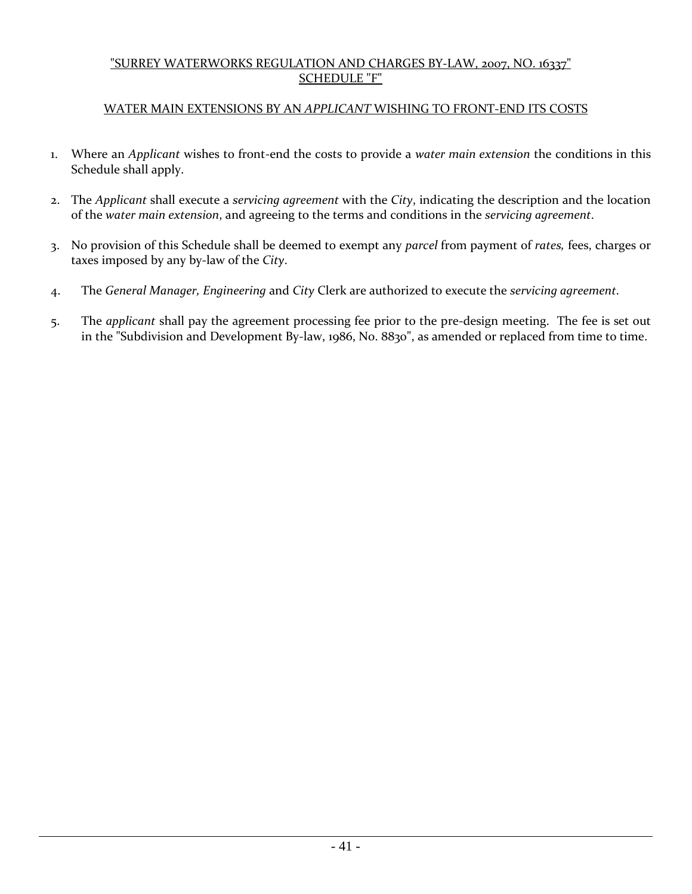"SURREY WATERWORKS REGULATION AND CHARGES BY-LAW, 2007, NO. 16337"
SCHEDULE "F"

WATER MAIN EXTENSIONS BY AN *APPLICANT* WISHING TO FRONT-END ITS COSTS

1. Where an *Applicant* wishes to front-end the costs to provide a *water main extension* the conditions in this Schedule shall apply.

2. The *Applicant* shall execute a *servicing agreement* with the *City*, indicating the description and the location of the *water main extension*, and agreeing to the terms and conditions in the *servicing agreement*.

3. No provision of this Schedule shall be deemed to exempt any *parcel* from payment of *rates,* fees, charges or taxes imposed by any by-law of the *City*.

4. The *General Manager, Engineering* and *City* Clerk are authorized to execute the *servicing agreement*.

5. The *applicant* shall pay the agreement processing fee prior to the pre-design meeting. The fee is set out in the "Subdivision and Development By-law, 1986, No. 8830", as amended or replaced from time to time.